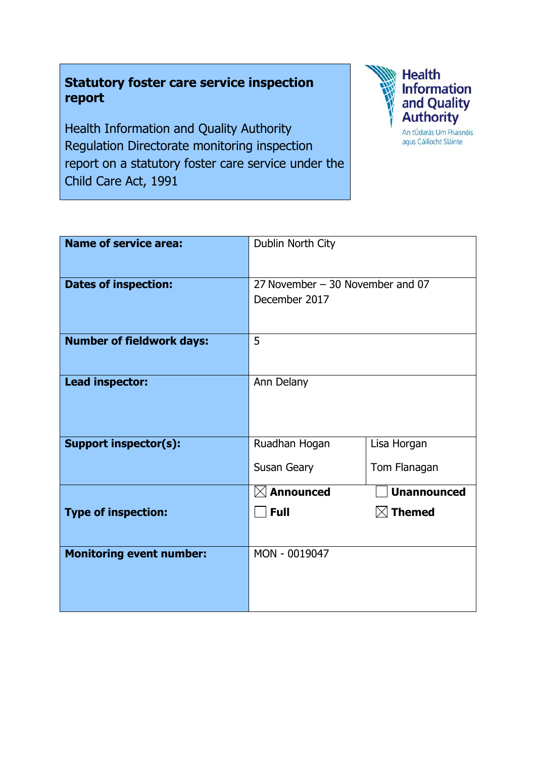# Statutory foster care service inspection report

Health Information and Quality Authority Regulation Directorate monitoring inspection report on a statutory foster care service under the Child Care Act, 1991

Health Information and Quality Authority

An tÚdarás Um Fhaisnéis agus Cáilíocht Sláinte

| | | |
|---|---|---|
| **Name of service area:** | Dublin North City | |
| **Dates of inspection:** | 27 November – 30 November and 07 December 2017 | |
| **Number of fieldwork days:** | 5 | |
| **Lead inspector:** | Ann Delany | |
| **Support inspector(s):** | Ruadhan Hogan<br>Susan Geary | Lisa Horgan<br>Tom Flanagan |
| **Type of inspection:** | ☒ **Announced**<br>☐ **Full** | ☐ **Unannounced**<br>☒ **Themed** |
| **Monitoring event number:** | MON - 0019047 | |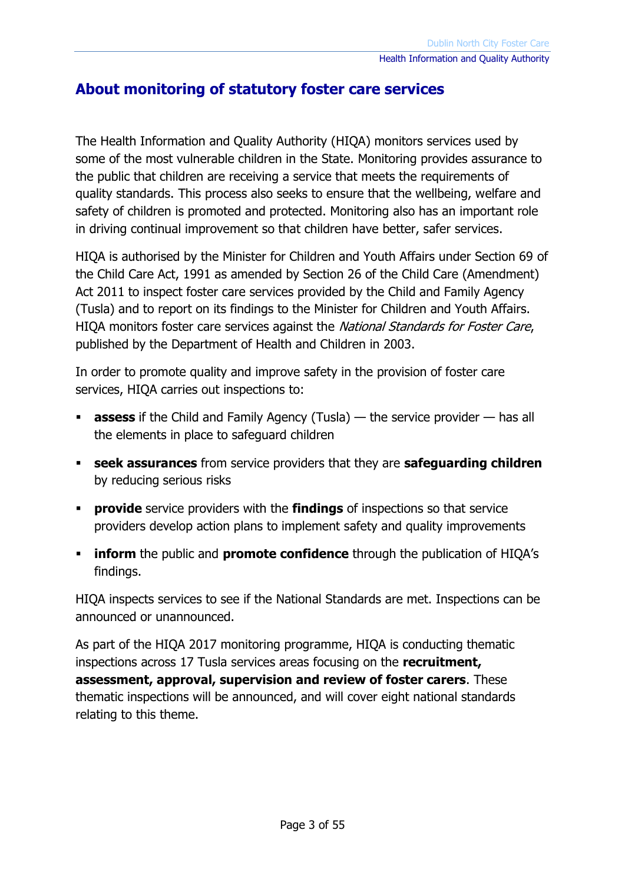## About monitoring of statutory foster care services

The Health Information and Quality Authority (HIQA) monitors services used by some of the most vulnerable children in the State. Monitoring provides assurance to the public that children are receiving a service that meets the requirements of quality standards. This process also seeks to ensure that the wellbeing, welfare and safety of children is promoted and protected. Monitoring also has an important role in driving continual improvement so that children have better, safer services.

HIQA is authorised by the Minister for Children and Youth Affairs under Section 69 of the Child Care Act, 1991 as amended by Section 26 of the Child Care (Amendment) Act 2011 to inspect foster care services provided by the Child and Family Agency (Tusla) and to report on its findings to the Minister for Children and Youth Affairs. HIQA monitors foster care services against the *National Standards for Foster Care*, published by the Department of Health and Children in 2003.

In order to promote quality and improve safety in the provision of foster care services, HIQA carries out inspections to:

- **assess** if the Child and Family Agency (Tusla) — the service provider — has all the elements in place to safeguard children
- **seek assurances** from service providers that they are **safeguarding children** by reducing serious risks
- **provide** service providers with the **findings** of inspections so that service providers develop action plans to implement safety and quality improvements
- **inform** the public and **promote confidence** through the publication of HIQA's findings.

HIQA inspects services to see if the National Standards are met. Inspections can be announced or unannounced.

As part of the HIQA 2017 monitoring programme, HIQA is conducting thematic inspections across 17 Tusla services areas focusing on the **recruitment, assessment, approval, supervision and review of foster carers**. These thematic inspections will be announced, and will cover eight national standards relating to this theme.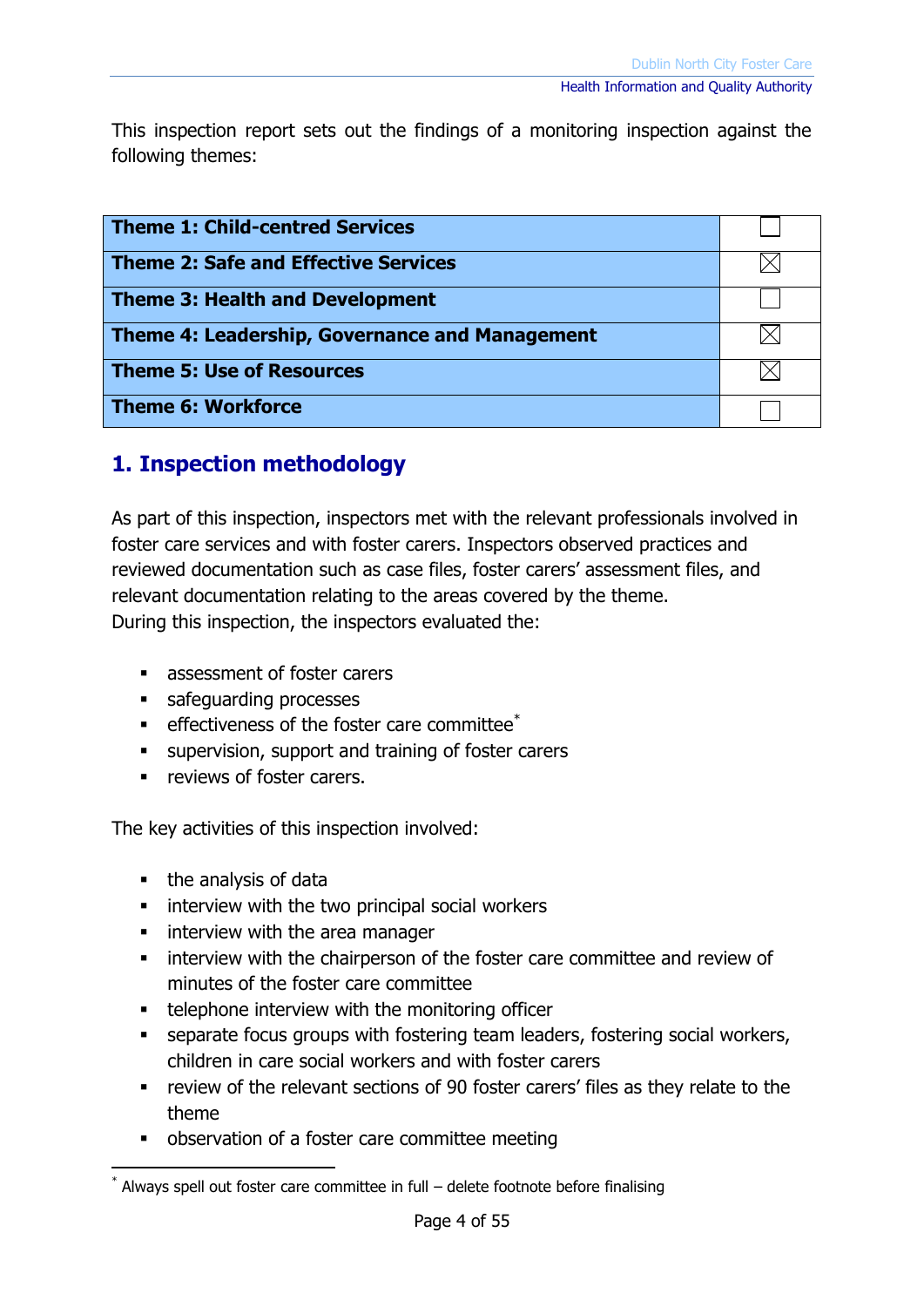This inspection report sets out the findings of a monitoring inspection against the following themes:

| Theme | |
|---|---|
| **Theme 1: Child-centred Services** | ☐ |
| **Theme 2: Safe and Effective Services** | ☒ |
| **Theme 3: Health and Development** | ☐ |
| **Theme 4: Leadership, Governance and Management** | ☒ |
| **Theme 5: Use of Resources** | ☒ |
| **Theme 6: Workforce** | ☐ |

## 1. Inspection methodology

As part of this inspection, inspectors met with the relevant professionals involved in foster care services and with foster carers. Inspectors observed practices and reviewed documentation such as case files, foster carers' assessment files, and relevant documentation relating to the areas covered by the theme.
During this inspection, the inspectors evaluated the:

- assessment of foster carers
- safeguarding processes
- effectiveness of the foster care committee[*]
- supervision, support and training of foster carers
- reviews of foster carers.

The key activities of this inspection involved:

- the analysis of data
- interview with the two principal social workers
- interview with the area manager
- interview with the chairperson of the foster care committee and review of minutes of the foster care committee
- telephone interview with the monitoring officer
- separate focus groups with fostering team leaders, fostering social workers, children in care social workers and with foster carers
- review of the relevant sections of 90 foster carers' files as they relate to the theme
- observation of a foster care committee meeting

[*] Always spell out foster care committee in full – delete footnote before finalising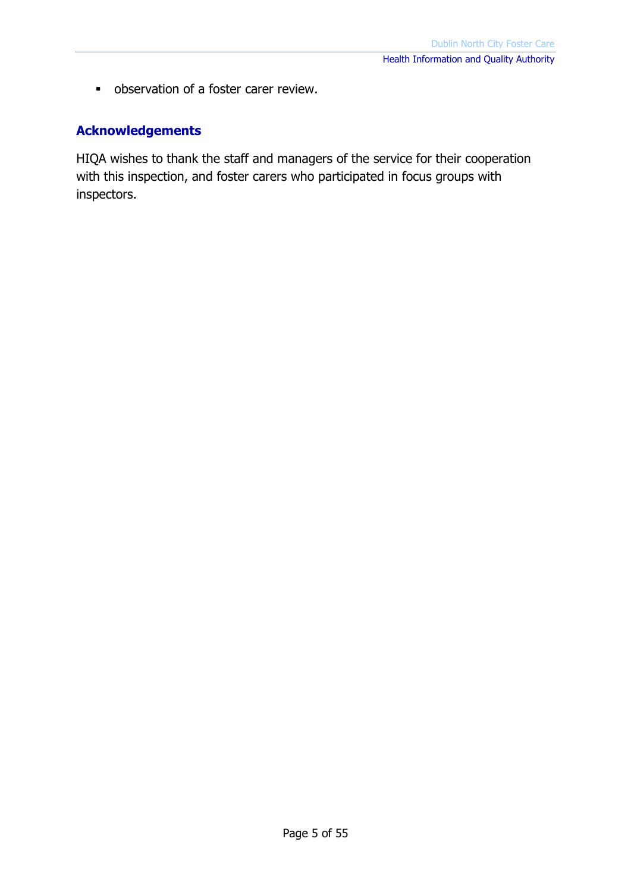- observation of a foster carer review.

## Acknowledgements

HIQA wishes to thank the staff and managers of the service for their cooperation with this inspection, and foster carers who participated in focus groups with inspectors.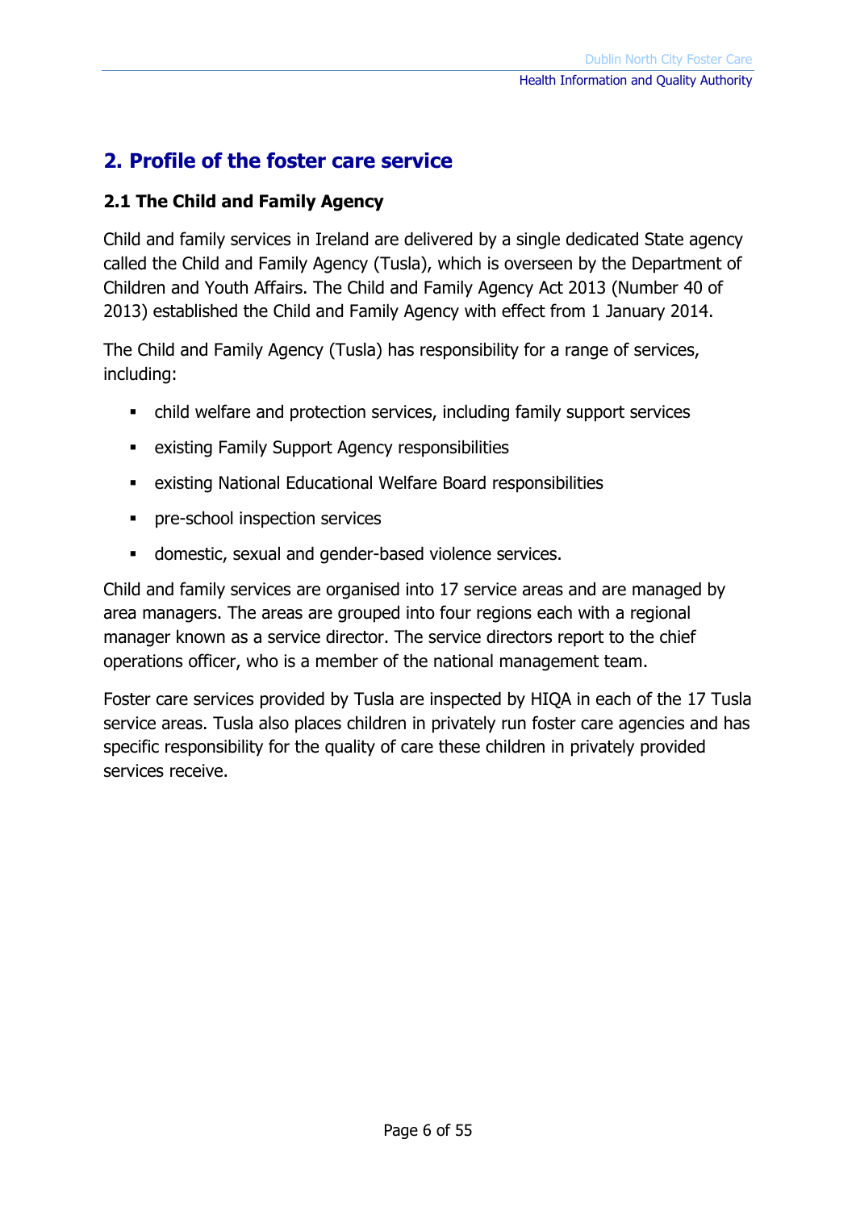## 2. Profile of the foster care service

### 2.1 The Child and Family Agency

Child and family services in Ireland are delivered by a single dedicated State agency called the Child and Family Agency (Tusla), which is overseen by the Department of Children and Youth Affairs. The Child and Family Agency Act 2013 (Number 40 of 2013) established the Child and Family Agency with effect from 1 January 2014.

The Child and Family Agency (Tusla) has responsibility for a range of services, including:

- child welfare and protection services, including family support services
- existing Family Support Agency responsibilities
- existing National Educational Welfare Board responsibilities
- pre-school inspection services
- domestic, sexual and gender-based violence services.

Child and family services are organised into 17 service areas and are managed by area managers. The areas are grouped into four regions each with a regional manager known as a service director. The service directors report to the chief operations officer, who is a member of the national management team.

Foster care services provided by Tusla are inspected by HIQA in each of the 17 Tusla service areas. Tusla also places children in privately run foster care agencies and has specific responsibility for the quality of care these children in privately provided services receive.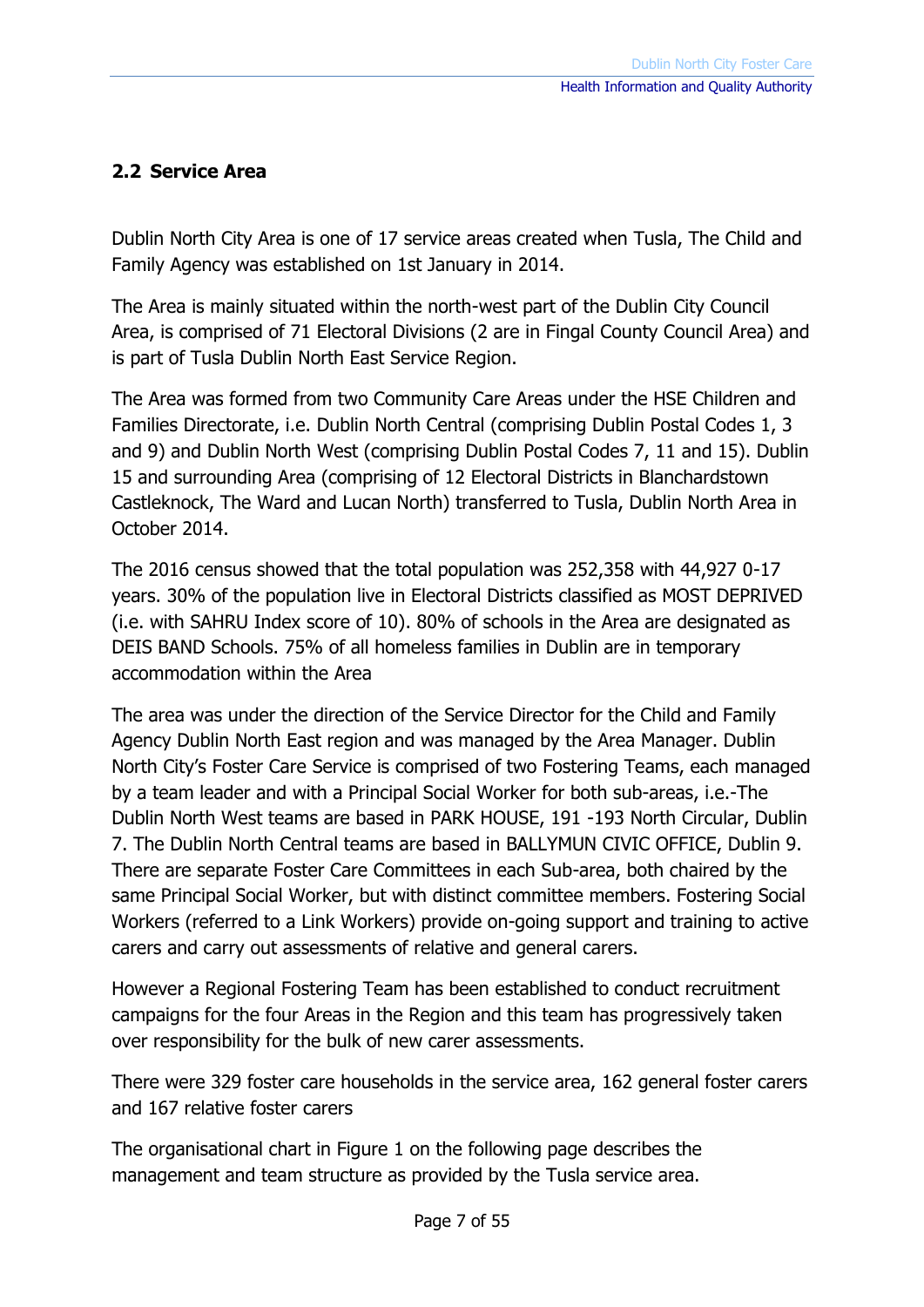## 2.2 Service Area

Dublin North City Area is one of 17 service areas created when Tusla, The Child and Family Agency was established on 1st January in 2014.

The Area is mainly situated within the north-west part of the Dublin City Council Area, is comprised of 71 Electoral Divisions (2 are in Fingal County Council Area) and is part of Tusla Dublin North East Service Region.

The Area was formed from two Community Care Areas under the HSE Children and Families Directorate, i.e. Dublin North Central (comprising Dublin Postal Codes 1, 3 and 9) and Dublin North West (comprising Dublin Postal Codes 7, 11 and 15). Dublin 15 and surrounding Area (comprising of 12 Electoral Districts in Blanchardstown Castleknock, The Ward and Lucan North) transferred to Tusla, Dublin North Area in October 2014.

The 2016 census showed that the total population was 252,358 with 44,927 0-17 years. 30% of the population live in Electoral Districts classified as MOST DEPRIVED (i.e. with SAHRU Index score of 10). 80% of schools in the Area are designated as DEIS BAND Schools. 75% of all homeless families in Dublin are in temporary accommodation within the Area

The area was under the direction of the Service Director for the Child and Family Agency Dublin North East region and was managed by the Area Manager. Dublin North City's Foster Care Service is comprised of two Fostering Teams, each managed by a team leader and with a Principal Social Worker for both sub-areas, i.e.-The Dublin North West teams are based in PARK HOUSE, 191 -193 North Circular, Dublin 7. The Dublin North Central teams are based in BALLYMUN CIVIC OFFICE, Dublin 9. There are separate Foster Care Committees in each Sub-area, both chaired by the same Principal Social Worker, but with distinct committee members. Fostering Social Workers (referred to a Link Workers) provide on-going support and training to active carers and carry out assessments of relative and general carers.

However a Regional Fostering Team has been established to conduct recruitment campaigns for the four Areas in the Region and this team has progressively taken over responsibility for the bulk of new carer assessments.

There were 329 foster care households in the service area, 162 general foster carers and 167 relative foster carers

The organisational chart in Figure 1 on the following page describes the management and team structure as provided by the Tusla service area.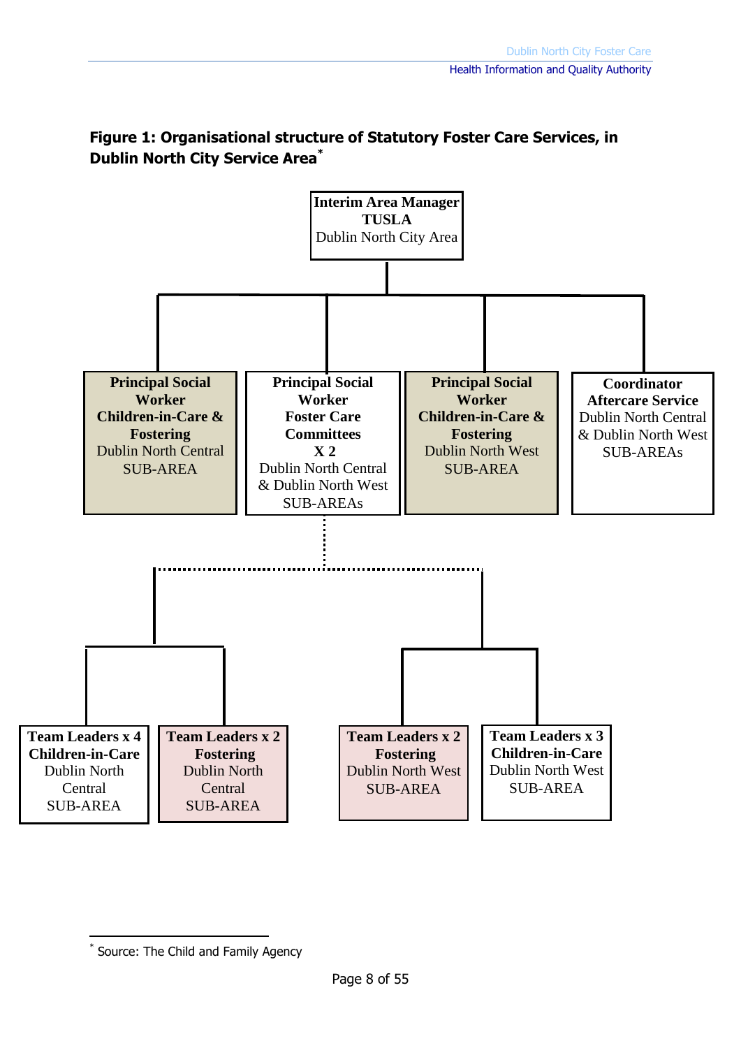**Figure 1: Organisational structure of Statutory Foster Care Services, in Dublin North City Service Area***

**Interim Area Manager**
**TUSLA**
Dublin North City Area

- **Principal Social Worker Children-in-Care & Fostering** Dublin North Central SUB-AREA
- **Principal Social Worker Foster Care Committees X 2** Dublin North Central & Dublin North West SUB-AREAs
- **Principal Social Worker Children-in-Care & Fostering** Dublin North West SUB-AREA
- **Coordinator Aftercare Service** Dublin North Central & Dublin North West SUB-AREAs

Under Principal Social Worker Children-in-Care & Fostering, Dublin North Central SUB-AREA:

- **Team Leaders x 4 Children-in-Care** Dublin North Central SUB-AREA
- **Team Leaders x 2 Fostering** Dublin North Central SUB-AREA

Under Principal Social Worker Children-in-Care & Fostering, Dublin North West SUB-AREA:

- **Team Leaders x 2 Fostering** Dublin North West SUB-AREA
- **Team Leaders x 3 Children-in-Care** Dublin North West SUB-AREA

\* Source: The Child and Family Agency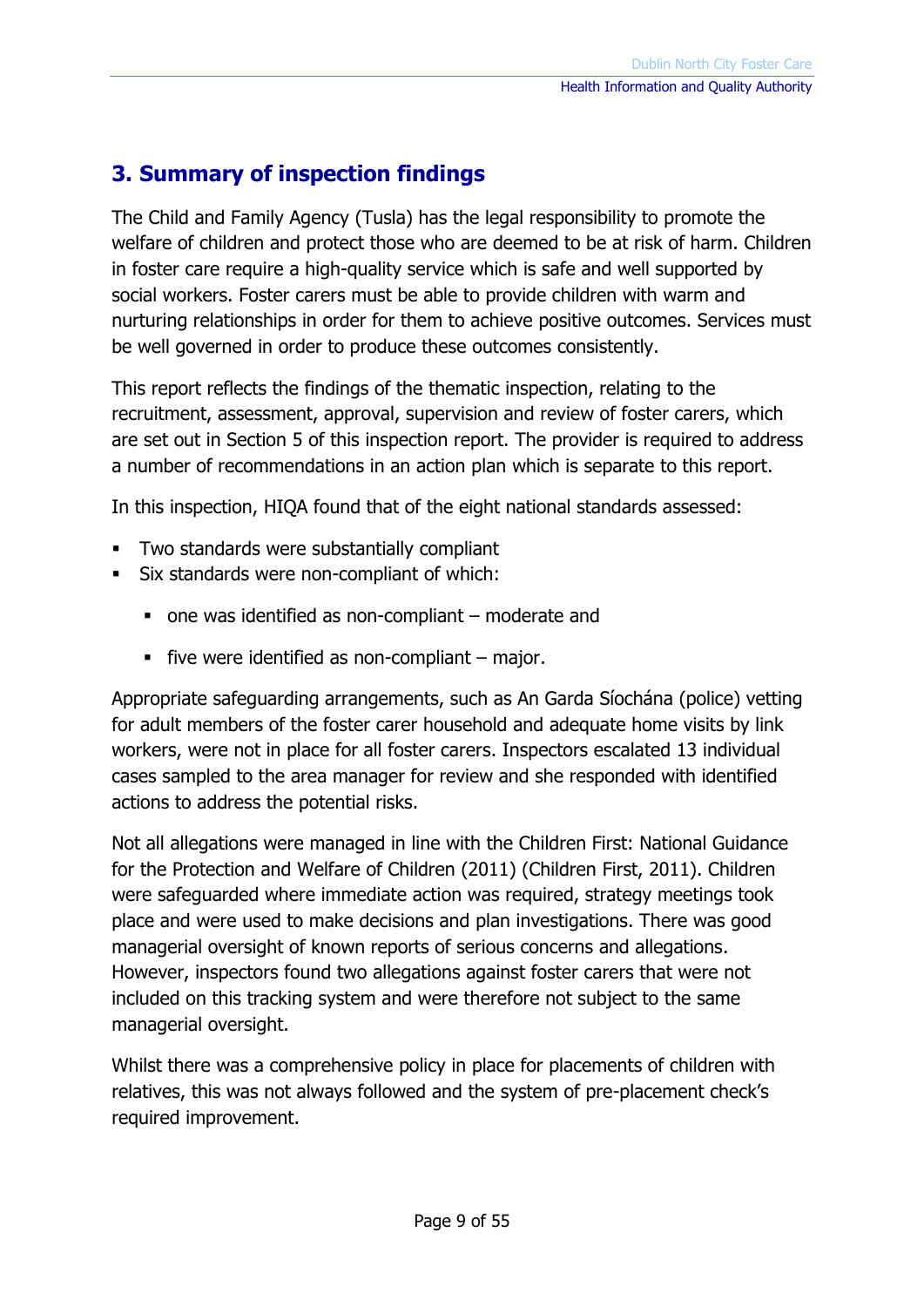## 3. Summary of inspection findings

The Child and Family Agency (Tusla) has the legal responsibility to promote the welfare of children and protect those who are deemed to be at risk of harm. Children in foster care require a high-quality service which is safe and well supported by social workers. Foster carers must be able to provide children with warm and nurturing relationships in order for them to achieve positive outcomes. Services must be well governed in order to produce these outcomes consistently.

This report reflects the findings of the thematic inspection, relating to the recruitment, assessment, approval, supervision and review of foster carers, which are set out in Section 5 of this inspection report. The provider is required to address a number of recommendations in an action plan which is separate to this report.

In this inspection, HIQA found that of the eight national standards assessed:

- Two standards were substantially compliant
- Six standards were non-compliant of which:
  - one was identified as non-compliant – moderate and
  - five were identified as non-compliant – major.

Appropriate safeguarding arrangements, such as An Garda Síochána (police) vetting for adult members of the foster carer household and adequate home visits by link workers, were not in place for all foster carers. Inspectors escalated 13 individual cases sampled to the area manager for review and she responded with identified actions to address the potential risks.

Not all allegations were managed in line with the Children First: National Guidance for the Protection and Welfare of Children (2011) (Children First, 2011). Children were safeguarded where immediate action was required, strategy meetings took place and were used to make decisions and plan investigations. There was good managerial oversight of known reports of serious concerns and allegations. However, inspectors found two allegations against foster carers that were not included on this tracking system and were therefore not subject to the same managerial oversight.

Whilst there was a comprehensive policy in place for placements of children with relatives, this was not always followed and the system of pre-placement check's required improvement.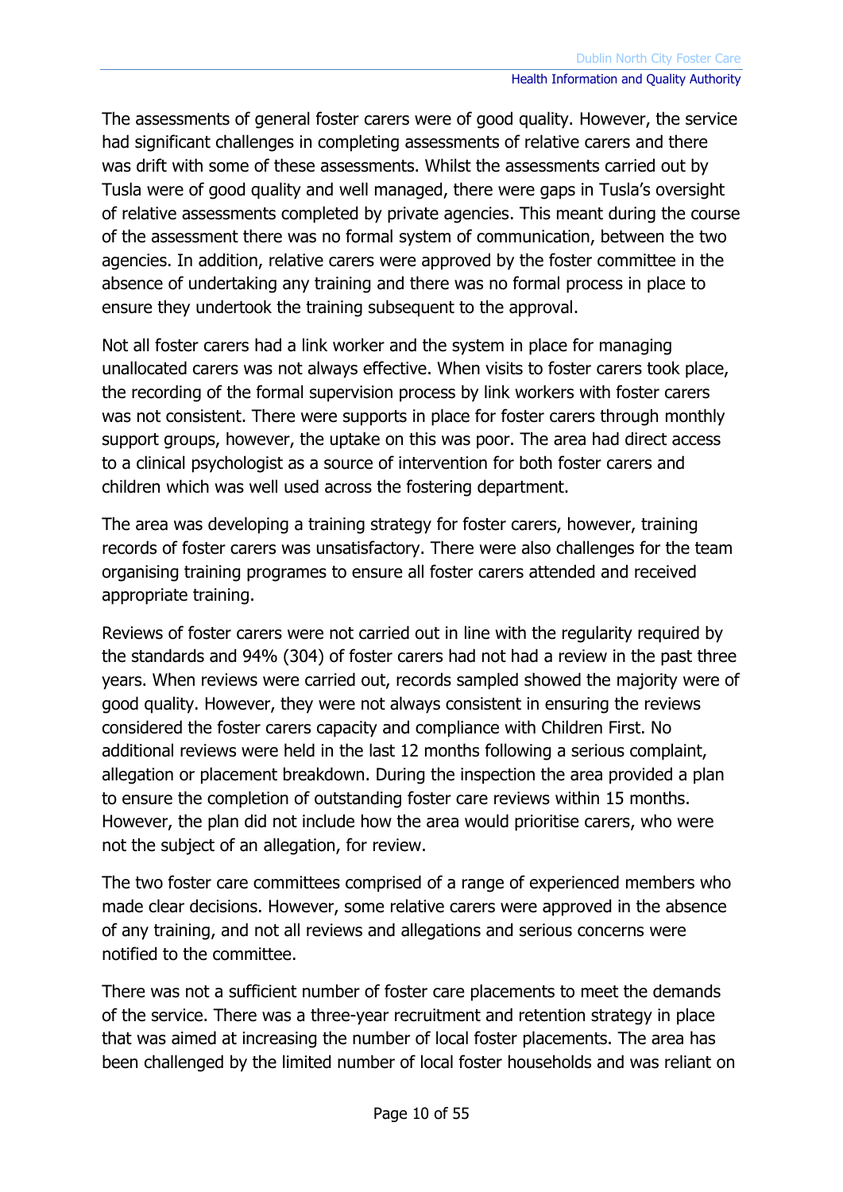The assessments of general foster carers were of good quality. However, the service had significant challenges in completing assessments of relative carers and there was drift with some of these assessments. Whilst the assessments carried out by Tusla were of good quality and well managed, there were gaps in Tusla's oversight of relative assessments completed by private agencies. This meant during the course of the assessment there was no formal system of communication, between the two agencies. In addition, relative carers were approved by the foster committee in the absence of undertaking any training and there was no formal process in place to ensure they undertook the training subsequent to the approval.

Not all foster carers had a link worker and the system in place for managing unallocated carers was not always effective. When visits to foster carers took place, the recording of the formal supervision process by link workers with foster carers was not consistent. There were supports in place for foster carers through monthly support groups, however, the uptake on this was poor. The area had direct access to a clinical psychologist as a source of intervention for both foster carers and children which was well used across the fostering department.

The area was developing a training strategy for foster carers, however, training records of foster carers was unsatisfactory. There were also challenges for the team organising training programes to ensure all foster carers attended and received appropriate training.

Reviews of foster carers were not carried out in line with the regularity required by the standards and 94% (304) of foster carers had not had a review in the past three years. When reviews were carried out, records sampled showed the majority were of good quality. However, they were not always consistent in ensuring the reviews considered the foster carers capacity and compliance with Children First. No additional reviews were held in the last 12 months following a serious complaint, allegation or placement breakdown. During the inspection the area provided a plan to ensure the completion of outstanding foster care reviews within 15 months. However, the plan did not include how the area would prioritise carers, who were not the subject of an allegation, for review.

The two foster care committees comprised of a range of experienced members who made clear decisions. However, some relative carers were approved in the absence of any training, and not all reviews and allegations and serious concerns were notified to the committee.

There was not a sufficient number of foster care placements to meet the demands of the service. There was a three-year recruitment and retention strategy in place that was aimed at increasing the number of local foster placements. The area has been challenged by the limited number of local foster households and was reliant on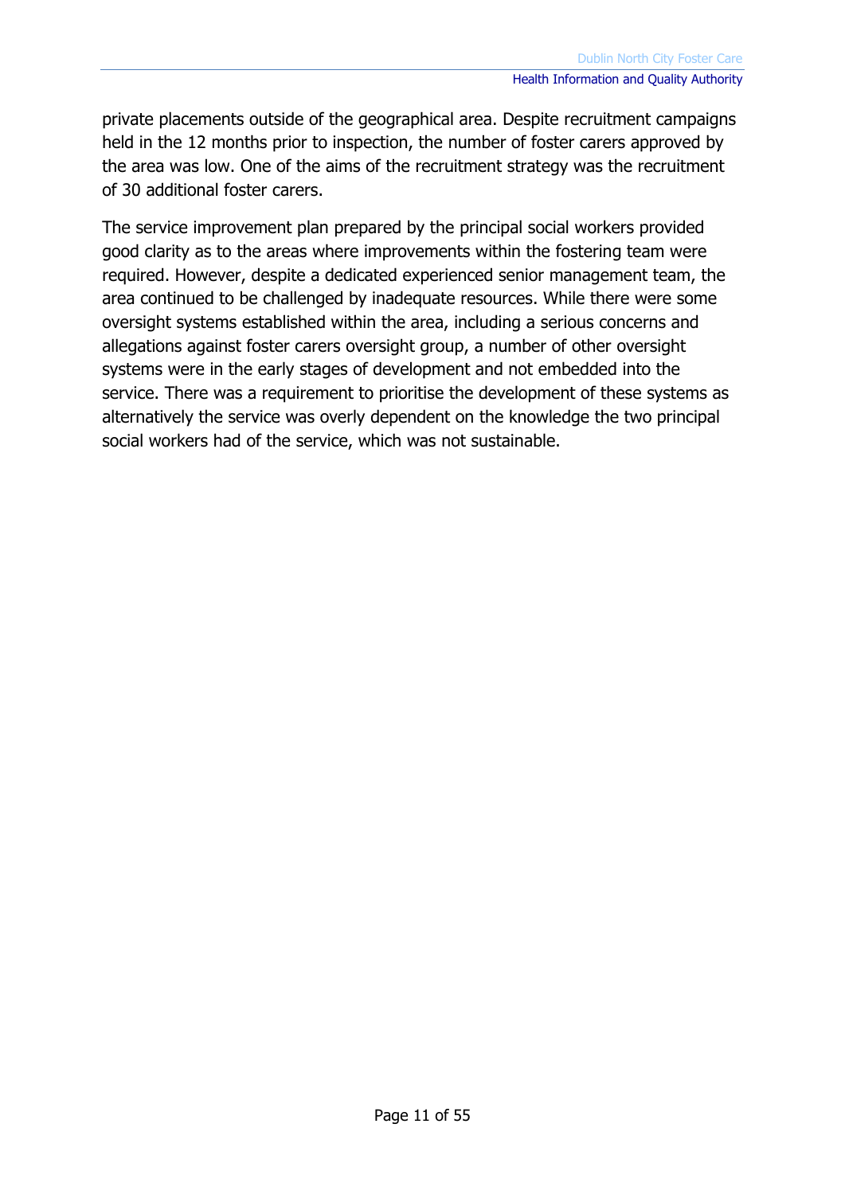private placements outside of the geographical area. Despite recruitment campaigns held in the 12 months prior to inspection, the number of foster carers approved by the area was low. One of the aims of the recruitment strategy was the recruitment of 30 additional foster carers.

The service improvement plan prepared by the principal social workers provided good clarity as to the areas where improvements within the fostering team were required. However, despite a dedicated experienced senior management team, the area continued to be challenged by inadequate resources. While there were some oversight systems established within the area, including a serious concerns and allegations against foster carers oversight group, a number of other oversight systems were in the early stages of development and not embedded into the service. There was a requirement to prioritise the development of these systems as alternatively the service was overly dependent on the knowledge the two principal social workers had of the service, which was not sustainable.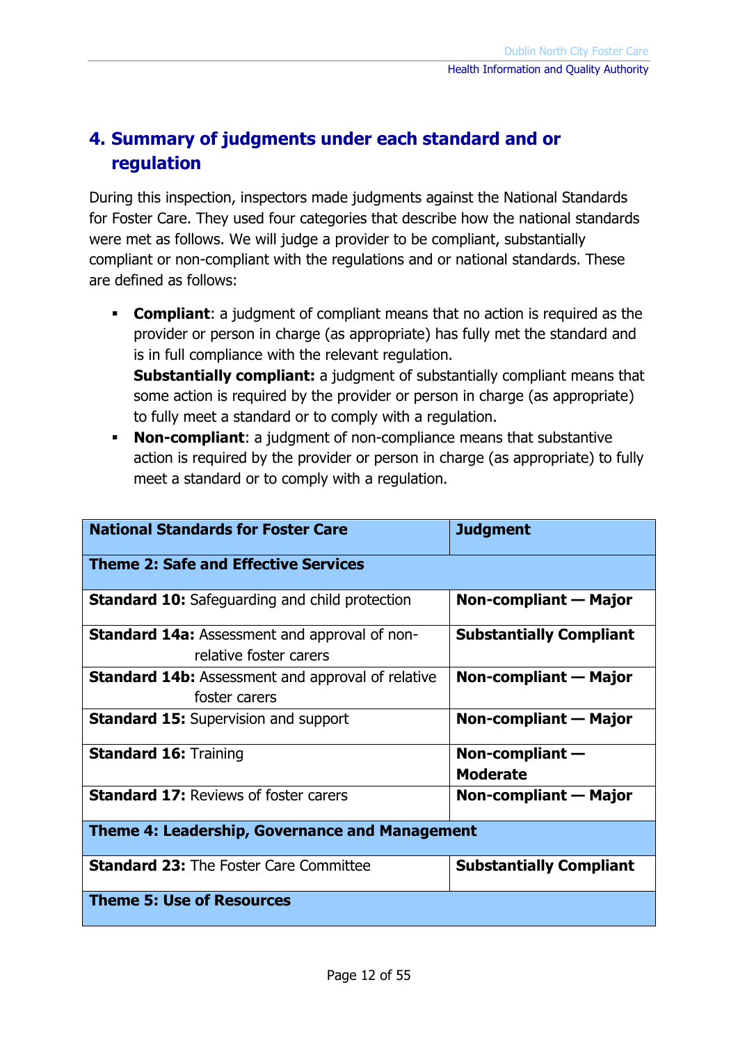## 4. Summary of judgments under each standard and or regulation

During this inspection, inspectors made judgments against the National Standards for Foster Care. They used four categories that describe how the national standards were met as follows. We will judge a provider to be compliant, substantially compliant or non-compliant with the regulations and or national standards. These are defined as follows:

- **Compliant**: a judgment of compliant means that no action is required as the provider or person in charge (as appropriate) has fully met the standard and is in full compliance with the relevant regulation.
  **Substantially compliant:** a judgment of substantially compliant means that some action is required by the provider or person in charge (as appropriate) to fully meet a standard or to comply with a regulation.
- **Non-compliant**: a judgment of non-compliance means that substantive action is required by the provider or person in charge (as appropriate) to fully meet a standard or to comply with a regulation.

| National Standards for Foster Care | Judgment |
|---|---|
| **Theme 2: Safe and Effective Services** | |
| **Standard 10:** Safeguarding and child protection | **Non-compliant — Major** |
| **Standard 14a:** Assessment and approval of non-relative foster carers | **Substantially Compliant** |
| **Standard 14b:** Assessment and approval of relative foster carers | **Non-compliant — Major** |
| **Standard 15:** Supervision and support | **Non-compliant — Major** |
| **Standard 16:** Training | **Non-compliant — Moderate** |
| **Standard 17:** Reviews of foster carers | **Non-compliant — Major** |
| **Theme 4: Leadership, Governance and Management** | |
| **Standard 23:** The Foster Care Committee | **Substantially Compliant** |
| **Theme 5: Use of Resources** | |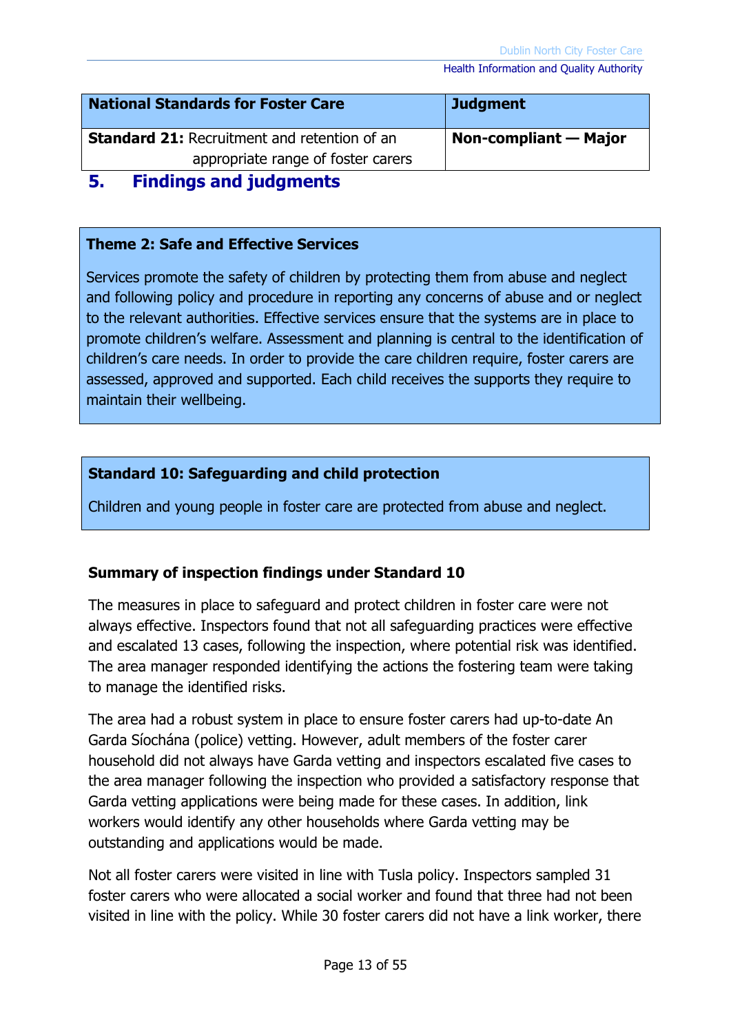| National Standards for Foster Care | Judgment |
|---|---|
| **Standard 21:** Recruitment and retention of an appropriate range of foster carers | **Non-compliant — Major** |

## 5. Findings and judgments

**Theme 2: Safe and Effective Services**

Services promote the safety of children by protecting them from abuse and neglect and following policy and procedure in reporting any concerns of abuse and or neglect to the relevant authorities. Effective services ensure that the systems are in place to promote children's welfare. Assessment and planning is central to the identification of children's care needs. In order to provide the care children require, foster carers are assessed, approved and supported. Each child receives the supports they require to maintain their wellbeing.

**Standard 10: Safeguarding and child protection**

Children and young people in foster care are protected from abuse and neglect.

### Summary of inspection findings under Standard 10

The measures in place to safeguard and protect children in foster care were not always effective. Inspectors found that not all safeguarding practices were effective and escalated 13 cases, following the inspection, where potential risk was identified. The area manager responded identifying the actions the fostering team were taking to manage the identified risks.

The area had a robust system in place to ensure foster carers had up-to-date An Garda Síochána (police) vetting. However, adult members of the foster carer household did not always have Garda vetting and inspectors escalated five cases to the area manager following the inspection who provided a satisfactory response that Garda vetting applications were being made for these cases. In addition, link workers would identify any other households where Garda vetting may be outstanding and applications would be made.

Not all foster carers were visited in line with Tusla policy. Inspectors sampled 31 foster carers who were allocated a social worker and found that three had not been visited in line with the policy. While 30 foster carers did not have a link worker, there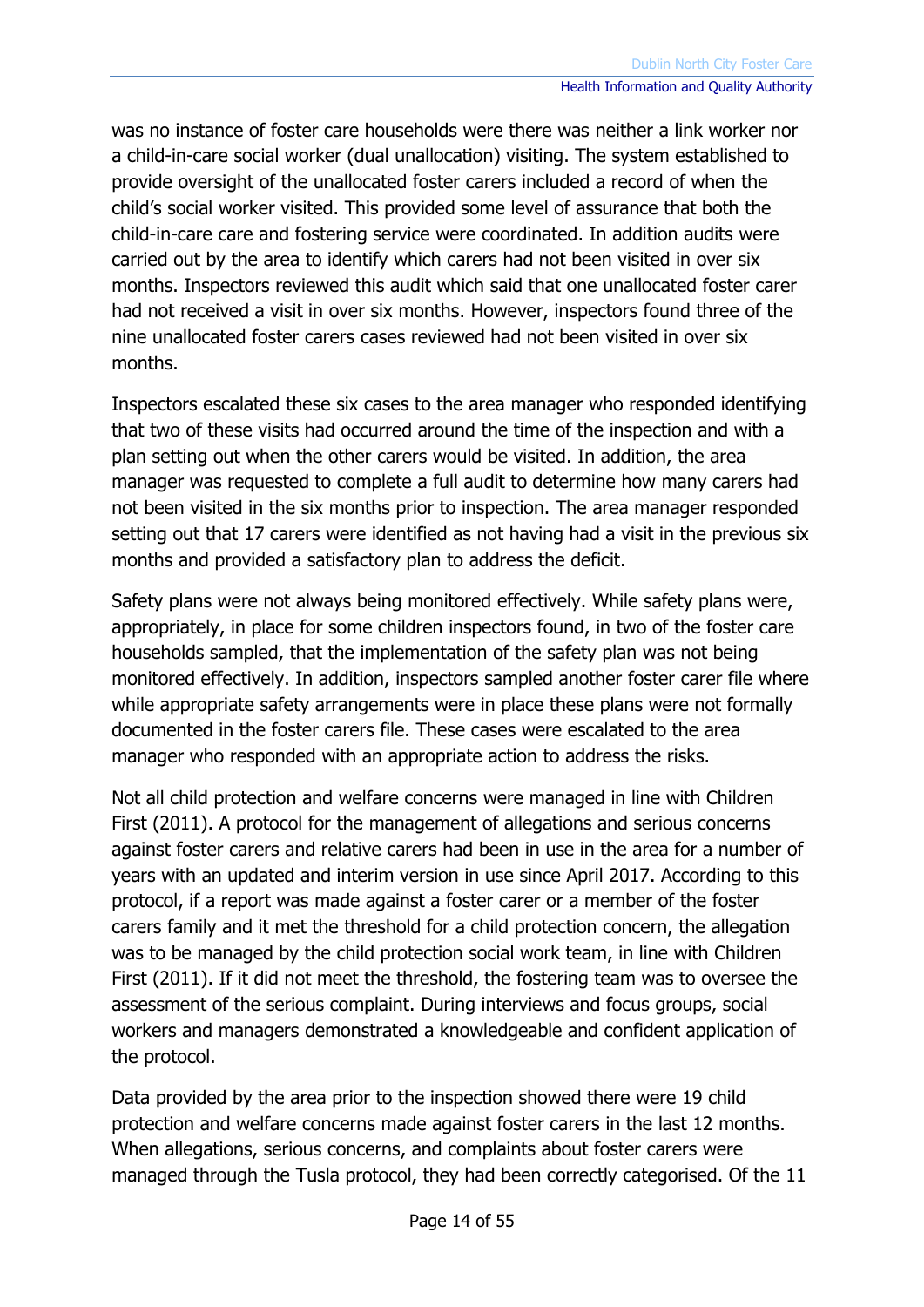was no instance of foster care households were there was neither a link worker nor a child-in-care social worker (dual unallocation) visiting. The system established to provide oversight of the unallocated foster carers included a record of when the child's social worker visited. This provided some level of assurance that both the child-in-care care and fostering service were coordinated. In addition audits were carried out by the area to identify which carers had not been visited in over six months. Inspectors reviewed this audit which said that one unallocated foster carer had not received a visit in over six months. However, inspectors found three of the nine unallocated foster carers cases reviewed had not been visited in over six months.

Inspectors escalated these six cases to the area manager who responded identifying that two of these visits had occurred around the time of the inspection and with a plan setting out when the other carers would be visited. In addition, the area manager was requested to complete a full audit to determine how many carers had not been visited in the six months prior to inspection. The area manager responded setting out that 17 carers were identified as not having had a visit in the previous six months and provided a satisfactory plan to address the deficit.

Safety plans were not always being monitored effectively. While safety plans were, appropriately, in place for some children inspectors found, in two of the foster care households sampled, that the implementation of the safety plan was not being monitored effectively. In addition, inspectors sampled another foster carer file where while appropriate safety arrangements were in place these plans were not formally documented in the foster carers file. These cases were escalated to the area manager who responded with an appropriate action to address the risks.

Not all child protection and welfare concerns were managed in line with Children First (2011). A protocol for the management of allegations and serious concerns against foster carers and relative carers had been in use in the area for a number of years with an updated and interim version in use since April 2017. According to this protocol, if a report was made against a foster carer or a member of the foster carers family and it met the threshold for a child protection concern, the allegation was to be managed by the child protection social work team, in line with Children First (2011). If it did not meet the threshold, the fostering team was to oversee the assessment of the serious complaint. During interviews and focus groups, social workers and managers demonstrated a knowledgeable and confident application of the protocol.

Data provided by the area prior to the inspection showed there were 19 child protection and welfare concerns made against foster carers in the last 12 months. When allegations, serious concerns, and complaints about foster carers were managed through the Tusla protocol, they had been correctly categorised. Of the 11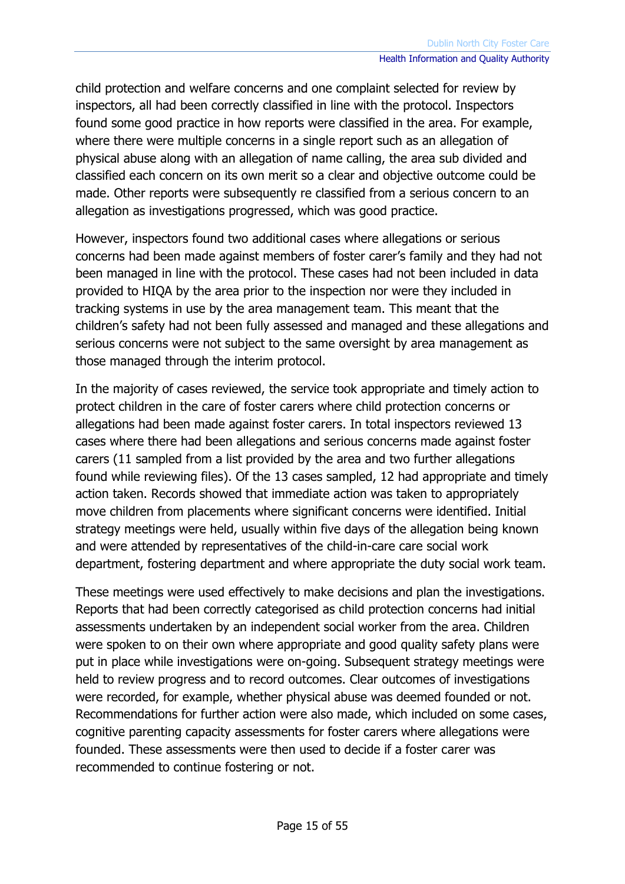child protection and welfare concerns and one complaint selected for review by inspectors, all had been correctly classified in line with the protocol. Inspectors found some good practice in how reports were classified in the area. For example, where there were multiple concerns in a single report such as an allegation of physical abuse along with an allegation of name calling, the area sub divided and classified each concern on its own merit so a clear and objective outcome could be made. Other reports were subsequently re classified from a serious concern to an allegation as investigations progressed, which was good practice.

However, inspectors found two additional cases where allegations or serious concerns had been made against members of foster carer's family and they had not been managed in line with the protocol. These cases had not been included in data provided to HIQA by the area prior to the inspection nor were they included in tracking systems in use by the area management team. This meant that the children's safety had not been fully assessed and managed and these allegations and serious concerns were not subject to the same oversight by area management as those managed through the interim protocol.

In the majority of cases reviewed, the service took appropriate and timely action to protect children in the care of foster carers where child protection concerns or allegations had been made against foster carers. In total inspectors reviewed 13 cases where there had been allegations and serious concerns made against foster carers (11 sampled from a list provided by the area and two further allegations found while reviewing files). Of the 13 cases sampled, 12 had appropriate and timely action taken. Records showed that immediate action was taken to appropriately move children from placements where significant concerns were identified. Initial strategy meetings were held, usually within five days of the allegation being known and were attended by representatives of the child-in-care care social work department, fostering department and where appropriate the duty social work team.

These meetings were used effectively to make decisions and plan the investigations. Reports that had been correctly categorised as child protection concerns had initial assessments undertaken by an independent social worker from the area. Children were spoken to on their own where appropriate and good quality safety plans were put in place while investigations were on-going. Subsequent strategy meetings were held to review progress and to record outcomes. Clear outcomes of investigations were recorded, for example, whether physical abuse was deemed founded or not. Recommendations for further action were also made, which included on some cases, cognitive parenting capacity assessments for foster carers where allegations were founded. These assessments were then used to decide if a foster carer was recommended to continue fostering or not.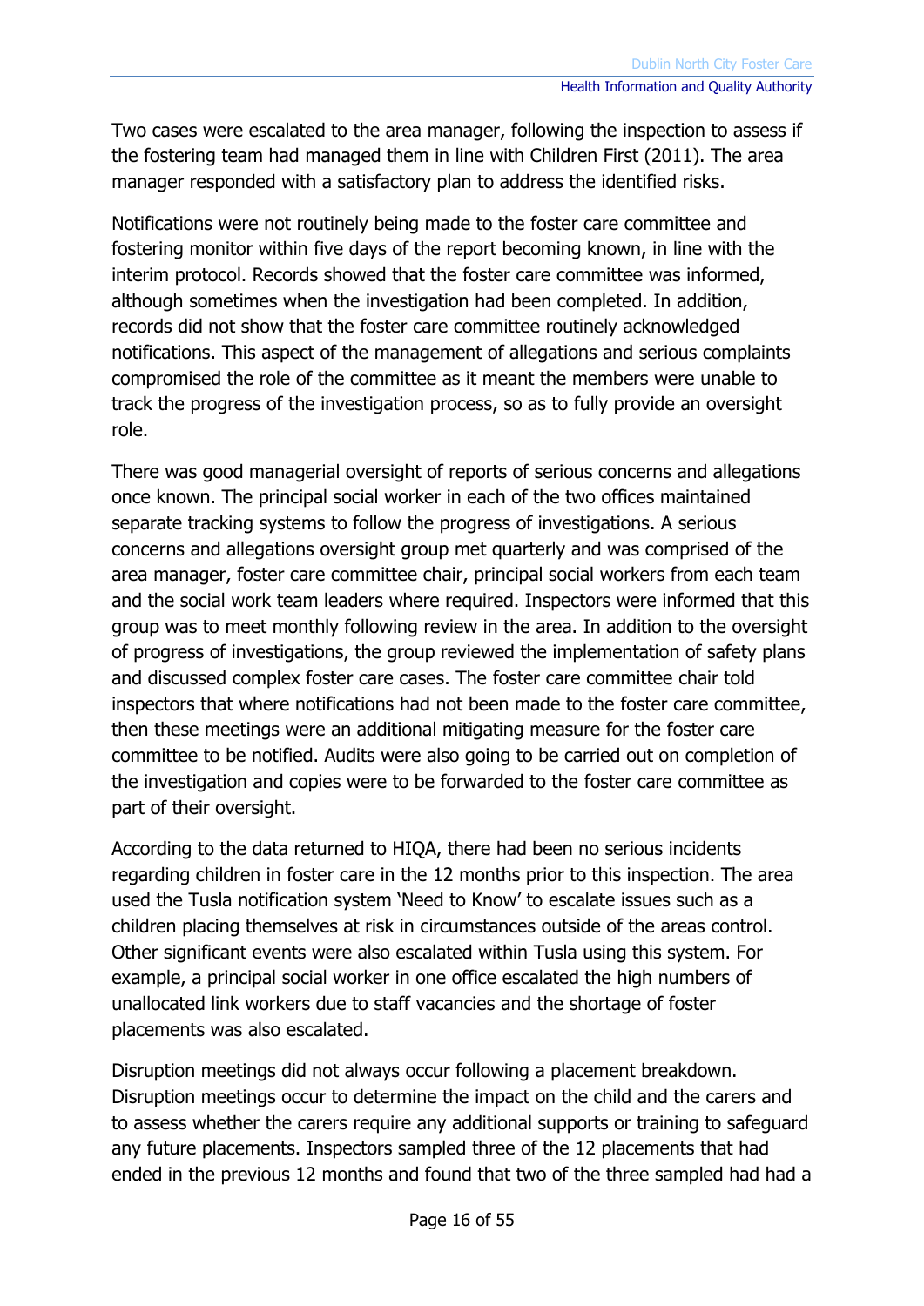Two cases were escalated to the area manager, following the inspection to assess if the fostering team had managed them in line with Children First (2011). The area manager responded with a satisfactory plan to address the identified risks.

Notifications were not routinely being made to the foster care committee and fostering monitor within five days of the report becoming known, in line with the interim protocol. Records showed that the foster care committee was informed, although sometimes when the investigation had been completed. In addition, records did not show that the foster care committee routinely acknowledged notifications. This aspect of the management of allegations and serious complaints compromised the role of the committee as it meant the members were unable to track the progress of the investigation process, so as to fully provide an oversight role.

There was good managerial oversight of reports of serious concerns and allegations once known. The principal social worker in each of the two offices maintained separate tracking systems to follow the progress of investigations. A serious concerns and allegations oversight group met quarterly and was comprised of the area manager, foster care committee chair, principal social workers from each team and the social work team leaders where required. Inspectors were informed that this group was to meet monthly following review in the area. In addition to the oversight of progress of investigations, the group reviewed the implementation of safety plans and discussed complex foster care cases. The foster care committee chair told inspectors that where notifications had not been made to the foster care committee, then these meetings were an additional mitigating measure for the foster care committee to be notified. Audits were also going to be carried out on completion of the investigation and copies were to be forwarded to the foster care committee as part of their oversight.

According to the data returned to HIQA, there had been no serious incidents regarding children in foster care in the 12 months prior to this inspection. The area used the Tusla notification system 'Need to Know' to escalate issues such as a children placing themselves at risk in circumstances outside of the areas control. Other significant events were also escalated within Tusla using this system. For example, a principal social worker in one office escalated the high numbers of unallocated link workers due to staff vacancies and the shortage of foster placements was also escalated.

Disruption meetings did not always occur following a placement breakdown. Disruption meetings occur to determine the impact on the child and the carers and to assess whether the carers require any additional supports or training to safeguard any future placements. Inspectors sampled three of the 12 placements that had ended in the previous 12 months and found that two of the three sampled had had a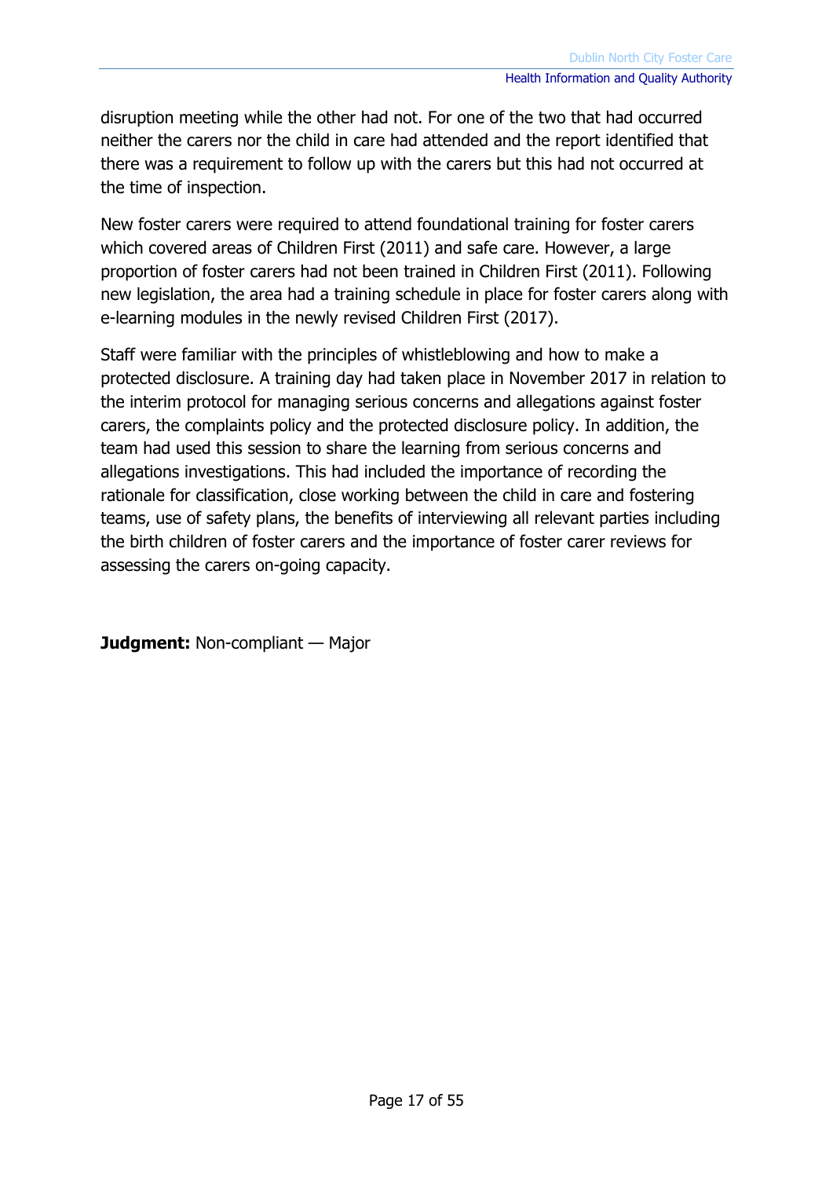disruption meeting while the other had not. For one of the two that had occurred neither the carers nor the child in care had attended and the report identified that there was a requirement to follow up with the carers but this had not occurred at the time of inspection.

New foster carers were required to attend foundational training for foster carers which covered areas of Children First (2011) and safe care. However, a large proportion of foster carers had not been trained in Children First (2011). Following new legislation, the area had a training schedule in place for foster carers along with e-learning modules in the newly revised Children First (2017).

Staff were familiar with the principles of whistleblowing and how to make a protected disclosure. A training day had taken place in November 2017 in relation to the interim protocol for managing serious concerns and allegations against foster carers, the complaints policy and the protected disclosure policy. In addition, the team had used this session to share the learning from serious concerns and allegations investigations. This had included the importance of recording the rationale for classification, close working between the child in care and fostering teams, use of safety plans, the benefits of interviewing all relevant parties including the birth children of foster carers and the importance of foster carer reviews for assessing the carers on-going capacity.

**Judgment:** Non-compliant — Major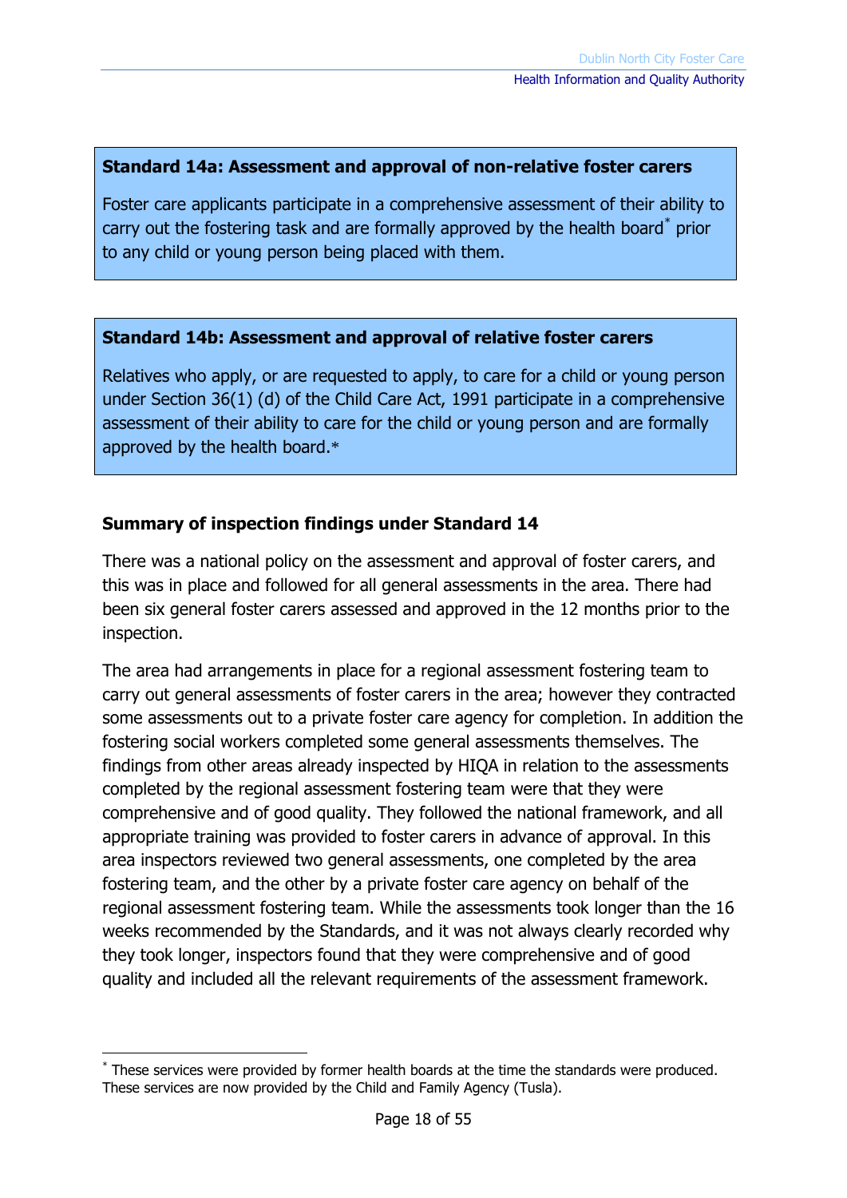**Standard 14a: Assessment and approval of non-relative foster carers**

Foster care applicants participate in a comprehensive assessment of their ability to carry out the fostering task and are formally approved by the health board* prior to any child or young person being placed with them.

**Standard 14b: Assessment and approval of relative foster carers**

Relatives who apply, or are requested to apply, to care for a child or young person under Section 36(1) (d) of the Child Care Act, 1991 participate in a comprehensive assessment of their ability to care for the child or young person and are formally approved by the health board.*

**Summary of inspection findings under Standard 14**

There was a national policy on the assessment and approval of foster carers, and this was in place and followed for all general assessments in the area. There had been six general foster carers assessed and approved in the 12 months prior to the inspection.

The area had arrangements in place for a regional assessment fostering team to carry out general assessments of foster carers in the area; however they contracted some assessments out to a private foster care agency for completion. In addition the fostering social workers completed some general assessments themselves. The findings from other areas already inspected by HIQA in relation to the assessments completed by the regional assessment fostering team were that they were comprehensive and of good quality. They followed the national framework, and all appropriate training was provided to foster carers in advance of approval. In this area inspectors reviewed two general assessments, one completed by the area fostering team, and the other by a private foster care agency on behalf of the regional assessment fostering team. While the assessments took longer than the 16 weeks recommended by the Standards, and it was not always clearly recorded why they took longer, inspectors found that they were comprehensive and of good quality and included all the relevant requirements of the assessment framework.

* These services were provided by former health boards at the time the standards were produced. These services are now provided by the Child and Family Agency (Tusla).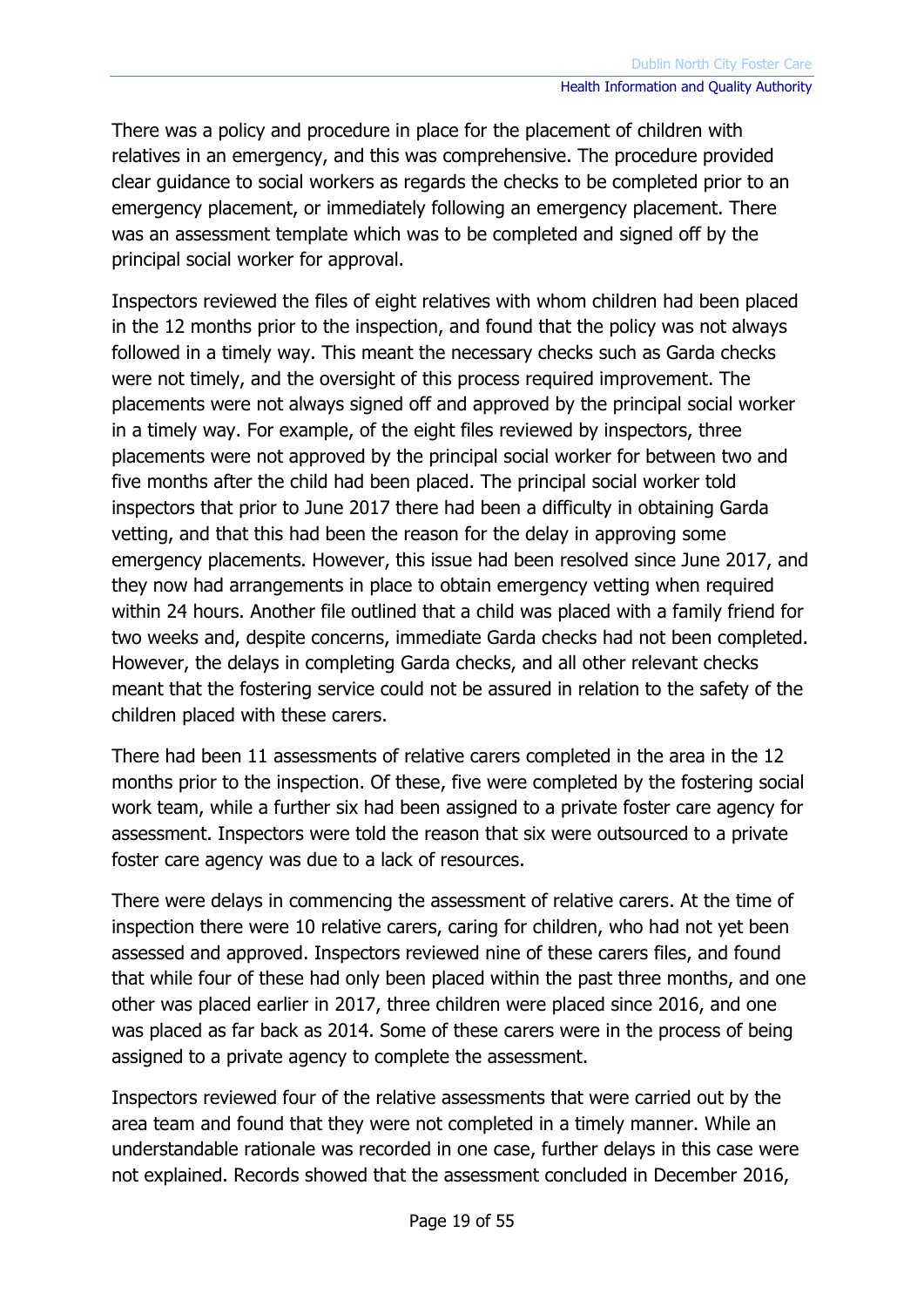There was a policy and procedure in place for the placement of children with relatives in an emergency, and this was comprehensive. The procedure provided clear guidance to social workers as regards the checks to be completed prior to an emergency placement, or immediately following an emergency placement. There was an assessment template which was to be completed and signed off by the principal social worker for approval.

Inspectors reviewed the files of eight relatives with whom children had been placed in the 12 months prior to the inspection, and found that the policy was not always followed in a timely way. This meant the necessary checks such as Garda checks were not timely, and the oversight of this process required improvement. The placements were not always signed off and approved by the principal social worker in a timely way. For example, of the eight files reviewed by inspectors, three placements were not approved by the principal social worker for between two and five months after the child had been placed. The principal social worker told inspectors that prior to June 2017 there had been a difficulty in obtaining Garda vetting, and that this had been the reason for the delay in approving some emergency placements. However, this issue had been resolved since June 2017, and they now had arrangements in place to obtain emergency vetting when required within 24 hours. Another file outlined that a child was placed with a family friend for two weeks and, despite concerns, immediate Garda checks had not been completed. However, the delays in completing Garda checks, and all other relevant checks meant that the fostering service could not be assured in relation to the safety of the children placed with these carers.

There had been 11 assessments of relative carers completed in the area in the 12 months prior to the inspection. Of these, five were completed by the fostering social work team, while a further six had been assigned to a private foster care agency for assessment. Inspectors were told the reason that six were outsourced to a private foster care agency was due to a lack of resources.

There were delays in commencing the assessment of relative carers. At the time of inspection there were 10 relative carers, caring for children, who had not yet been assessed and approved. Inspectors reviewed nine of these carers files, and found that while four of these had only been placed within the past three months, and one other was placed earlier in 2017, three children were placed since 2016, and one was placed as far back as 2014. Some of these carers were in the process of being assigned to a private agency to complete the assessment.

Inspectors reviewed four of the relative assessments that were carried out by the area team and found that they were not completed in a timely manner. While an understandable rationale was recorded in one case, further delays in this case were not explained. Records showed that the assessment concluded in December 2016,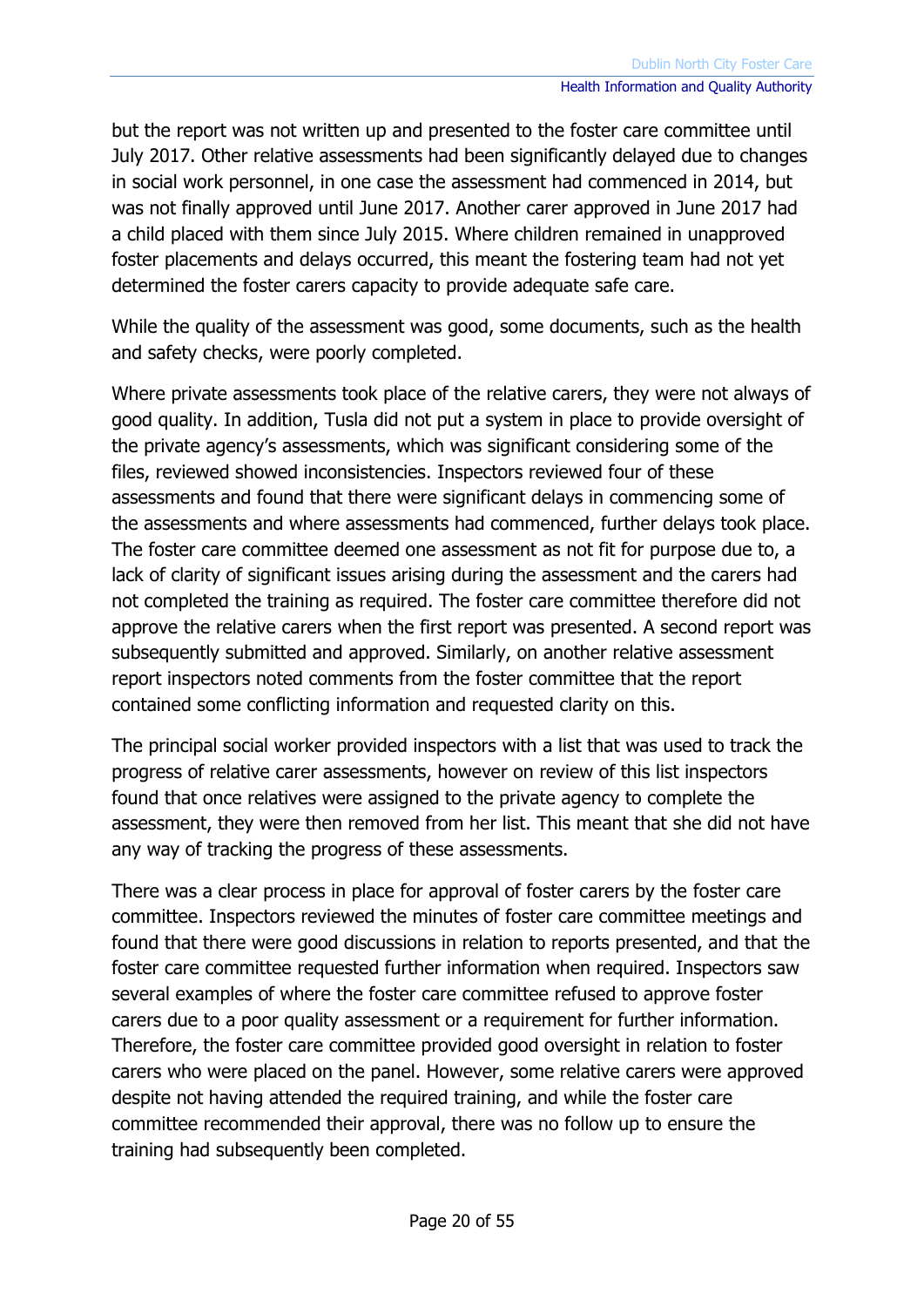but the report was not written up and presented to the foster care committee until July 2017. Other relative assessments had been significantly delayed due to changes in social work personnel, in one case the assessment had commenced in 2014, but was not finally approved until June 2017. Another carer approved in June 2017 had a child placed with them since July 2015. Where children remained in unapproved foster placements and delays occurred, this meant the fostering team had not yet determined the foster carers capacity to provide adequate safe care.

While the quality of the assessment was good, some documents, such as the health and safety checks, were poorly completed.

Where private assessments took place of the relative carers, they were not always of good quality. In addition, Tusla did not put a system in place to provide oversight of the private agency's assessments, which was significant considering some of the files, reviewed showed inconsistencies. Inspectors reviewed four of these assessments and found that there were significant delays in commencing some of the assessments and where assessments had commenced, further delays took place. The foster care committee deemed one assessment as not fit for purpose due to, a lack of clarity of significant issues arising during the assessment and the carers had not completed the training as required. The foster care committee therefore did not approve the relative carers when the first report was presented. A second report was subsequently submitted and approved. Similarly, on another relative assessment report inspectors noted comments from the foster committee that the report contained some conflicting information and requested clarity on this.

The principal social worker provided inspectors with a list that was used to track the progress of relative carer assessments, however on review of this list inspectors found that once relatives were assigned to the private agency to complete the assessment, they were then removed from her list. This meant that she did not have any way of tracking the progress of these assessments.

There was a clear process in place for approval of foster carers by the foster care committee. Inspectors reviewed the minutes of foster care committee meetings and found that there were good discussions in relation to reports presented, and that the foster care committee requested further information when required. Inspectors saw several examples of where the foster care committee refused to approve foster carers due to a poor quality assessment or a requirement for further information. Therefore, the foster care committee provided good oversight in relation to foster carers who were placed on the panel. However, some relative carers were approved despite not having attended the required training, and while the foster care committee recommended their approval, there was no follow up to ensure the training had subsequently been completed.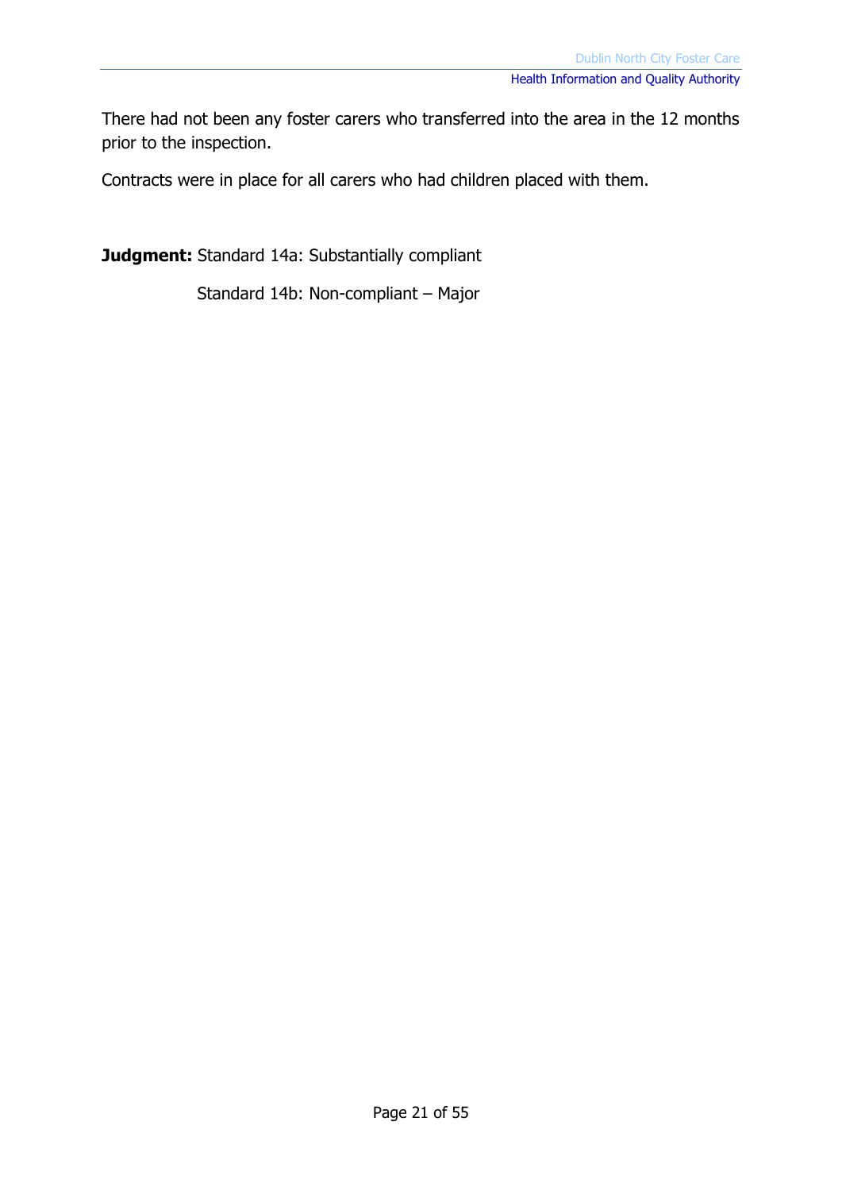There had not been any foster carers who transferred into the area in the 12 months prior to the inspection.

Contracts were in place for all carers who had children placed with them.

**Judgment:** Standard 14a: Substantially compliant

Standard 14b: Non-compliant – Major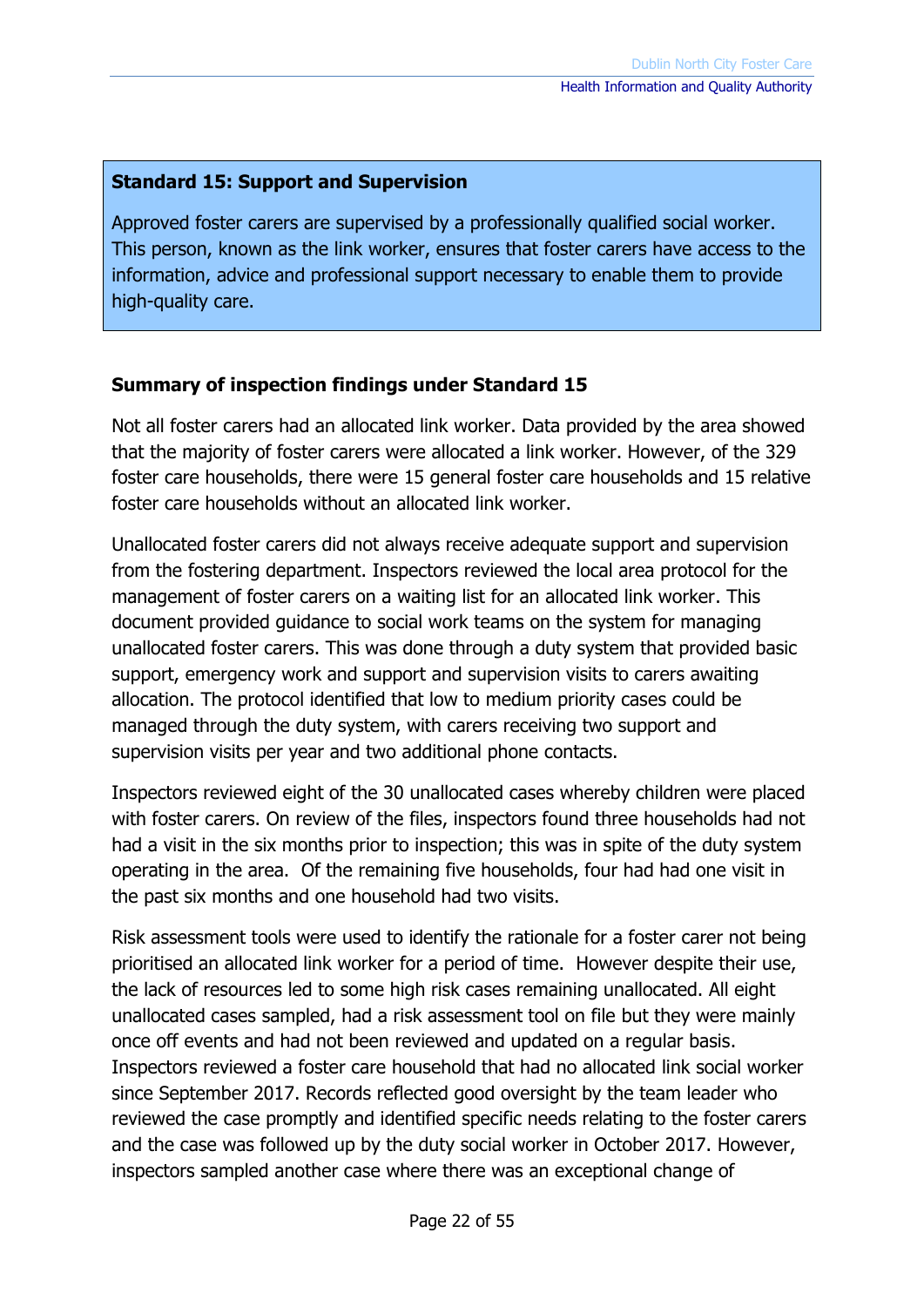**Standard 15: Support and Supervision**

Approved foster carers are supervised by a professionally qualified social worker. This person, known as the link worker, ensures that foster carers have access to the information, advice and professional support necessary to enable them to provide high-quality care.

**Summary of inspection findings under Standard 15**

Not all foster carers had an allocated link worker. Data provided by the area showed that the majority of foster carers were allocated a link worker. However, of the 329 foster care households, there were 15 general foster care households and 15 relative foster care households without an allocated link worker.

Unallocated foster carers did not always receive adequate support and supervision from the fostering department. Inspectors reviewed the local area protocol for the management of foster carers on a waiting list for an allocated link worker. This document provided guidance to social work teams on the system for managing unallocated foster carers. This was done through a duty system that provided basic support, emergency work and support and supervision visits to carers awaiting allocation. The protocol identified that low to medium priority cases could be managed through the duty system, with carers receiving two support and supervision visits per year and two additional phone contacts.

Inspectors reviewed eight of the 30 unallocated cases whereby children were placed with foster carers. On review of the files, inspectors found three households had not had a visit in the six months prior to inspection; this was in spite of the duty system operating in the area. Of the remaining five households, four had had one visit in the past six months and one household had two visits.

Risk assessment tools were used to identify the rationale for a foster carer not being prioritised an allocated link worker for a period of time. However despite their use, the lack of resources led to some high risk cases remaining unallocated. All eight unallocated cases sampled, had a risk assessment tool on file but they were mainly once off events and had not been reviewed and updated on a regular basis. Inspectors reviewed a foster care household that had no allocated link social worker since September 2017. Records reflected good oversight by the team leader who reviewed the case promptly and identified specific needs relating to the foster carers and the case was followed up by the duty social worker in October 2017. However, inspectors sampled another case where there was an exceptional change of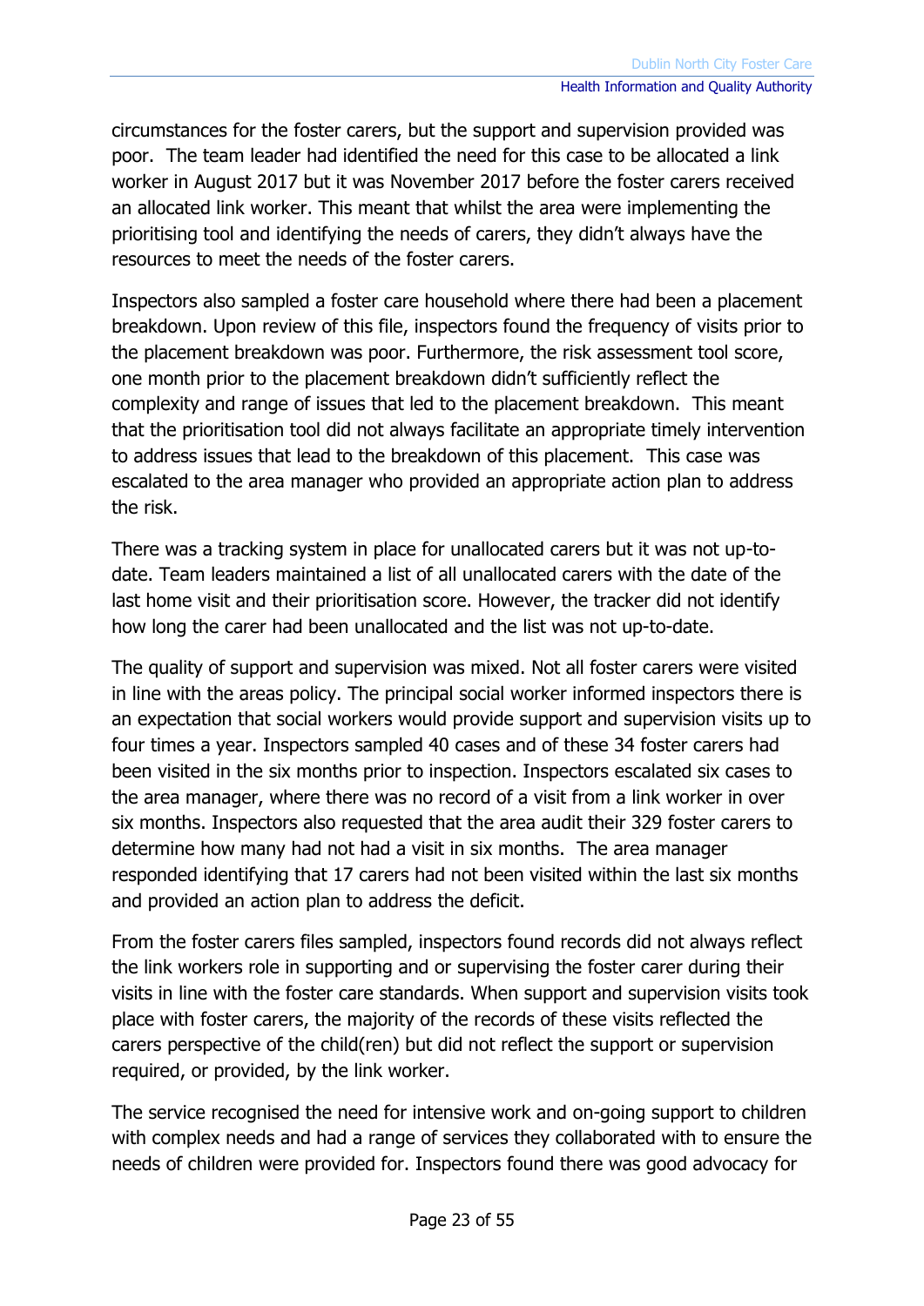circumstances for the foster carers, but the support and supervision provided was poor. The team leader had identified the need for this case to be allocated a link worker in August 2017 but it was November 2017 before the foster carers received an allocated link worker. This meant that whilst the area were implementing the prioritising tool and identifying the needs of carers, they didn't always have the resources to meet the needs of the foster carers.

Inspectors also sampled a foster care household where there had been a placement breakdown. Upon review of this file, inspectors found the frequency of visits prior to the placement breakdown was poor. Furthermore, the risk assessment tool score, one month prior to the placement breakdown didn't sufficiently reflect the complexity and range of issues that led to the placement breakdown. This meant that the prioritisation tool did not always facilitate an appropriate timely intervention to address issues that lead to the breakdown of this placement. This case was escalated to the area manager who provided an appropriate action plan to address the risk.

There was a tracking system in place for unallocated carers but it was not up-to-date. Team leaders maintained a list of all unallocated carers with the date of the last home visit and their prioritisation score. However, the tracker did not identify how long the carer had been unallocated and the list was not up-to-date.

The quality of support and supervision was mixed. Not all foster carers were visited in line with the areas policy. The principal social worker informed inspectors there is an expectation that social workers would provide support and supervision visits up to four times a year. Inspectors sampled 40 cases and of these 34 foster carers had been visited in the six months prior to inspection. Inspectors escalated six cases to the area manager, where there was no record of a visit from a link worker in over six months. Inspectors also requested that the area audit their 329 foster carers to determine how many had not had a visit in six months. The area manager responded identifying that 17 carers had not been visited within the last six months and provided an action plan to address the deficit.

From the foster carers files sampled, inspectors found records did not always reflect the link workers role in supporting and or supervising the foster carer during their visits in line with the foster care standards. When support and supervision visits took place with foster carers, the majority of the records of these visits reflected the carers perspective of the child(ren) but did not reflect the support or supervision required, or provided, by the link worker.

The service recognised the need for intensive work and on-going support to children with complex needs and had a range of services they collaborated with to ensure the needs of children were provided for. Inspectors found there was good advocacy for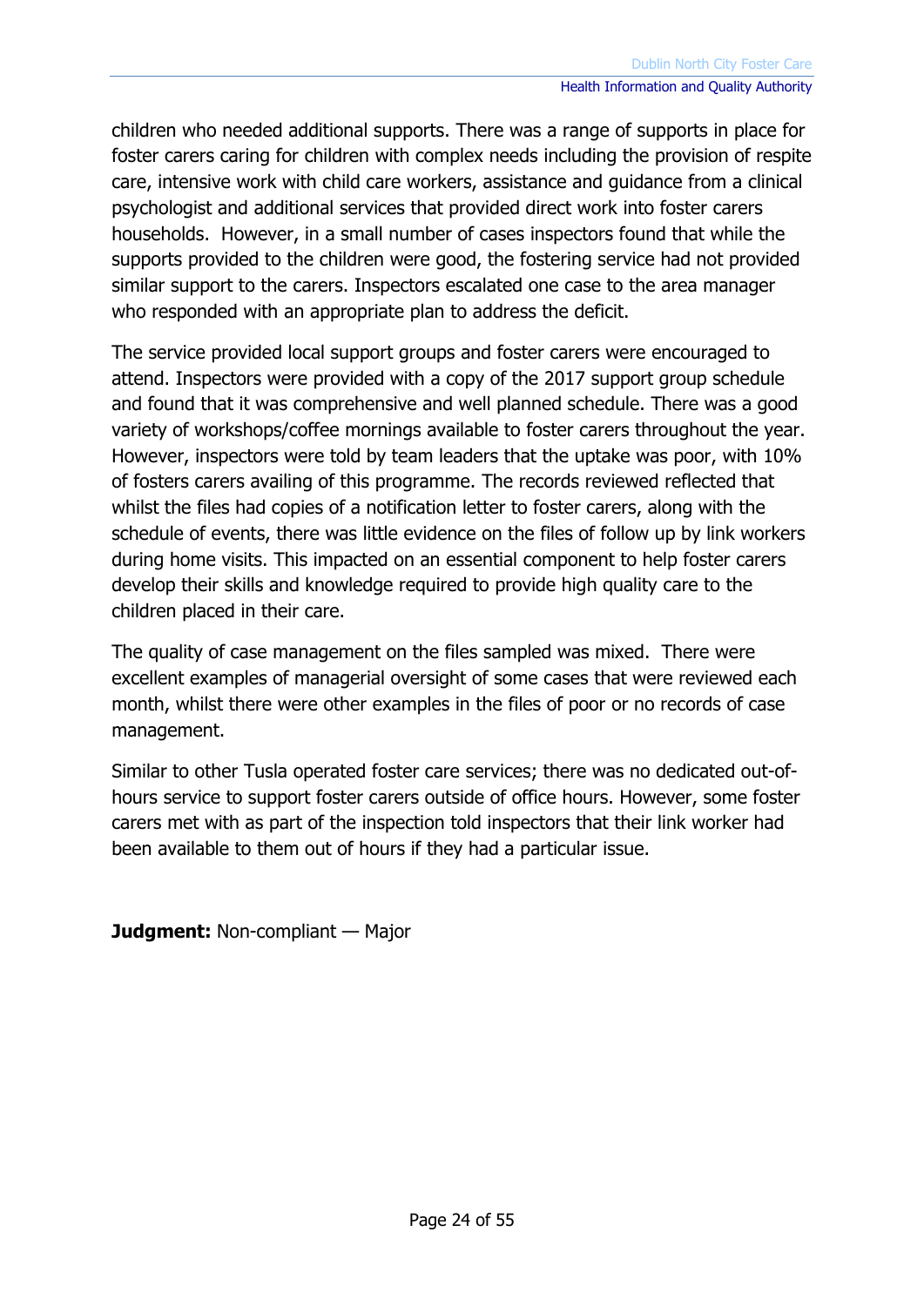children who needed additional supports. There was a range of supports in place for foster carers caring for children with complex needs including the provision of respite care, intensive work with child care workers, assistance and guidance from a clinical psychologist and additional services that provided direct work into foster carers households. However, in a small number of cases inspectors found that while the supports provided to the children were good, the fostering service had not provided similar support to the carers. Inspectors escalated one case to the area manager who responded with an appropriate plan to address the deficit.

The service provided local support groups and foster carers were encouraged to attend. Inspectors were provided with a copy of the 2017 support group schedule and found that it was comprehensive and well planned schedule. There was a good variety of workshops/coffee mornings available to foster carers throughout the year. However, inspectors were told by team leaders that the uptake was poor, with 10% of fosters carers availing of this programme. The records reviewed reflected that whilst the files had copies of a notification letter to foster carers, along with the schedule of events, there was little evidence on the files of follow up by link workers during home visits. This impacted on an essential component to help foster carers develop their skills and knowledge required to provide high quality care to the children placed in their care.

The quality of case management on the files sampled was mixed. There were excellent examples of managerial oversight of some cases that were reviewed each month, whilst there were other examples in the files of poor or no records of case management.

Similar to other Tusla operated foster care services; there was no dedicated out-of-hours service to support foster carers outside of office hours. However, some foster carers met with as part of the inspection told inspectors that their link worker had been available to them out of hours if they had a particular issue.

**Judgment:** Non-compliant — Major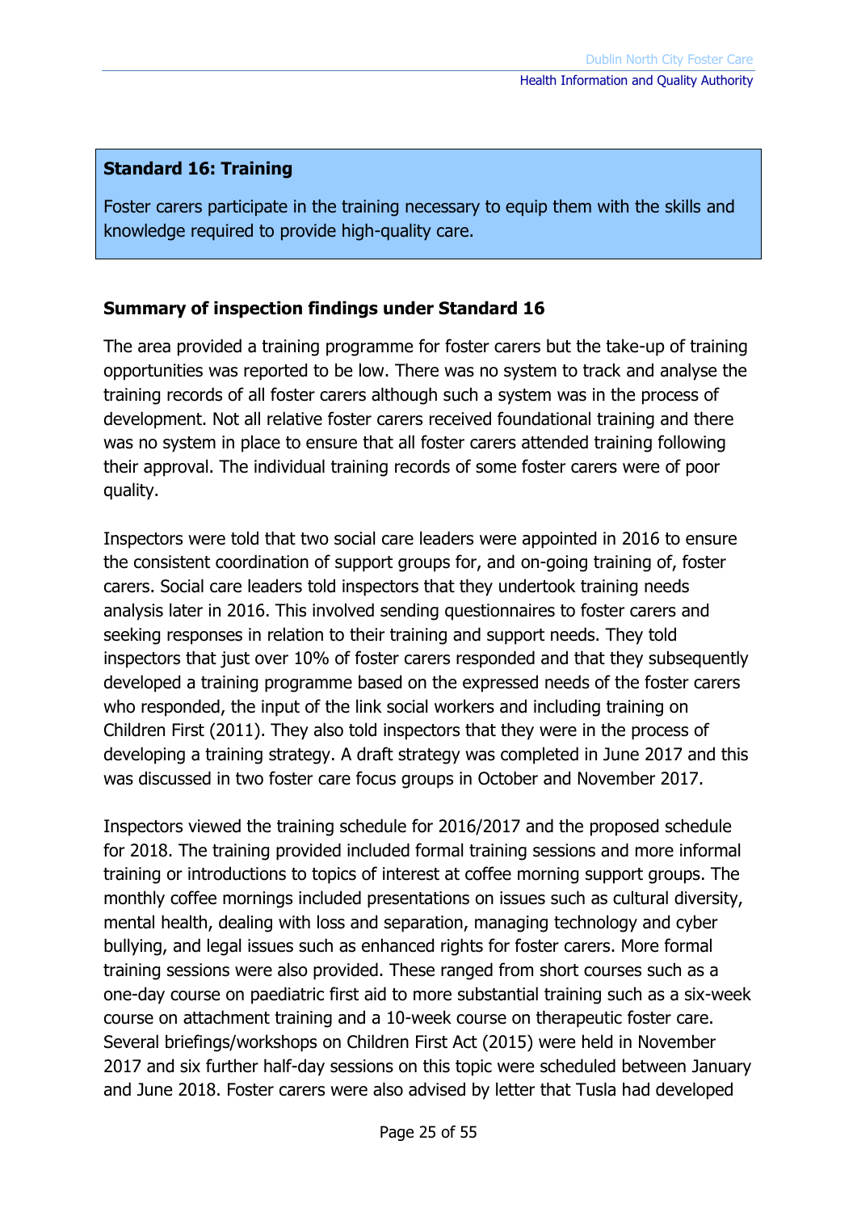**Standard 16: Training**

Foster carers participate in the training necessary to equip them with the skills and knowledge required to provide high-quality care.

### Summary of inspection findings under Standard 16

The area provided a training programme for foster carers but the take-up of training opportunities was reported to be low. There was no system to track and analyse the training records of all foster carers although such a system was in the process of development. Not all relative foster carers received foundational training and there was no system in place to ensure that all foster carers attended training following their approval. The individual training records of some foster carers were of poor quality.

Inspectors were told that two social care leaders were appointed in 2016 to ensure the consistent coordination of support groups for, and on-going training of, foster carers. Social care leaders told inspectors that they undertook training needs analysis later in 2016. This involved sending questionnaires to foster carers and seeking responses in relation to their training and support needs. They told inspectors that just over 10% of foster carers responded and that they subsequently developed a training programme based on the expressed needs of the foster carers who responded, the input of the link social workers and including training on Children First (2011). They also told inspectors that they were in the process of developing a training strategy. A draft strategy was completed in June 2017 and this was discussed in two foster care focus groups in October and November 2017.

Inspectors viewed the training schedule for 2016/2017 and the proposed schedule for 2018. The training provided included formal training sessions and more informal training or introductions to topics of interest at coffee morning support groups. The monthly coffee mornings included presentations on issues such as cultural diversity, mental health, dealing with loss and separation, managing technology and cyber bullying, and legal issues such as enhanced rights for foster carers. More formal training sessions were also provided. These ranged from short courses such as a one-day course on paediatric first aid to more substantial training such as a six-week course on attachment training and a 10-week course on therapeutic foster care. Several briefings/workshops on Children First Act (2015) were held in November 2017 and six further half-day sessions on this topic were scheduled between January and June 2018. Foster carers were also advised by letter that Tusla had developed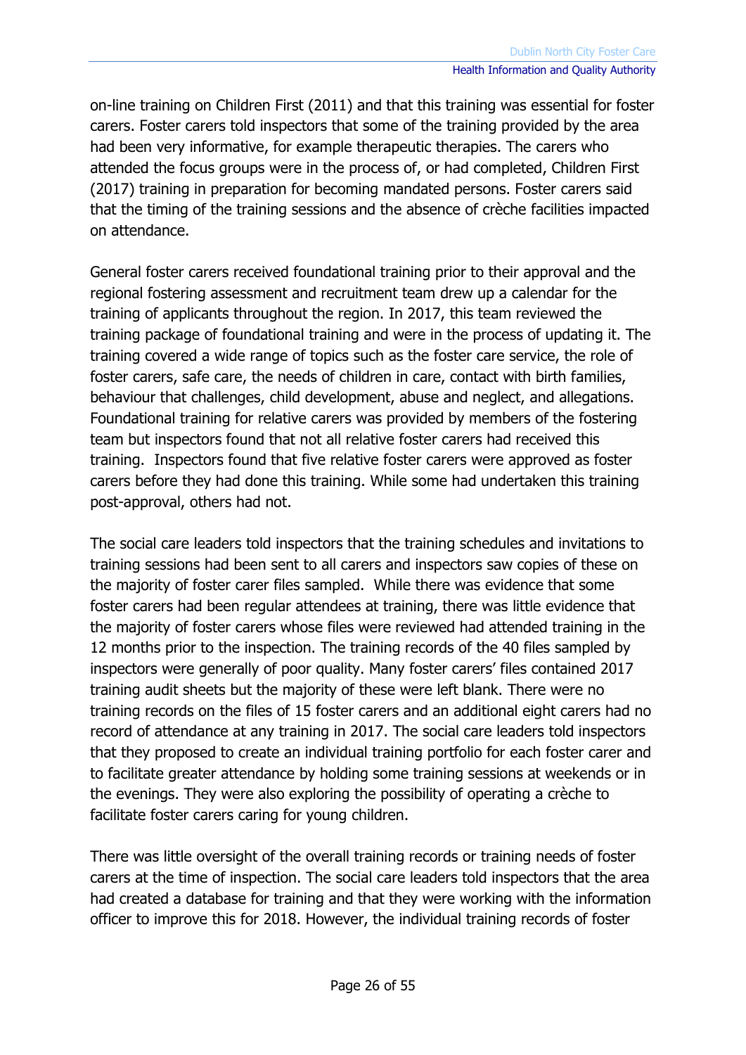on-line training on Children First (2011) and that this training was essential for foster carers. Foster carers told inspectors that some of the training provided by the area had been very informative, for example therapeutic therapies. The carers who attended the focus groups were in the process of, or had completed, Children First (2017) training in preparation for becoming mandated persons. Foster carers said that the timing of the training sessions and the absence of crèche facilities impacted on attendance.

General foster carers received foundational training prior to their approval and the regional fostering assessment and recruitment team drew up a calendar for the training of applicants throughout the region. In 2017, this team reviewed the training package of foundational training and were in the process of updating it. The training covered a wide range of topics such as the foster care service, the role of foster carers, safe care, the needs of children in care, contact with birth families, behaviour that challenges, child development, abuse and neglect, and allegations. Foundational training for relative carers was provided by members of the fostering team but inspectors found that not all relative foster carers had received this training. Inspectors found that five relative foster carers were approved as foster carers before they had done this training. While some had undertaken this training post-approval, others had not.

The social care leaders told inspectors that the training schedules and invitations to training sessions had been sent to all carers and inspectors saw copies of these on the majority of foster carer files sampled. While there was evidence that some foster carers had been regular attendees at training, there was little evidence that the majority of foster carers whose files were reviewed had attended training in the 12 months prior to the inspection. The training records of the 40 files sampled by inspectors were generally of poor quality. Many foster carers' files contained 2017 training audit sheets but the majority of these were left blank. There were no training records on the files of 15 foster carers and an additional eight carers had no record of attendance at any training in 2017. The social care leaders told inspectors that they proposed to create an individual training portfolio for each foster carer and to facilitate greater attendance by holding some training sessions at weekends or in the evenings. They were also exploring the possibility of operating a crèche to facilitate foster carers caring for young children.

There was little oversight of the overall training records or training needs of foster carers at the time of inspection. The social care leaders told inspectors that the area had created a database for training and that they were working with the information officer to improve this for 2018. However, the individual training records of foster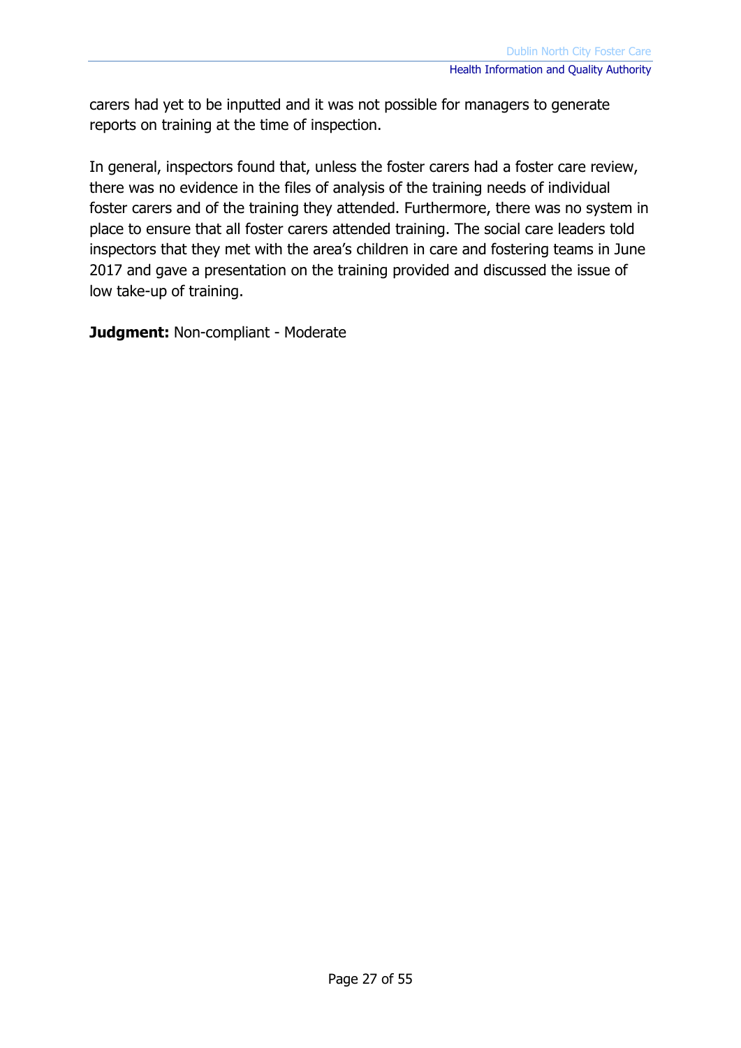carers had yet to be inputted and it was not possible for managers to generate reports on training at the time of inspection.

In general, inspectors found that, unless the foster carers had a foster care review, there was no evidence in the files of analysis of the training needs of individual foster carers and of the training they attended. Furthermore, there was no system in place to ensure that all foster carers attended training. The social care leaders told inspectors that they met with the area's children in care and fostering teams in June 2017 and gave a presentation on the training provided and discussed the issue of low take-up of training.

**Judgment:** Non-compliant - Moderate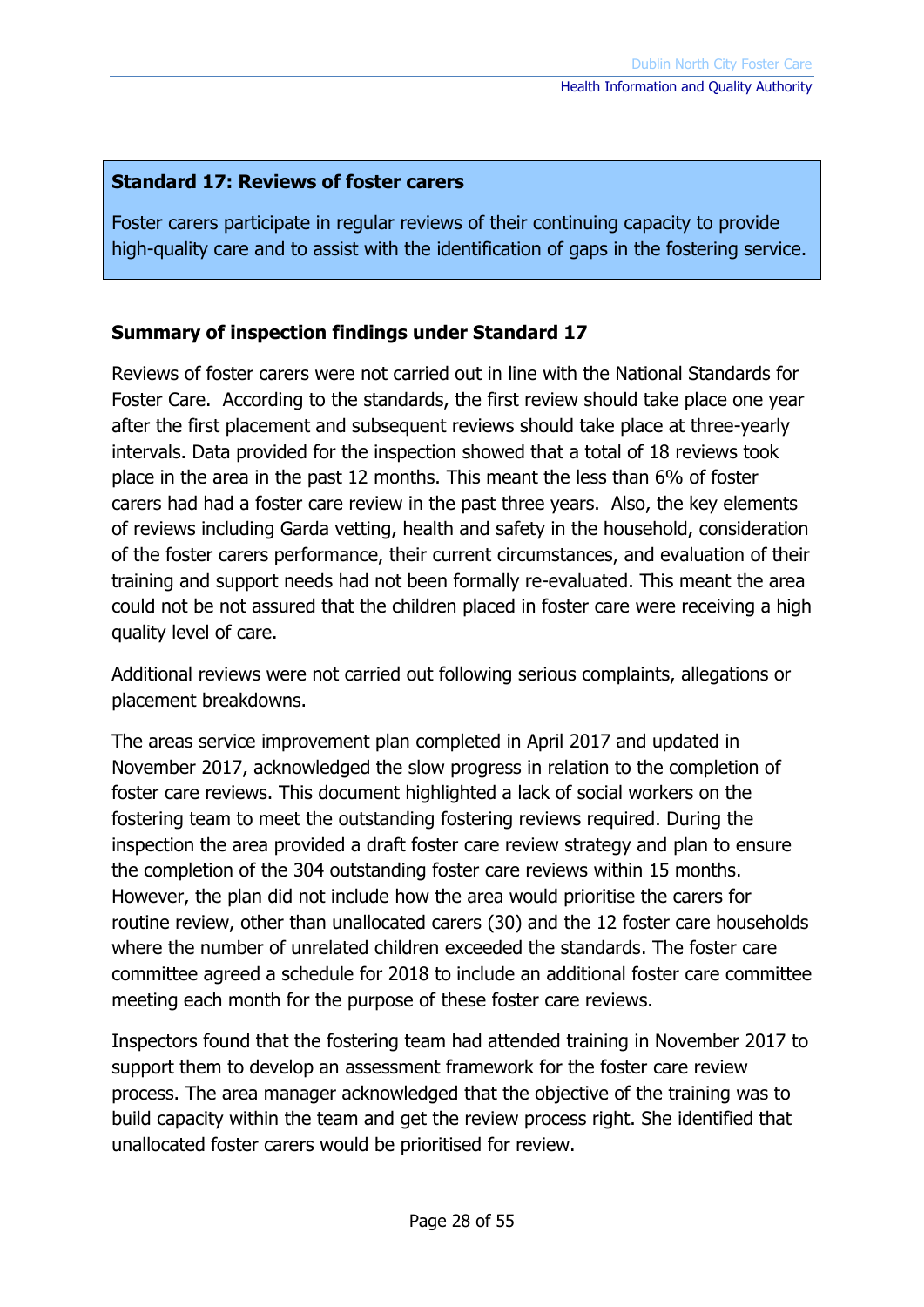## Standard 17: Reviews of foster carers

Foster carers participate in regular reviews of their continuing capacity to provide high-quality care and to assist with the identification of gaps in the fostering service.

### Summary of inspection findings under Standard 17

Reviews of foster carers were not carried out in line with the National Standards for Foster Care. According to the standards, the first review should take place one year after the first placement and subsequent reviews should take place at three-yearly intervals. Data provided for the inspection showed that a total of 18 reviews took place in the area in the past 12 months. This meant the less than 6% of foster carers had had a foster care review in the past three years. Also, the key elements of reviews including Garda vetting, health and safety in the household, consideration of the foster carers performance, their current circumstances, and evaluation of their training and support needs had not been formally re-evaluated. This meant the area could not be not assured that the children placed in foster care were receiving a high quality level of care.

Additional reviews were not carried out following serious complaints, allegations or placement breakdowns.

The areas service improvement plan completed in April 2017 and updated in November 2017, acknowledged the slow progress in relation to the completion of foster care reviews. This document highlighted a lack of social workers on the fostering team to meet the outstanding fostering reviews required. During the inspection the area provided a draft foster care review strategy and plan to ensure the completion of the 304 outstanding foster care reviews within 15 months. However, the plan did not include how the area would prioritise the carers for routine review, other than unallocated carers (30) and the 12 foster care households where the number of unrelated children exceeded the standards. The foster care committee agreed a schedule for 2018 to include an additional foster care committee meeting each month for the purpose of these foster care reviews.

Inspectors found that the fostering team had attended training in November 2017 to support them to develop an assessment framework for the foster care review process. The area manager acknowledged that the objective of the training was to build capacity within the team and get the review process right. She identified that unallocated foster carers would be prioritised for review.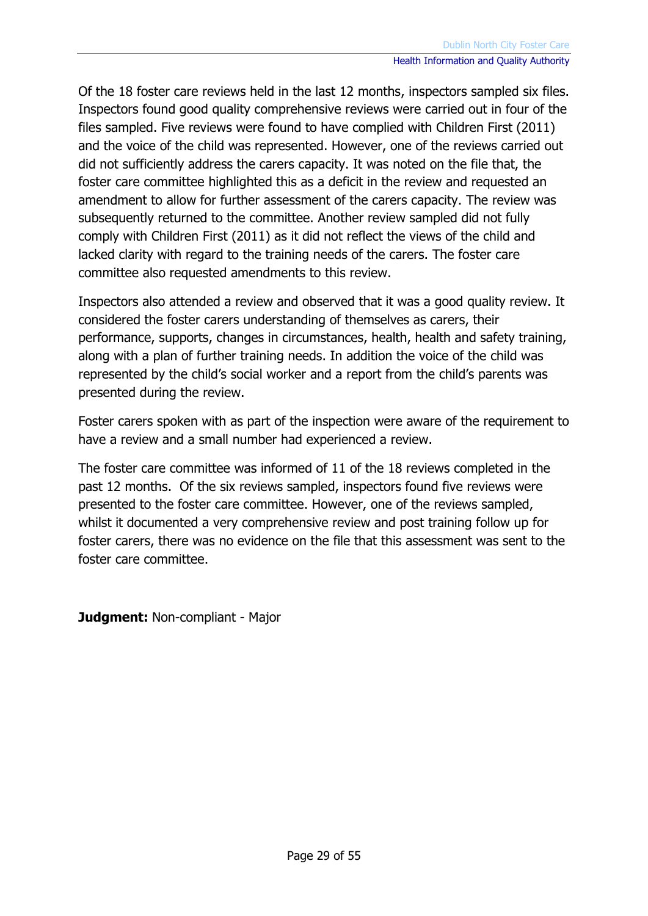Of the 18 foster care reviews held in the last 12 months, inspectors sampled six files. Inspectors found good quality comprehensive reviews were carried out in four of the files sampled. Five reviews were found to have complied with Children First (2011) and the voice of the child was represented. However, one of the reviews carried out did not sufficiently address the carers capacity. It was noted on the file that, the foster care committee highlighted this as a deficit in the review and requested an amendment to allow for further assessment of the carers capacity. The review was subsequently returned to the committee. Another review sampled did not fully comply with Children First (2011) as it did not reflect the views of the child and lacked clarity with regard to the training needs of the carers. The foster care committee also requested amendments to this review.

Inspectors also attended a review and observed that it was a good quality review. It considered the foster carers understanding of themselves as carers, their performance, supports, changes in circumstances, health, health and safety training, along with a plan of further training needs. In addition the voice of the child was represented by the child's social worker and a report from the child's parents was presented during the review.

Foster carers spoken with as part of the inspection were aware of the requirement to have a review and a small number had experienced a review.

The foster care committee was informed of 11 of the 18 reviews completed in the past 12 months. Of the six reviews sampled, inspectors found five reviews were presented to the foster care committee. However, one of the reviews sampled, whilst it documented a very comprehensive review and post training follow up for foster carers, there was no evidence on the file that this assessment was sent to the foster care committee.

**Judgment:** Non-compliant - Major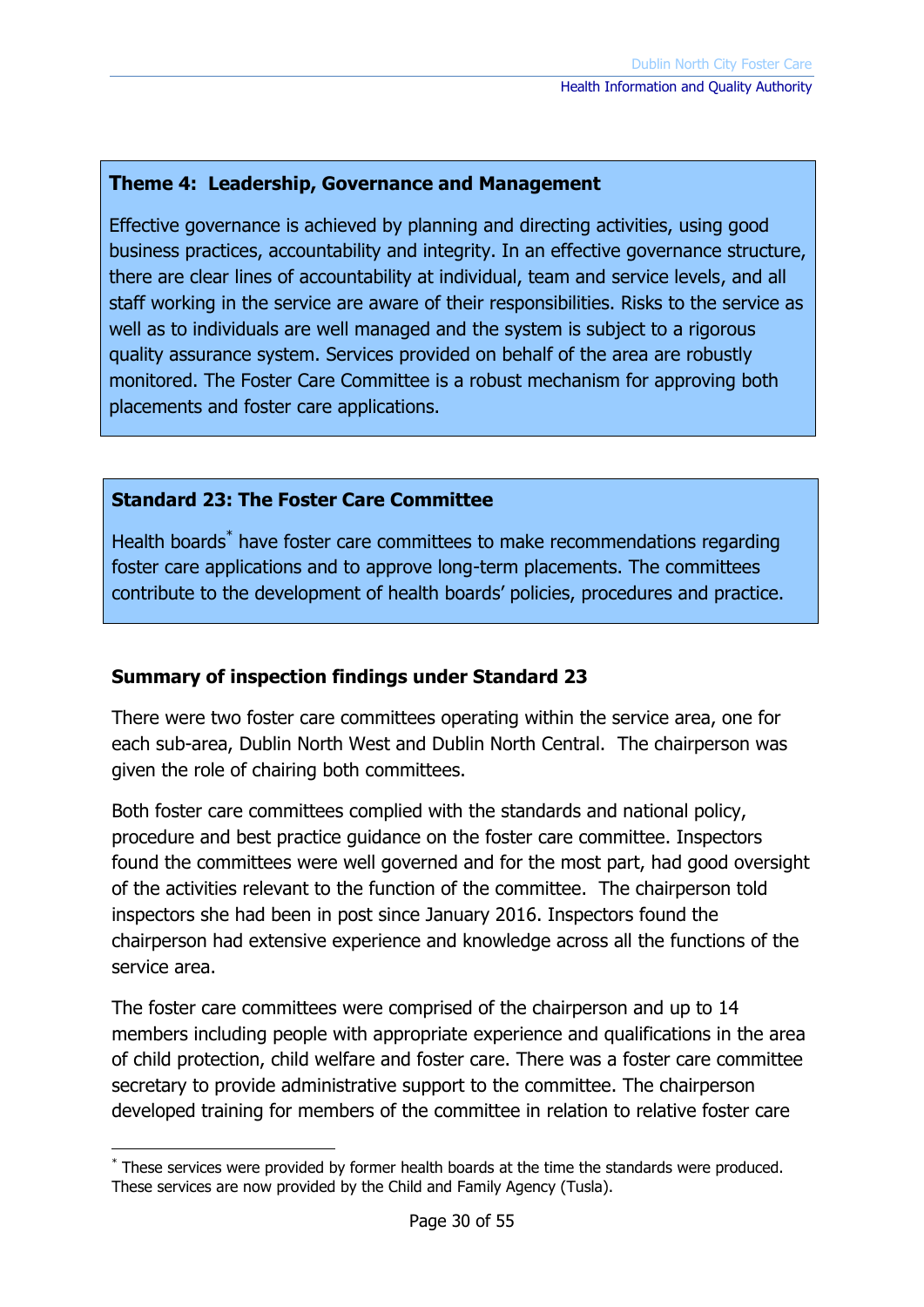### Theme 4: Leadership, Governance and Management

Effective governance is achieved by planning and directing activities, using good business practices, accountability and integrity. In an effective governance structure, there are clear lines of accountability at individual, team and service levels, and all staff working in the service are aware of their responsibilities. Risks to the service as well as to individuals are well managed and the system is subject to a rigorous quality assurance system. Services provided on behalf of the area are robustly monitored. The Foster Care Committee is a robust mechanism for approving both placements and foster care applications.

### Standard 23: The Foster Care Committee

Health boards* have foster care committees to make recommendations regarding foster care applications and to approve long-term placements. The committees contribute to the development of health boards' policies, procedures and practice.

### Summary of inspection findings under Standard 23

There were two foster care committees operating within the service area, one for each sub-area, Dublin North West and Dublin North Central. The chairperson was given the role of chairing both committees.

Both foster care committees complied with the standards and national policy, procedure and best practice guidance on the foster care committee. Inspectors found the committees were well governed and for the most part, had good oversight of the activities relevant to the function of the committee. The chairperson told inspectors she had been in post since January 2016. Inspectors found the chairperson had extensive experience and knowledge across all the functions of the service area.

The foster care committees were comprised of the chairperson and up to 14 members including people with appropriate experience and qualifications in the area of child protection, child welfare and foster care. There was a foster care committee secretary to provide administrative support to the committee. The chairperson developed training for members of the committee in relation to relative foster care

---

* These services were provided by former health boards at the time the standards were produced. These services are now provided by the Child and Family Agency (Tusla).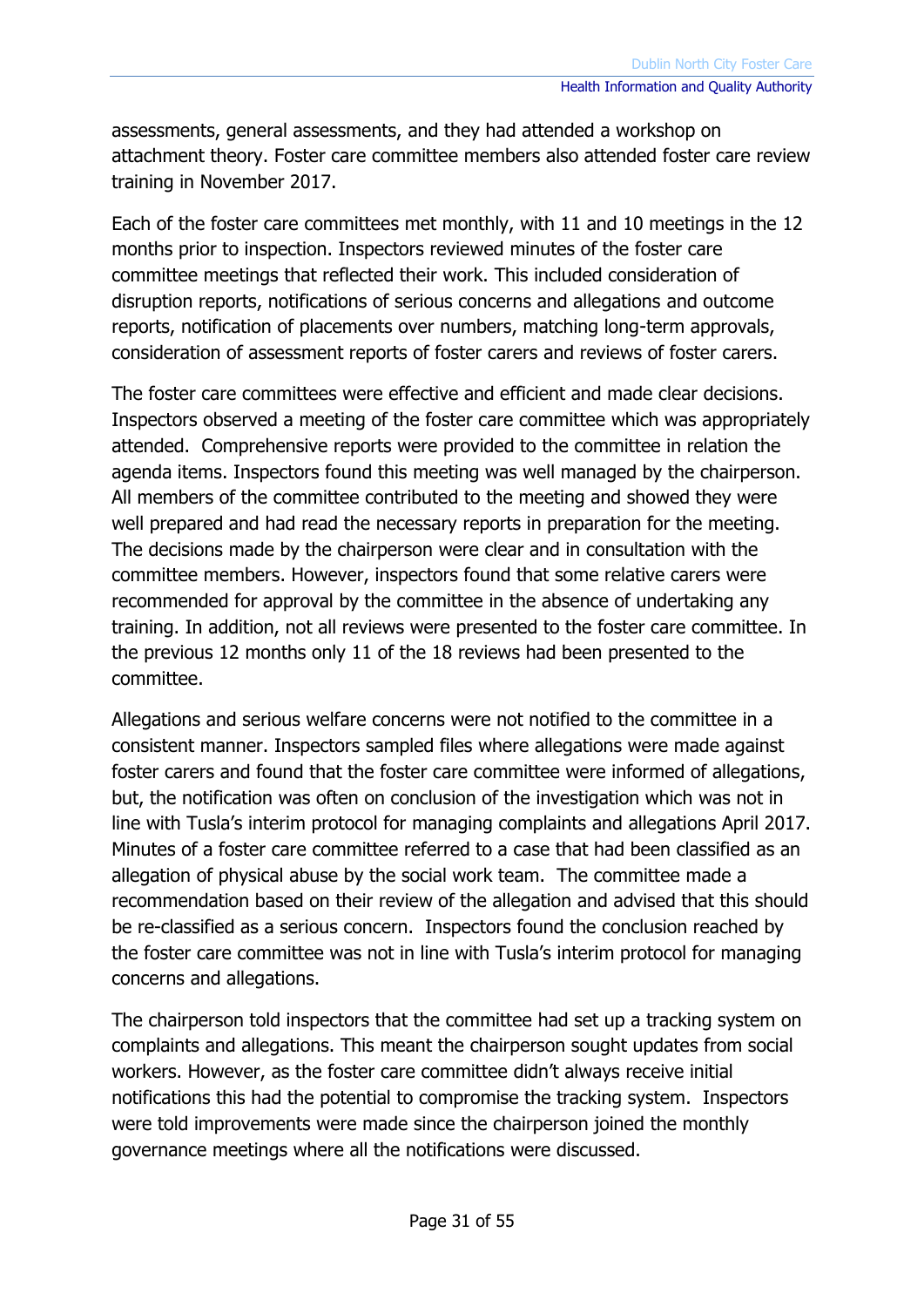assessments, general assessments, and they had attended a workshop on attachment theory. Foster care committee members also attended foster care review training in November 2017.

Each of the foster care committees met monthly, with 11 and 10 meetings in the 12 months prior to inspection. Inspectors reviewed minutes of the foster care committee meetings that reflected their work. This included consideration of disruption reports, notifications of serious concerns and allegations and outcome reports, notification of placements over numbers, matching long-term approvals, consideration of assessment reports of foster carers and reviews of foster carers.

The foster care committees were effective and efficient and made clear decisions. Inspectors observed a meeting of the foster care committee which was appropriately attended. Comprehensive reports were provided to the committee in relation the agenda items. Inspectors found this meeting was well managed by the chairperson. All members of the committee contributed to the meeting and showed they were well prepared and had read the necessary reports in preparation for the meeting. The decisions made by the chairperson were clear and in consultation with the committee members. However, inspectors found that some relative carers were recommended for approval by the committee in the absence of undertaking any training. In addition, not all reviews were presented to the foster care committee. In the previous 12 months only 11 of the 18 reviews had been presented to the committee.

Allegations and serious welfare concerns were not notified to the committee in a consistent manner. Inspectors sampled files where allegations were made against foster carers and found that the foster care committee were informed of allegations, but, the notification was often on conclusion of the investigation which was not in line with Tusla's interim protocol for managing complaints and allegations April 2017. Minutes of a foster care committee referred to a case that had been classified as an allegation of physical abuse by the social work team. The committee made a recommendation based on their review of the allegation and advised that this should be re-classified as a serious concern. Inspectors found the conclusion reached by the foster care committee was not in line with Tusla's interim protocol for managing concerns and allegations.

The chairperson told inspectors that the committee had set up a tracking system on complaints and allegations. This meant the chairperson sought updates from social workers. However, as the foster care committee didn't always receive initial notifications this had the potential to compromise the tracking system. Inspectors were told improvements were made since the chairperson joined the monthly governance meetings where all the notifications were discussed.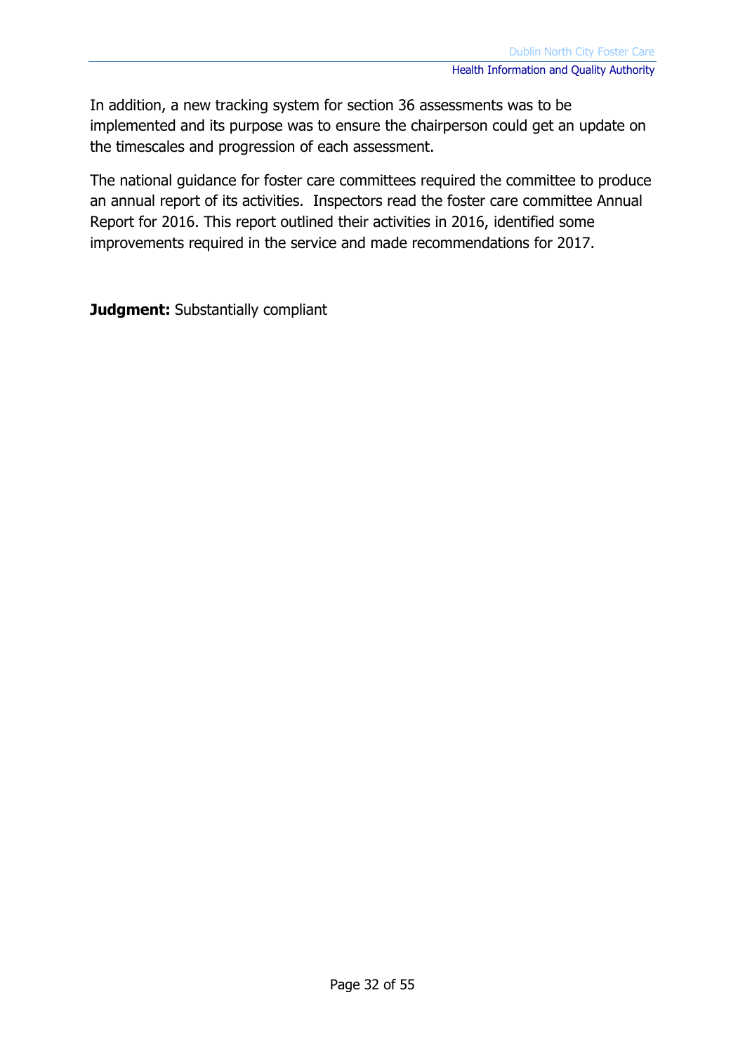In addition, a new tracking system for section 36 assessments was to be implemented and its purpose was to ensure the chairperson could get an update on the timescales and progression of each assessment.

The national guidance for foster care committees required the committee to produce an annual report of its activities. Inspectors read the foster care committee Annual Report for 2016. This report outlined their activities in 2016, identified some improvements required in the service and made recommendations for 2017.

**Judgment:** Substantially compliant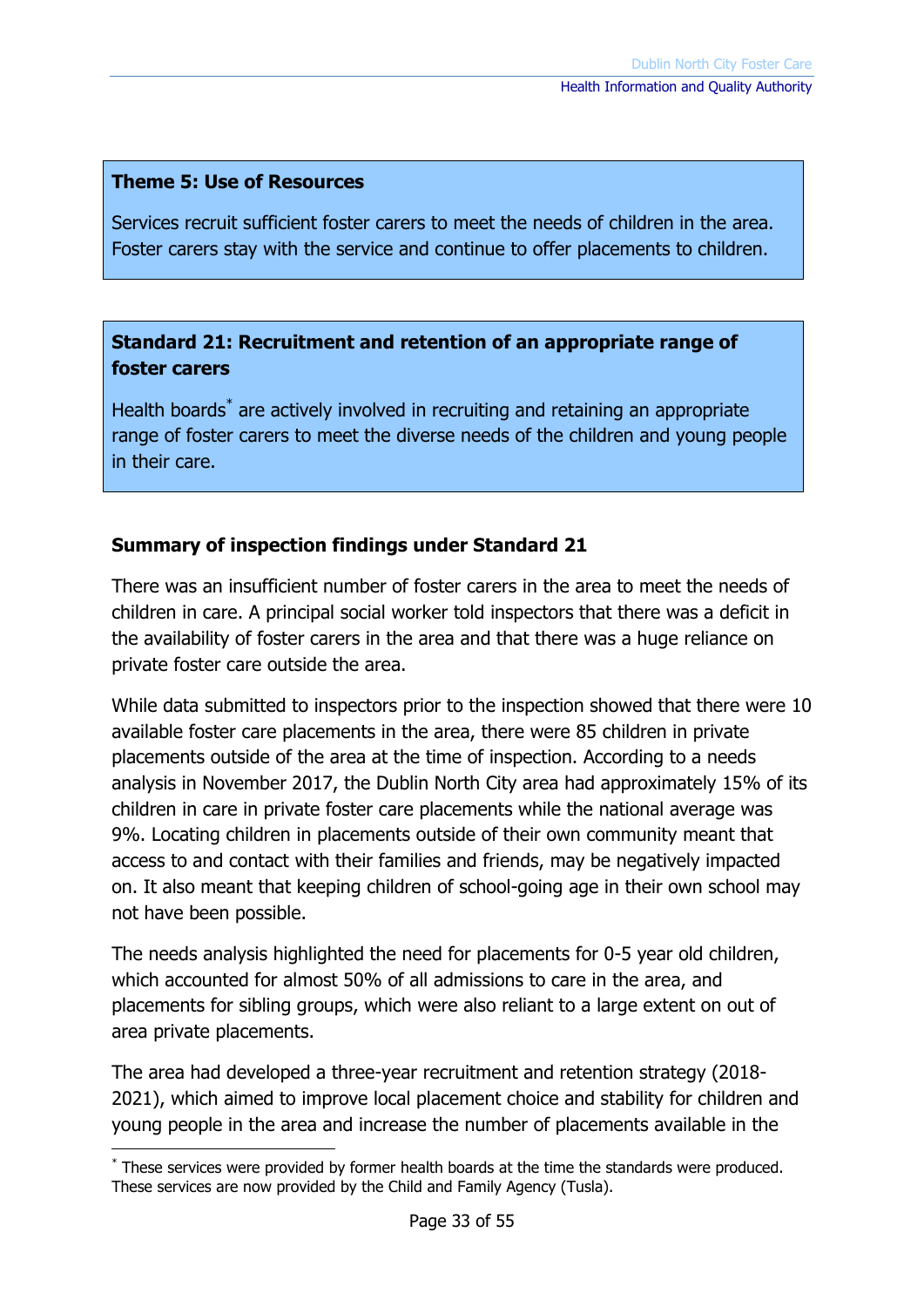**Theme 5: Use of Resources**

Services recruit sufficient foster carers to meet the needs of children in the area. Foster carers stay with the service and continue to offer placements to children.

**Standard 21: Recruitment and retention of an appropriate range of foster carers**

Health boards[*] are actively involved in recruiting and retaining an appropriate range of foster carers to meet the diverse needs of the children and young people in their care.

**Summary of inspection findings under Standard 21**

There was an insufficient number of foster carers in the area to meet the needs of children in care. A principal social worker told inspectors that there was a deficit in the availability of foster carers in the area and that there was a huge reliance on private foster care outside the area.

While data submitted to inspectors prior to the inspection showed that there were 10 available foster care placements in the area, there were 85 children in private placements outside of the area at the time of inspection. According to a needs analysis in November 2017, the Dublin North City area had approximately 15% of its children in care in private foster care placements while the national average was 9%. Locating children in placements outside of their own community meant that access to and contact with their families and friends, may be negatively impacted on. It also meant that keeping children of school-going age in their own school may not have been possible.

The needs analysis highlighted the need for placements for 0-5 year old children, which accounted for almost 50% of all admissions to care in the area, and placements for sibling groups, which were also reliant to a large extent on out of area private placements.

The area had developed a three-year recruitment and retention strategy (2018-2021), which aimed to improve local placement choice and stability for children and young people in the area and increase the number of placements available in the

[*] These services were provided by former health boards at the time the standards were produced. These services are now provided by the Child and Family Agency (Tusla).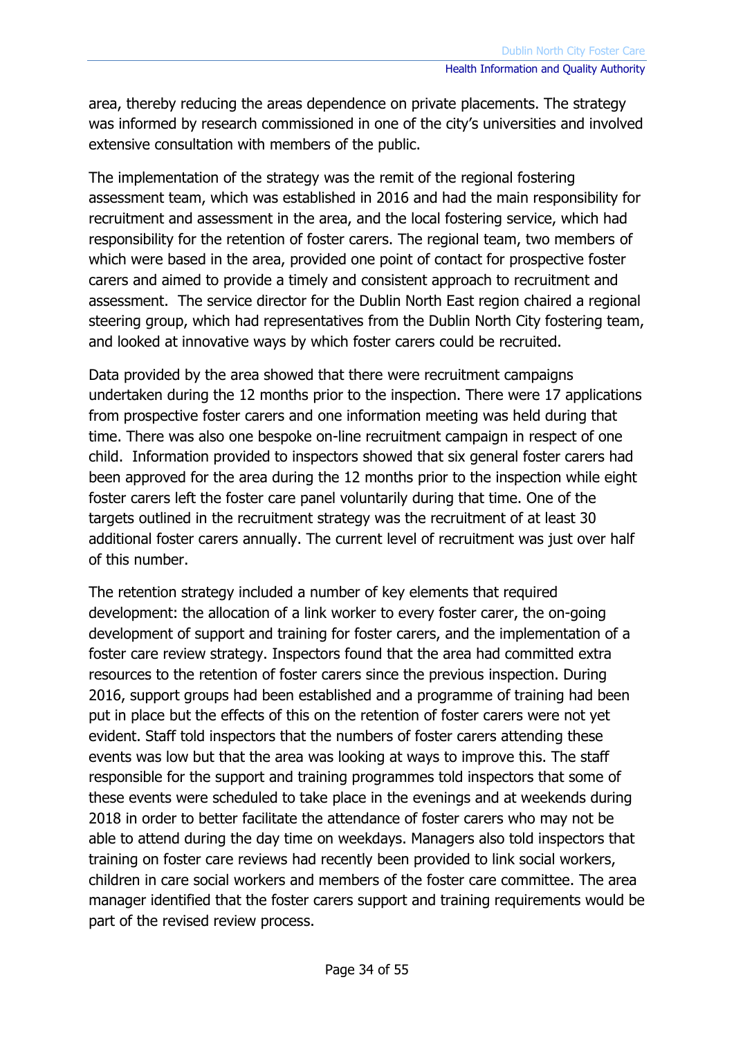area, thereby reducing the areas dependence on private placements. The strategy was informed by research commissioned in one of the city's universities and involved extensive consultation with members of the public.

The implementation of the strategy was the remit of the regional fostering assessment team, which was established in 2016 and had the main responsibility for recruitment and assessment in the area, and the local fostering service, which had responsibility for the retention of foster carers. The regional team, two members of which were based in the area, provided one point of contact for prospective foster carers and aimed to provide a timely and consistent approach to recruitment and assessment. The service director for the Dublin North East region chaired a regional steering group, which had representatives from the Dublin North City fostering team, and looked at innovative ways by which foster carers could be recruited.

Data provided by the area showed that there were recruitment campaigns undertaken during the 12 months prior to the inspection. There were 17 applications from prospective foster carers and one information meeting was held during that time. There was also one bespoke on-line recruitment campaign in respect of one child. Information provided to inspectors showed that six general foster carers had been approved for the area during the 12 months prior to the inspection while eight foster carers left the foster care panel voluntarily during that time. One of the targets outlined in the recruitment strategy was the recruitment of at least 30 additional foster carers annually. The current level of recruitment was just over half of this number.

The retention strategy included a number of key elements that required development: the allocation of a link worker to every foster carer, the on-going development of support and training for foster carers, and the implementation of a foster care review strategy. Inspectors found that the area had committed extra resources to the retention of foster carers since the previous inspection. During 2016, support groups had been established and a programme of training had been put in place but the effects of this on the retention of foster carers were not yet evident. Staff told inspectors that the numbers of foster carers attending these events was low but that the area was looking at ways to improve this. The staff responsible for the support and training programmes told inspectors that some of these events were scheduled to take place in the evenings and at weekends during 2018 in order to better facilitate the attendance of foster carers who may not be able to attend during the day time on weekdays. Managers also told inspectors that training on foster care reviews had recently been provided to link social workers, children in care social workers and members of the foster care committee. The area manager identified that the foster carers support and training requirements would be part of the revised review process.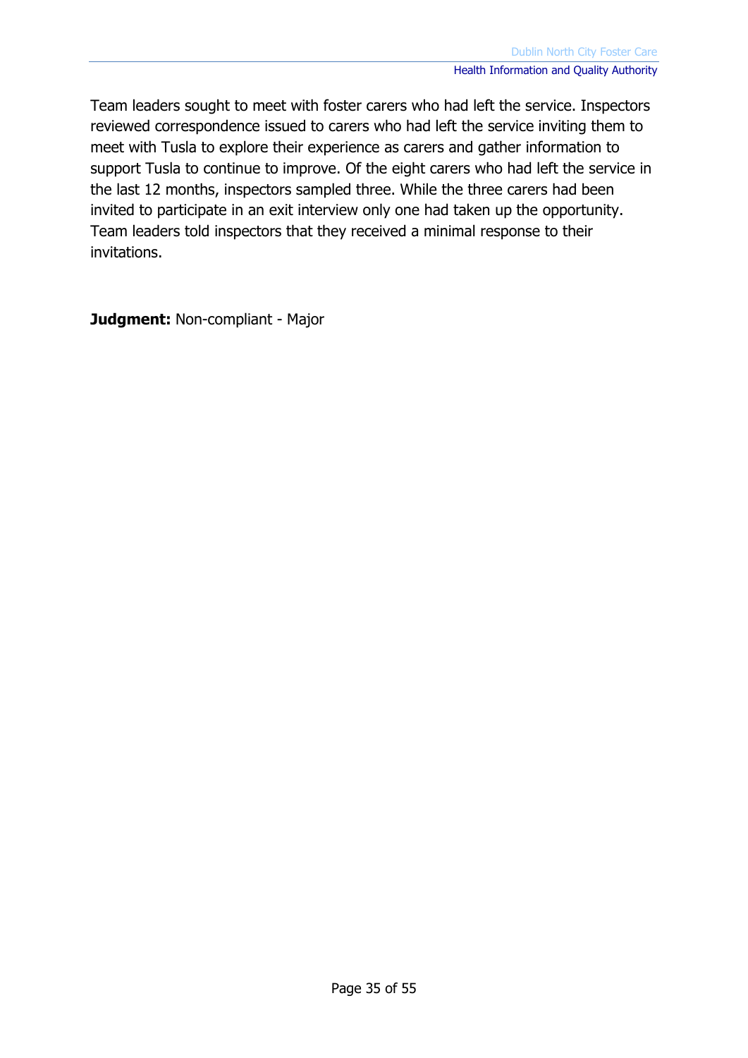Team leaders sought to meet with foster carers who had left the service. Inspectors reviewed correspondence issued to carers who had left the service inviting them to meet with Tusla to explore their experience as carers and gather information to support Tusla to continue to improve. Of the eight carers who had left the service in the last 12 months, inspectors sampled three. While the three carers had been invited to participate in an exit interview only one had taken up the opportunity. Team leaders told inspectors that they received a minimal response to their invitations.

**Judgment:** Non-compliant - Major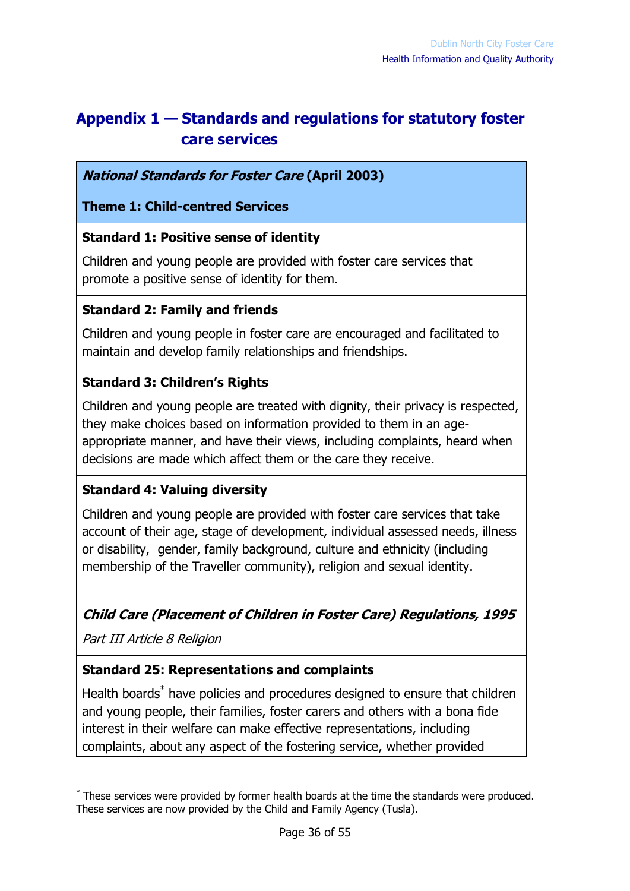## Appendix 1 — Standards and regulations for statutory foster care services

***National Standards for Foster Care* (April 2003)**

**Theme 1: Child-centred Services**

**Standard 1: Positive sense of identity**

Children and young people are provided with foster care services that promote a positive sense of identity for them.

**Standard 2: Family and friends**

Children and young people in foster care are encouraged and facilitated to maintain and develop family relationships and friendships.

**Standard 3: Children's Rights**

Children and young people are treated with dignity, their privacy is respected, they make choices based on information provided to them in an age-appropriate manner, and have their views, including complaints, heard when decisions are made which affect them or the care they receive.

**Standard 4: Valuing diversity**

Children and young people are provided with foster care services that take account of their age, stage of development, individual assessed needs, illness or disability, gender, family background, culture and ethnicity (including membership of the Traveller community), religion and sexual identity.

***Child Care (Placement of Children in Foster Care) Regulations, 1995***

*Part III Article 8 Religion*

**Standard 25: Representations and complaints**

Health boards* have policies and procedures designed to ensure that children and young people, their families, foster carers and others with a bona fide interest in their welfare can make effective representations, including complaints, about any aspect of the fostering service, whether provided

---

* These services were provided by former health boards at the time the standards were produced. These services are now provided by the Child and Family Agency (Tusla).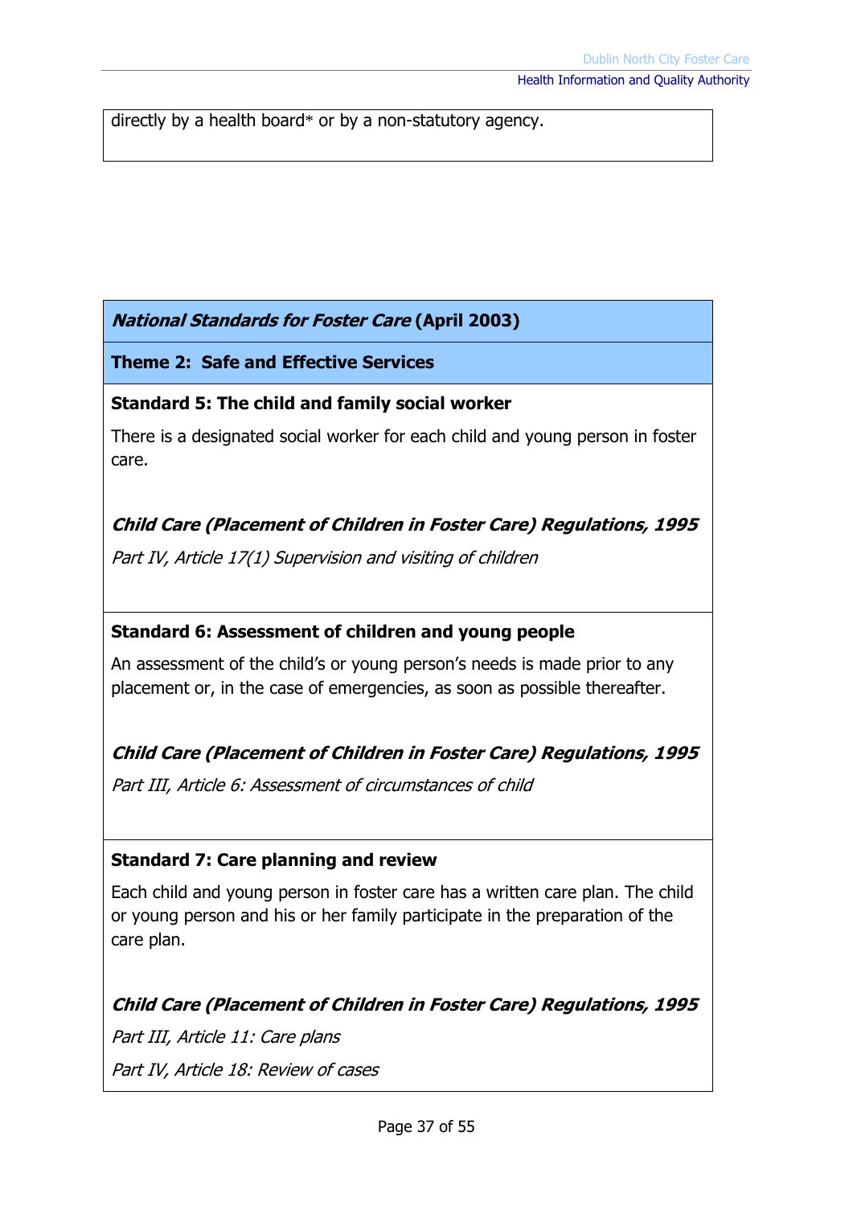directly by a health board* or by a non-statutory agency.

| ***National Standards for Foster Care* (April 2003)** |
|---|
| **Theme 2: Safe and Effective Services** |
| **Standard 5: The child and family social worker**<br><br>There is a designated social worker for each child and young person in foster care.<br><br>***Child Care (Placement of Children in Foster Care) Regulations, 1995***<br><br>*Part IV, Article 17(1) Supervision and visiting of children* |
| **Standard 6: Assessment of children and young people**<br><br>An assessment of the child's or young person's needs is made prior to any placement or, in the case of emergencies, as soon as possible thereafter.<br><br>***Child Care (Placement of Children in Foster Care) Regulations, 1995***<br><br>*Part III, Article 6: Assessment of circumstances of child* |
| **Standard 7: Care planning and review**<br><br>Each child and young person in foster care has a written care plan. The child or young person and his or her family participate in the preparation of the care plan.<br><br>***Child Care (Placement of Children in Foster Care) Regulations, 1995***<br><br>*Part III, Article 11: Care plans*<br><br>*Part IV, Article 18: Review of cases* |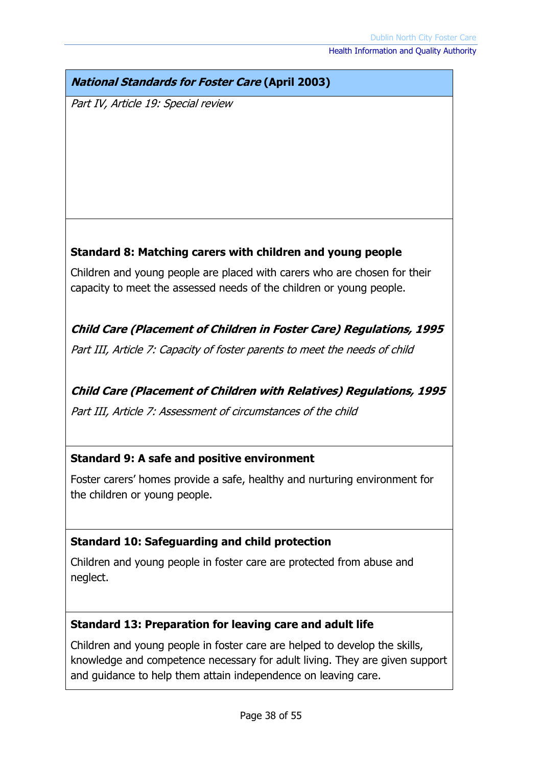**_National Standards for Foster Care_ (April 2003)**

*Part IV, Article 19: Special review*

**Standard 8: Matching carers with children and young people**

Children and young people are placed with carers who are chosen for their capacity to meet the assessed needs of the children or young people.

***Child Care (Placement of Children in Foster Care) Regulations, 1995***

*Part III, Article 7: Capacity of foster parents to meet the needs of child*

***Child Care (Placement of Children with Relatives) Regulations, 1995***

*Part III, Article 7: Assessment of circumstances of the child*

**Standard 9: A safe and positive environment**

Foster carers' homes provide a safe, healthy and nurturing environment for the children or young people.

**Standard 10: Safeguarding and child protection**

Children and young people in foster care are protected from abuse and neglect.

**Standard 13: Preparation for leaving care and adult life**

Children and young people in foster care are helped to develop the skills, knowledge and competence necessary for adult living. They are given support and guidance to help them attain independence on leaving care.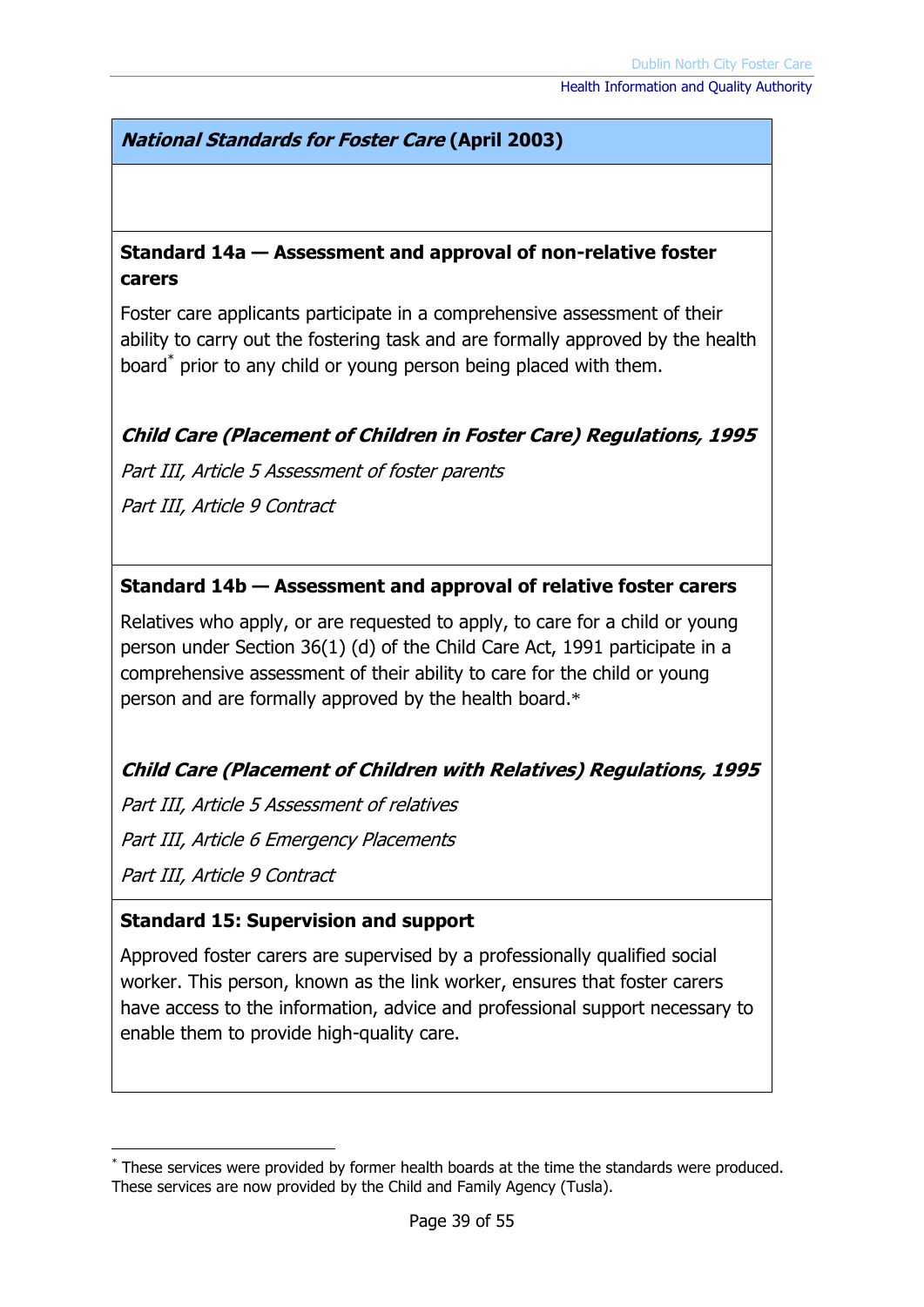**_National Standards for Foster Care_ (April 2003)**

**Standard 14a — Assessment and approval of non-relative foster carers**

Foster care applicants participate in a comprehensive assessment of their ability to carry out the fostering task and are formally approved by the health board[*] prior to any child or young person being placed with them.

***Child Care (Placement of Children in Foster Care) Regulations, 1995***

*Part III, Article 5 Assessment of foster parents*

*Part III, Article 9 Contract*

**Standard 14b — Assessment and approval of relative foster carers**

Relatives who apply, or are requested to apply, to care for a child or young person under Section 36(1) (d) of the Child Care Act, 1991 participate in a comprehensive assessment of their ability to care for the child or young person and are formally approved by the health board.*

***Child Care (Placement of Children with Relatives) Regulations, 1995***

*Part III, Article 5 Assessment of relatives*

*Part III, Article 6 Emergency Placements*

*Part III, Article 9 Contract*

**Standard 15: Supervision and support**

Approved foster carers are supervised by a professionally qualified social worker. This person, known as the link worker, ensures that foster carers have access to the information, advice and professional support necessary to enable them to provide high-quality care.

---

[*] These services were provided by former health boards at the time the standards were produced. These services are now provided by the Child and Family Agency (Tusla).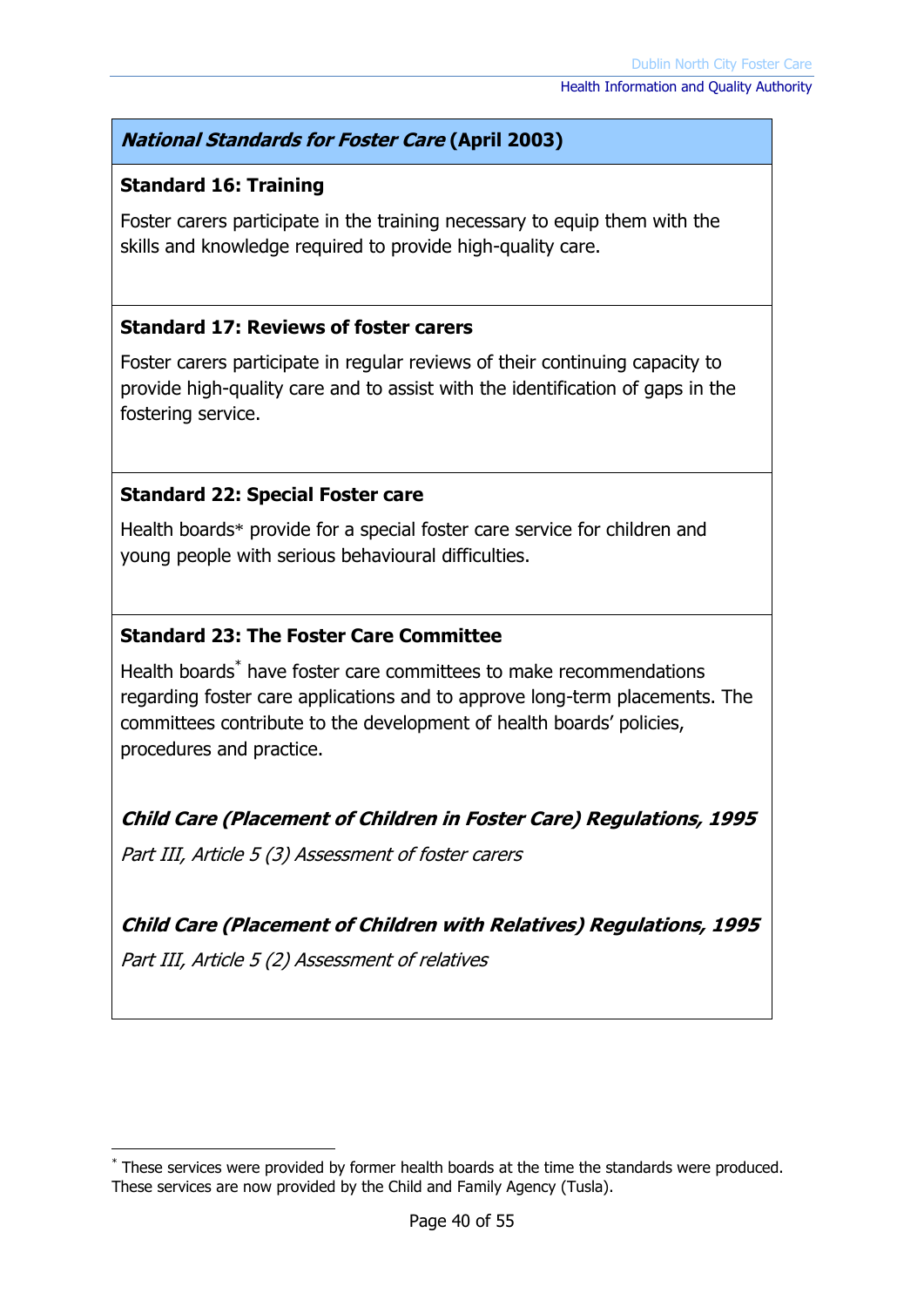***National Standards for Foster Care* (April 2003)**

**Standard 16: Training**

Foster carers participate in the training necessary to equip them with the skills and knowledge required to provide high-quality care.

**Standard 17: Reviews of foster carers**

Foster carers participate in regular reviews of their continuing capacity to provide high-quality care and to assist with the identification of gaps in the fostering service.

**Standard 22: Special Foster care**

Health boards* provide for a special foster care service for children and young people with serious behavioural difficulties.

**Standard 23: The Foster Care Committee**

Health boards* have foster care committees to make recommendations regarding foster care applications and to approve long-term placements. The committees contribute to the development of health boards' policies, procedures and practice.

***Child Care (Placement of Children in Foster Care) Regulations, 1995***

*Part III, Article 5 (3) Assessment of foster carers*

***Child Care (Placement of Children with Relatives) Regulations, 1995***

*Part III, Article 5 (2) Assessment of relatives*

---

* These services were provided by former health boards at the time the standards were produced. These services are now provided by the Child and Family Agency (Tusla).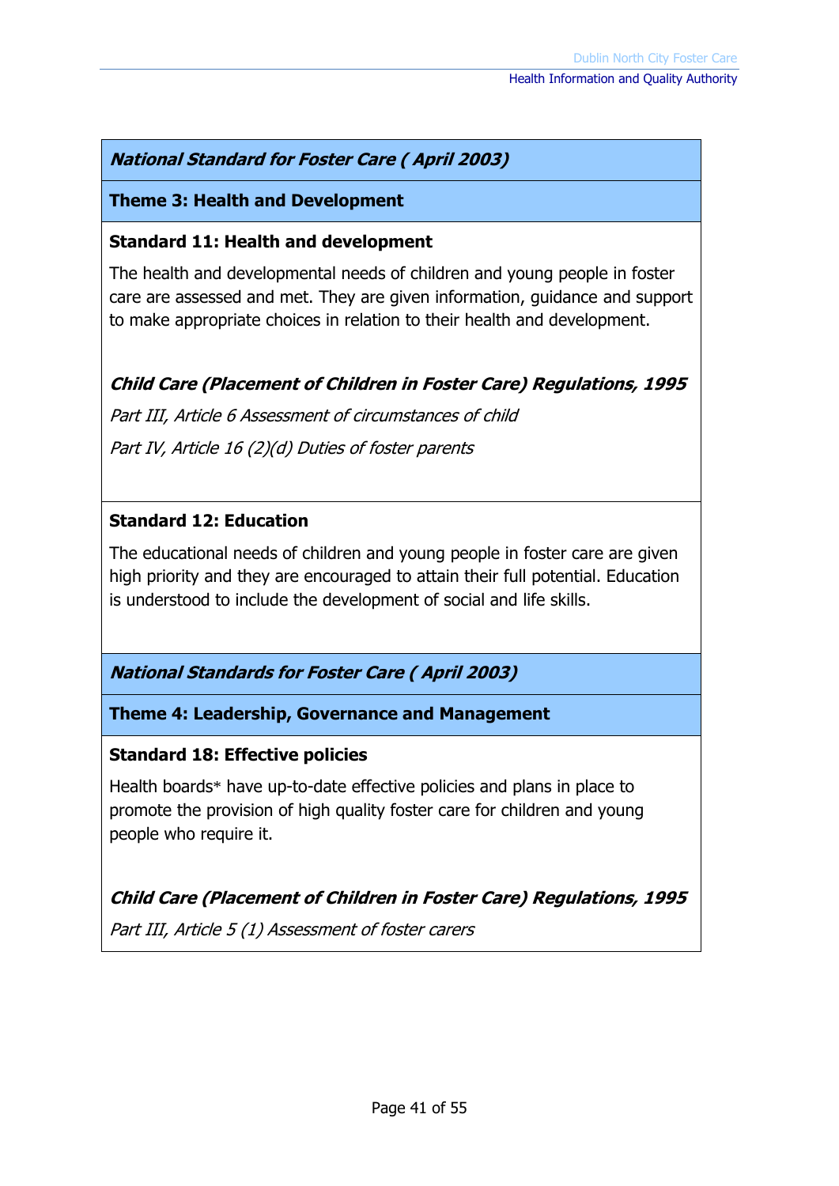***National Standard for Foster Care ( April 2003)***

**Theme 3: Health and Development**

**Standard 11: Health and development**

The health and developmental needs of children and young people in foster care are assessed and met. They are given information, guidance and support to make appropriate choices in relation to their health and development.

***Child Care (Placement of Children in Foster Care) Regulations, 1995***

*Part III, Article 6 Assessment of circumstances of child*

*Part IV, Article 16 (2)(d) Duties of foster parents*

**Standard 12: Education**

The educational needs of children and young people in foster care are given high priority and they are encouraged to attain their full potential. Education is understood to include the development of social and life skills.

***National Standards for Foster Care ( April 2003)***

**Theme 4: Leadership, Governance and Management**

**Standard 18: Effective policies**

Health boards* have up-to-date effective policies and plans in place to promote the provision of high quality foster care for children and young people who require it.

***Child Care (Placement of Children in Foster Care) Regulations, 1995***

*Part III, Article 5 (1) Assessment of foster carers*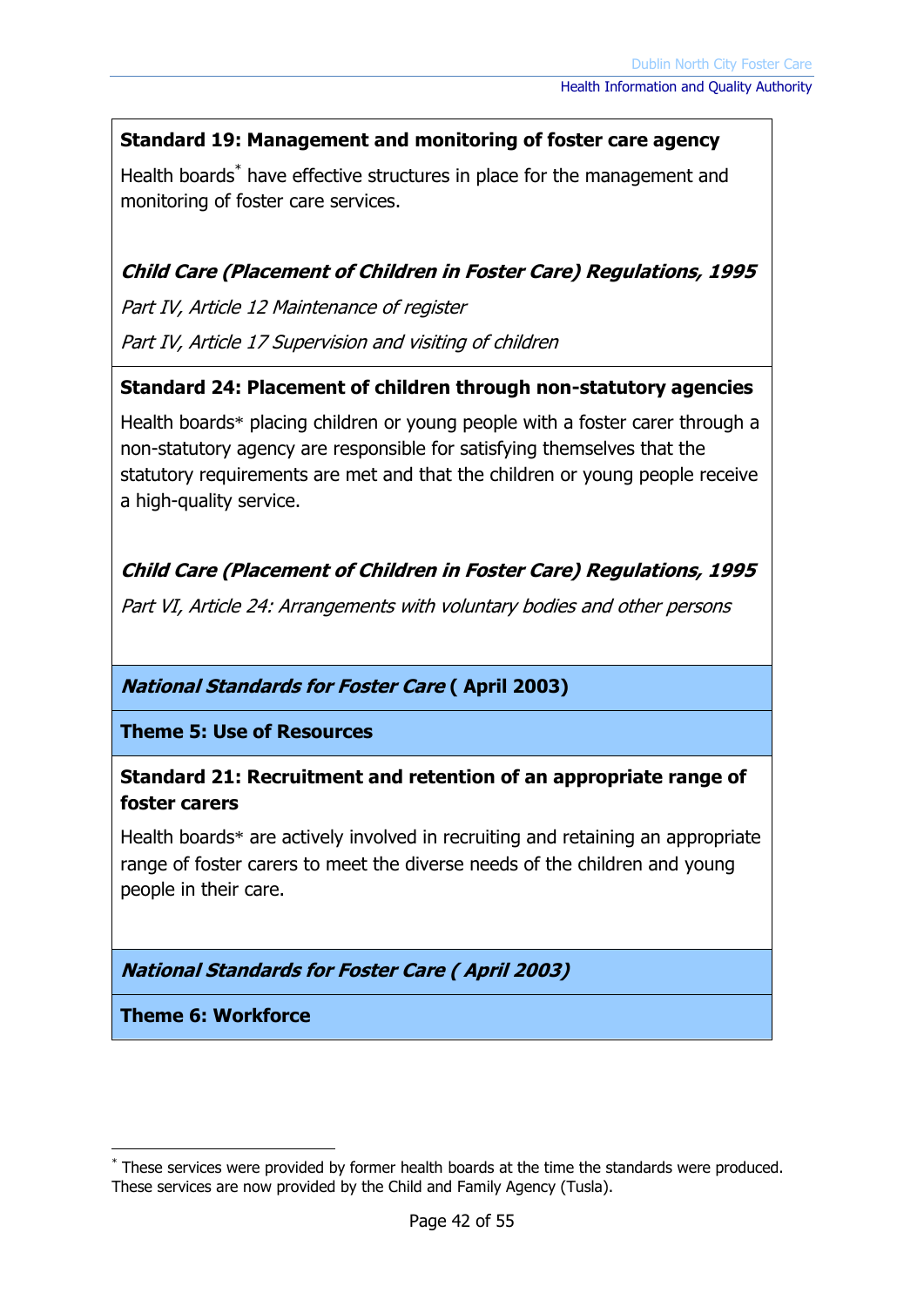**Standard 19: Management and monitoring of foster care agency**

Health boards* have effective structures in place for the management and monitoring of foster care services.

***Child Care (Placement of Children in Foster Care) Regulations, 1995***

*Part IV, Article 12 Maintenance of register*

*Part IV, Article 17 Supervision and visiting of children*

**Standard 24: Placement of children through non-statutory agencies**

Health boards* placing children or young people with a foster carer through a non-statutory agency are responsible for satisfying themselves that the statutory requirements are met and that the children or young people receive a high-quality service.

***Child Care (Placement of Children in Foster Care) Regulations, 1995***

*Part VI, Article 24: Arrangements with voluntary bodies and other persons*

***National Standards for Foster Care* (April 2003)**

**Theme 5: Use of Resources**

**Standard 21: Recruitment and retention of an appropriate range of foster carers**

Health boards* are actively involved in recruiting and retaining an appropriate range of foster carers to meet the diverse needs of the children and young people in their care.

***National Standards for Foster Care ( April 2003)***

**Theme 6: Workforce**

---

* These services were provided by former health boards at the time the standards were produced. These services are now provided by the Child and Family Agency (Tusla).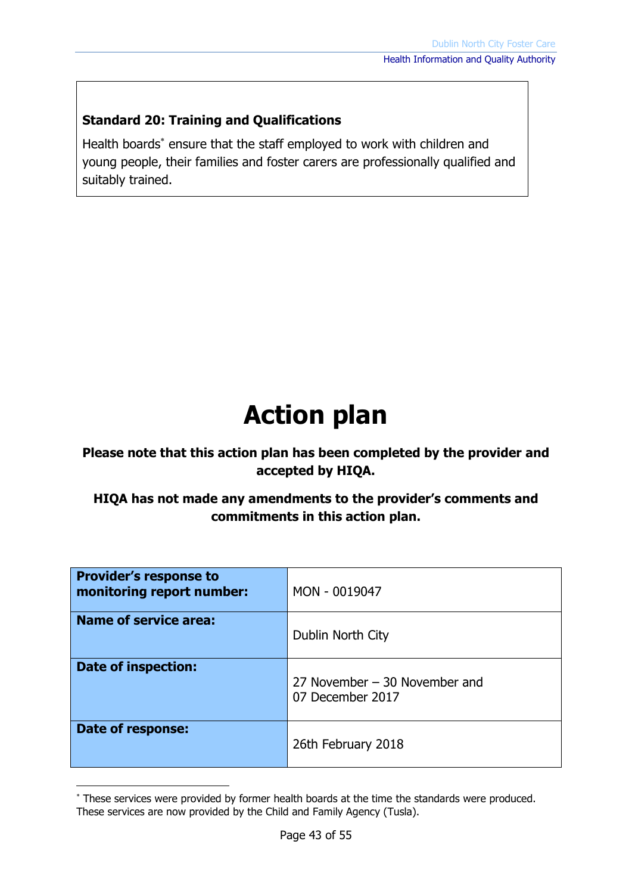**Standard 20: Training and Qualifications**

Health boards* ensure that the staff employed to work with children and young people, their families and foster carers are professionally qualified and suitably trained.

# Action plan

**Please note that this action plan has been completed by the provider and accepted by HIQA.**

**HIQA has not made any amendments to the provider's comments and commitments in this action plan.**

| **Provider's response to monitoring report number:** | MON - 0019047 |
|---|---|
| **Name of service area:** | Dublin North City |
| **Date of inspection:** | 27 November – 30 November and 07 December 2017 |
| **Date of response:** | 26th February 2018 |

* These services were provided by former health boards at the time the standards were produced. These services are now provided by the Child and Family Agency (Tusla).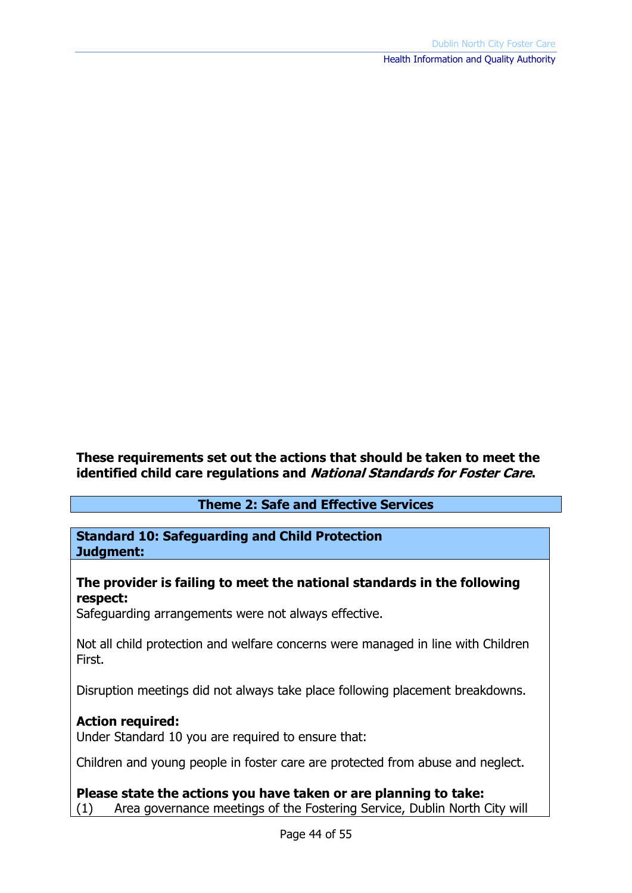**These requirements set out the actions that should be taken to meet the identified child care regulations and *National Standards for Foster Care*.**

## Theme 2: Safe and Effective Services

**Standard 10: Safeguarding and Child Protection**
**Judgment:**

**The provider is failing to meet the national standards in the following respect:**
Safeguarding arrangements were not always effective.

Not all child protection and welfare concerns were managed in line with Children First.

Disruption meetings did not always take place following placement breakdowns.

**Action required:**
Under Standard 10 you are required to ensure that:

Children and young people in foster care are protected from abuse and neglect.

**Please state the actions you have taken or are planning to take:**
(1) Area governance meetings of the Fostering Service, Dublin North City will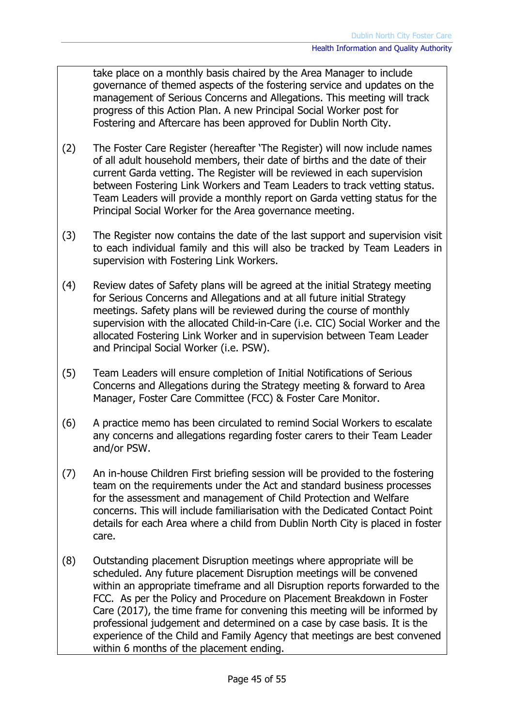take place on a monthly basis chaired by the Area Manager to include governance of themed aspects of the fostering service and updates on the management of Serious Concerns and Allegations. This meeting will track progress of this Action Plan. A new Principal Social Worker post for Fostering and Aftercare has been approved for Dublin North City.

(2) The Foster Care Register (hereafter 'The Register) will now include names of all adult household members, their date of births and the date of their current Garda vetting. The Register will be reviewed in each supervision between Fostering Link Workers and Team Leaders to track vetting status. Team Leaders will provide a monthly report on Garda vetting status for the Principal Social Worker for the Area governance meeting.

(3) The Register now contains the date of the last support and supervision visit to each individual family and this will also be tracked by Team Leaders in supervision with Fostering Link Workers.

(4) Review dates of Safety plans will be agreed at the initial Strategy meeting for Serious Concerns and Allegations and at all future initial Strategy meetings. Safety plans will be reviewed during the course of monthly supervision with the allocated Child-in-Care (i.e. CIC) Social Worker and the allocated Fostering Link Worker and in supervision between Team Leader and Principal Social Worker (i.e. PSW).

(5) Team Leaders will ensure completion of Initial Notifications of Serious Concerns and Allegations during the Strategy meeting & forward to Area Manager, Foster Care Committee (FCC) & Foster Care Monitor.

(6) A practice memo has been circulated to remind Social Workers to escalate any concerns and allegations regarding foster carers to their Team Leader and/or PSW.

(7) An in-house Children First briefing session will be provided to the fostering team on the requirements under the Act and standard business processes for the assessment and management of Child Protection and Welfare concerns. This will include familiarisation with the Dedicated Contact Point details for each Area where a child from Dublin North City is placed in foster care.

(8) Outstanding placement Disruption meetings where appropriate will be scheduled. Any future placement Disruption meetings will be convened within an appropriate timeframe and all Disruption reports forwarded to the FCC. As per the Policy and Procedure on Placement Breakdown in Foster Care (2017), the time frame for convening this meeting will be informed by professional judgement and determined on a case by case basis. It is the experience of the Child and Family Agency that meetings are best convened within 6 months of the placement ending.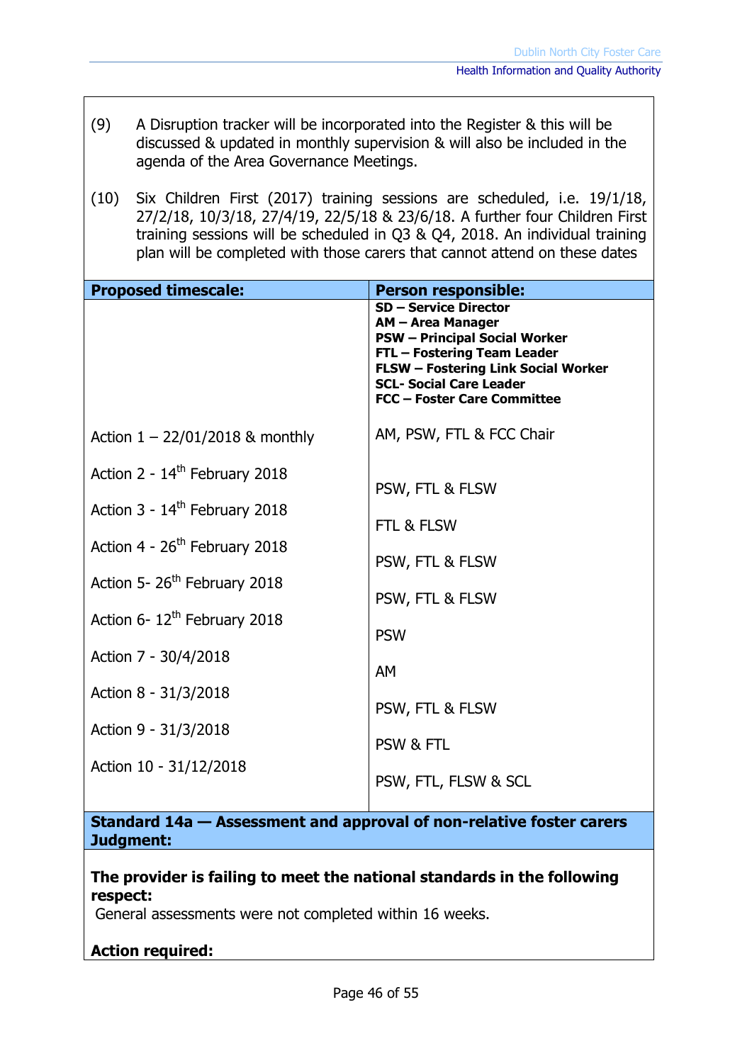(9) A Disruption tracker will be incorporated into the Register & this will be discussed & updated in monthly supervision & will also be included in the agenda of the Area Governance Meetings.

(10) Six Children First (2017) training sessions are scheduled, i.e. 19/1/18, 27/2/18, 10/3/18, 27/4/19, 22/5/18 & 23/6/18. A further four Children First training sessions will be scheduled in Q3 & Q4, 2018. An individual training plan will be completed with those carers that cannot attend on these dates

| Proposed timescale: | Person responsible: |
|---|---|
| | **SD – Service Director**<br>**AM – Area Manager**<br>**PSW – Principal Social Worker**<br>**FTL – Fostering Team Leader**<br>**FLSW – Fostering Link Social Worker**<br>**SCL- Social Care Leader**<br>**FCC – Foster Care Committee** |
| Action 1 – 22/01/2018 & monthly | AM, PSW, FTL & FCC Chair |
| Action 2 - 14th February 2018 | PSW, FTL & FLSW |
| Action 3 - 14th February 2018 | FTL & FLSW |
| Action 4 - 26th February 2018 | PSW, FTL & FLSW |
| Action 5- 26th February 2018 | PSW, FTL & FLSW |
| Action 6- 12th February 2018 | PSW |
| Action 7 - 30/4/2018 | AM |
| Action 8 - 31/3/2018 | PSW, FTL & FLSW |
| Action 9 - 31/3/2018 | PSW & FTL |
| Action 10 - 31/12/2018 | PSW, FTL, FLSW & SCL |

**Standard 14a — Assessment and approval of non-relative foster carers**
**Judgment:**

**The provider is failing to meet the national standards in the following respect:**
General assessments were not completed within 16 weeks.

**Action required:**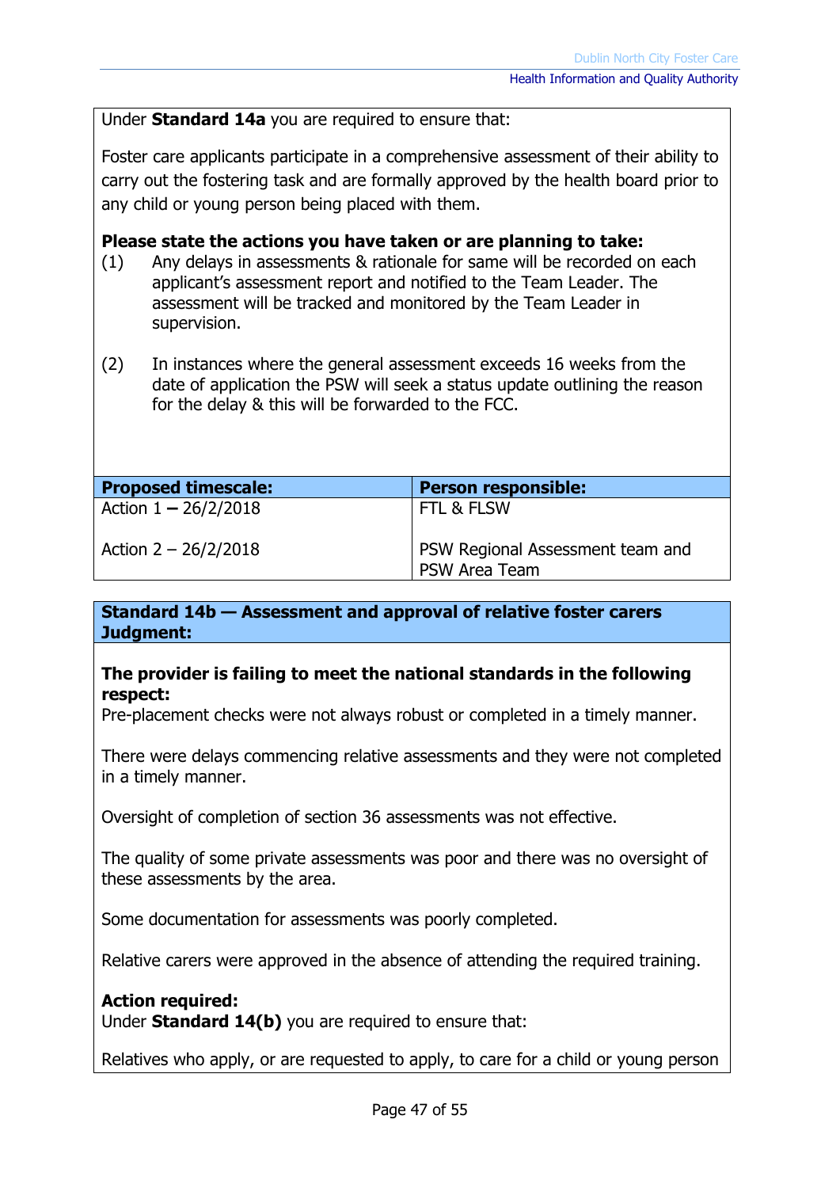Under **Standard 14a** you are required to ensure that:

Foster care applicants participate in a comprehensive assessment of their ability to carry out the fostering task and are formally approved by the health board prior to any child or young person being placed with them.

**Please state the actions you have taken or are planning to take:**

(1) Any delays in assessments & rationale for same will be recorded on each applicant's assessment report and notified to the Team Leader. The assessment will be tracked and monitored by the Team Leader in supervision.

(2) In instances where the general assessment exceeds 16 weeks from the date of application the PSW will seek a status update outlining the reason for the delay & this will be forwarded to the FCC.

| **Proposed timescale:** | **Person responsible:** |
|---|---|
| Action 1 **–** 26/2/2018 | FTL & FLSW |
| Action 2 – 26/2/2018 | PSW Regional Assessment team and PSW Area Team |

**Standard 14b — Assessment and approval of relative foster carers**
**Judgment:**

**The provider is failing to meet the national standards in the following respect:**
Pre-placement checks were not always robust or completed in a timely manner.

There were delays commencing relative assessments and they were not completed in a timely manner.

Oversight of completion of section 36 assessments was not effective.

The quality of some private assessments was poor and there was no oversight of these assessments by the area.

Some documentation for assessments was poorly completed.

Relative carers were approved in the absence of attending the required training.

**Action required:**
Under **Standard 14(b)** you are required to ensure that:

Relatives who apply, or are requested to apply, to care for a child or young person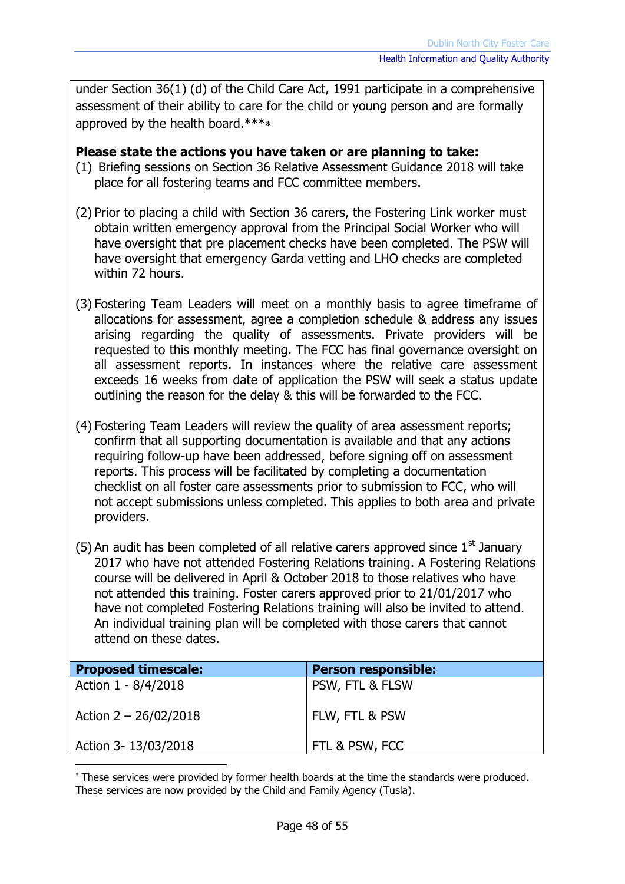under Section 36(1) (d) of the Child Care Act, 1991 participate in a comprehensive assessment of their ability to care for the child or young person and are formally approved by the health board.***[*]

**Please state the actions you have taken or are planning to take:**

(1) Briefing sessions on Section 36 Relative Assessment Guidance 2018 will take place for all fostering teams and FCC committee members.

(2) Prior to placing a child with Section 36 carers, the Fostering Link worker must obtain written emergency approval from the Principal Social Worker who will have oversight that pre placement checks have been completed. The PSW will have oversight that emergency Garda vetting and LHO checks are completed within 72 hours.

(3) Fostering Team Leaders will meet on a monthly basis to agree timeframe of allocations for assessment, agree a completion schedule & address any issues arising regarding the quality of assessments. Private providers will be requested to this monthly meeting. The FCC has final governance oversight on all assessment reports. In instances where the relative care assessment exceeds 16 weeks from date of application the PSW will seek a status update outlining the reason for the delay & this will be forwarded to the FCC.

(4) Fostering Team Leaders will review the quality of area assessment reports; confirm that all supporting documentation is available and that any actions requiring follow-up have been addressed, before signing off on assessment reports. This process will be facilitated by completing a documentation checklist on all foster care assessments prior to submission to FCC, who will not accept submissions unless completed. This applies to both area and private providers.

(5) An audit has been completed of all relative carers approved since 1st January 2017 who have not attended Fostering Relations training. A Fostering Relations course will be delivered in April & October 2018 to those relatives who have not attended this training. Foster carers approved prior to 21/01/2017 who have not completed Fostering Relations training will also be invited to attend. An individual training plan will be completed with those carers that cannot attend on these dates.

| Proposed timescale: | Person responsible: |
|---|---|
| Action 1 - 8/4/2018 | PSW, FTL & FLSW |
| Action 2 – 26/02/2018 | FLW, FTL & PSW |
| Action 3- 13/03/2018 | FTL & PSW, FCC |

[*] These services were provided by former health boards at the time the standards were produced. These services are now provided by the Child and Family Agency (Tusla).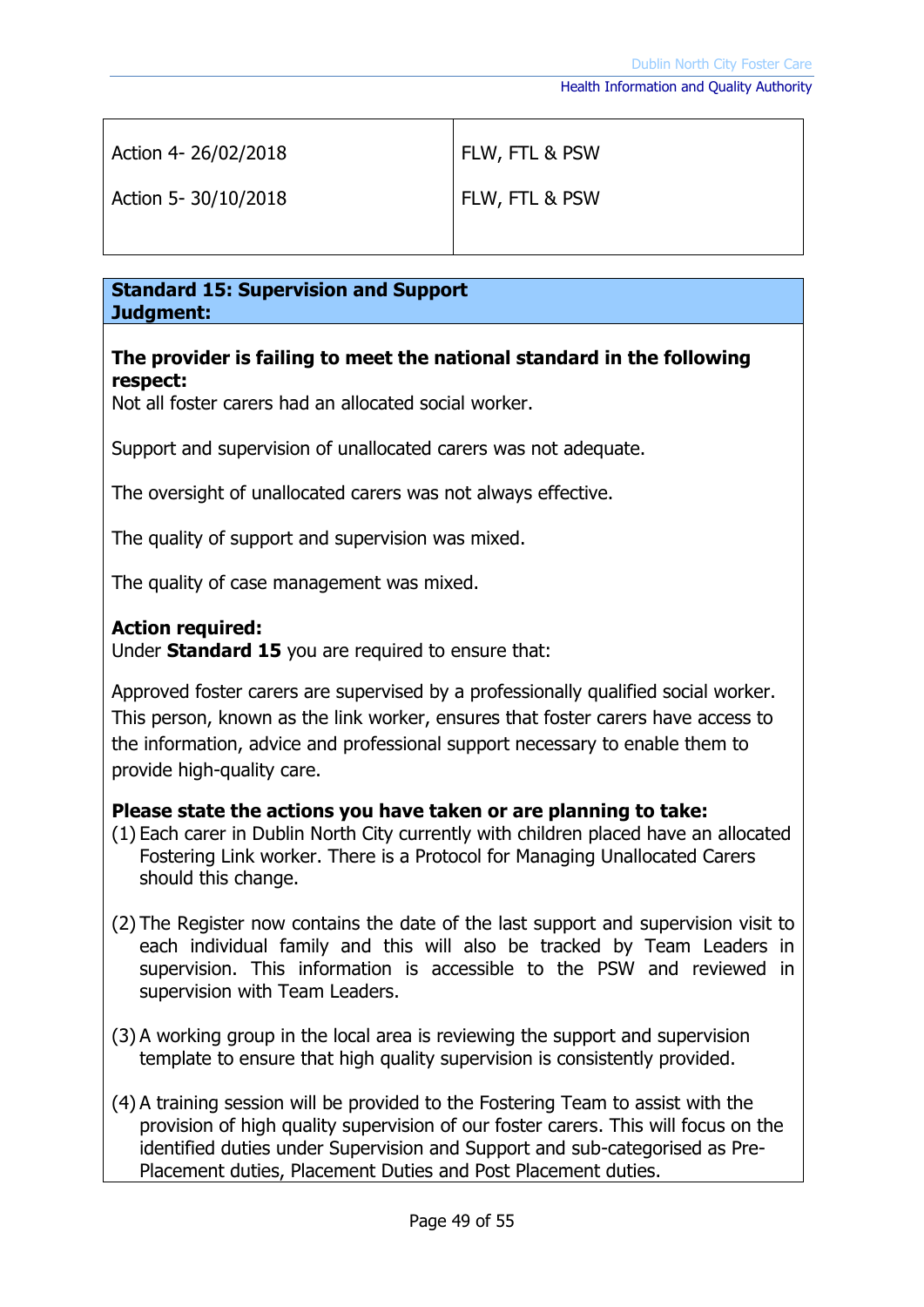| | |
|---|---|
| Action 4- 26/02/2018<br><br>Action 5- 30/10/2018 | FLW, FTL & PSW<br><br>FLW, FTL & PSW |

**Standard 15: Supervision and Support**
**Judgment:**

**The provider is failing to meet the national standard in the following respect:**
Not all foster carers had an allocated social worker.

Support and supervision of unallocated carers was not adequate.

The oversight of unallocated carers was not always effective.

The quality of support and supervision was mixed.

The quality of case management was mixed.

**Action required:**
Under **Standard 15** you are required to ensure that:

Approved foster carers are supervised by a professionally qualified social worker. This person, known as the link worker, ensures that foster carers have access to the information, advice and professional support necessary to enable them to provide high-quality care.

**Please state the actions you have taken or are planning to take:**

(1) Each carer in Dublin North City currently with children placed have an allocated Fostering Link worker. There is a Protocol for Managing Unallocated Carers should this change.

(2) The Register now contains the date of the last support and supervision visit to each individual family and this will also be tracked by Team Leaders in supervision. This information is accessible to the PSW and reviewed in supervision with Team Leaders.

(3) A working group in the local area is reviewing the support and supervision template to ensure that high quality supervision is consistently provided.

(4) A training session will be provided to the Fostering Team to assist with the provision of high quality supervision of our foster carers. This will focus on the identified duties under Supervision and Support and sub-categorised as Pre-Placement duties, Placement Duties and Post Placement duties.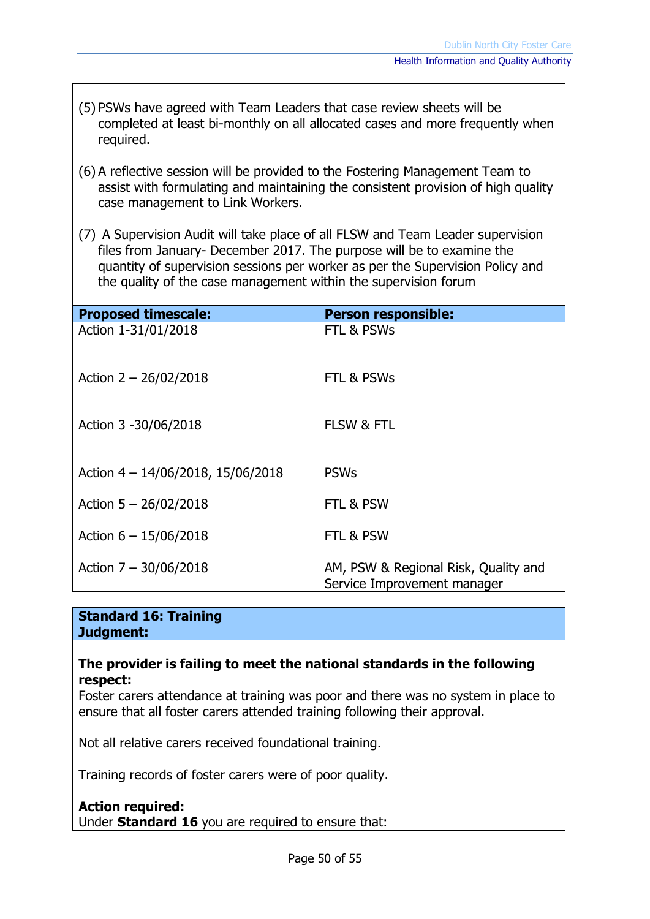(5) PSWs have agreed with Team Leaders that case review sheets will be completed at least bi-monthly on all allocated cases and more frequently when required.

(6) A reflective session will be provided to the Fostering Management Team to assist with formulating and maintaining the consistent provision of high quality case management to Link Workers.

(7) A Supervision Audit will take place of all FLSW and Team Leader supervision files from January- December 2017. The purpose will be to examine the quantity of supervision sessions per worker as per the Supervision Policy and the quality of the case management within the supervision forum

| **Proposed timescale:** | **Person responsible:** |
|---|---|
| Action 1-31/01/2018 | FTL & PSWs |
| Action 2 – 26/02/2018 | FTL & PSWs |
| Action 3 -30/06/2018 | FLSW & FTL |
| Action 4 – 14/06/2018, 15/06/2018 | PSWs |
| Action 5 – 26/02/2018 | FTL & PSW |
| Action 6 – 15/06/2018 | FTL & PSW |
| Action 7 – 30/06/2018 | AM, PSW & Regional Risk, Quality and Service Improvement manager |

**Standard 16: Training**
**Judgment:**

**The provider is failing to meet the national standards in the following respect:**
Foster carers attendance at training was poor and there was no system in place to ensure that all foster carers attended training following their approval.

Not all relative carers received foundational training.

Training records of foster carers were of poor quality.

**Action required:**
Under **Standard 16** you are required to ensure that: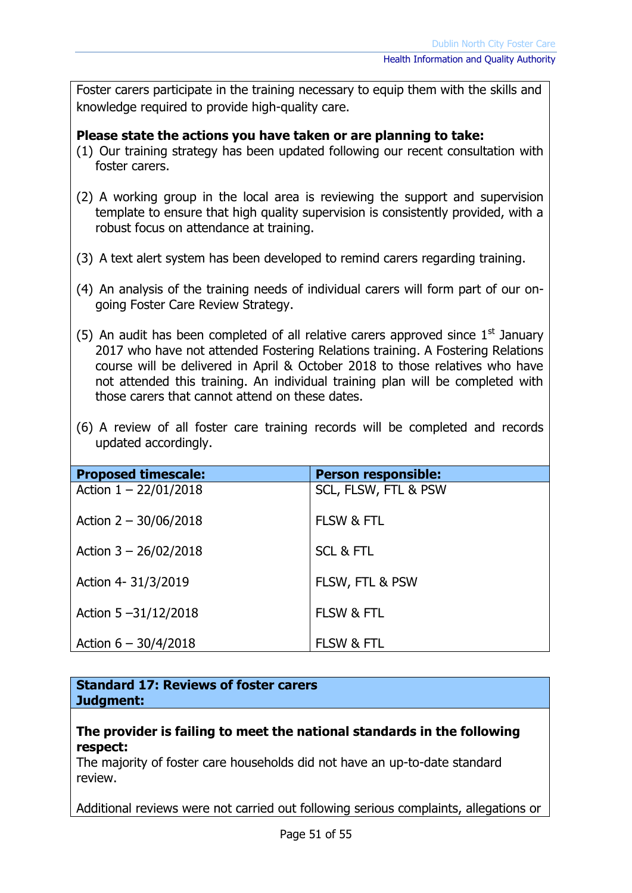Foster carers participate in the training necessary to equip them with the skills and knowledge required to provide high-quality care.

**Please state the actions you have taken or are planning to take:**

(1) Our training strategy has been updated following our recent consultation with foster carers.

(2) A working group in the local area is reviewing the support and supervision template to ensure that high quality supervision is consistently provided, with a robust focus on attendance at training.

(3) A text alert system has been developed to remind carers regarding training.

(4) An analysis of the training needs of individual carers will form part of our on-going Foster Care Review Strategy.

(5) An audit has been completed of all relative carers approved since 1st January 2017 who have not attended Fostering Relations training. A Fostering Relations course will be delivered in April & October 2018 to those relatives who have not attended this training. An individual training plan will be completed with those carers that cannot attend on these dates.

(6) A review of all foster care training records will be completed and records updated accordingly.

| Proposed timescale: | Person responsible: |
|---|---|
| Action 1 – 22/01/2018 | SCL, FLSW, FTL & PSW |
| Action 2 – 30/06/2018 | FLSW & FTL |
| Action 3 – 26/02/2018 | SCL & FTL |
| Action 4- 31/3/2019 | FLSW, FTL & PSW |
| Action 5 –31/12/2018 | FLSW & FTL |
| Action 6 – 30/4/2018 | FLSW & FTL |

**Standard 17: Reviews of foster carers**
**Judgment:**

**The provider is failing to meet the national standards in the following respect:**

The majority of foster care households did not have an up-to-date standard review.

Additional reviews were not carried out following serious complaints, allegations or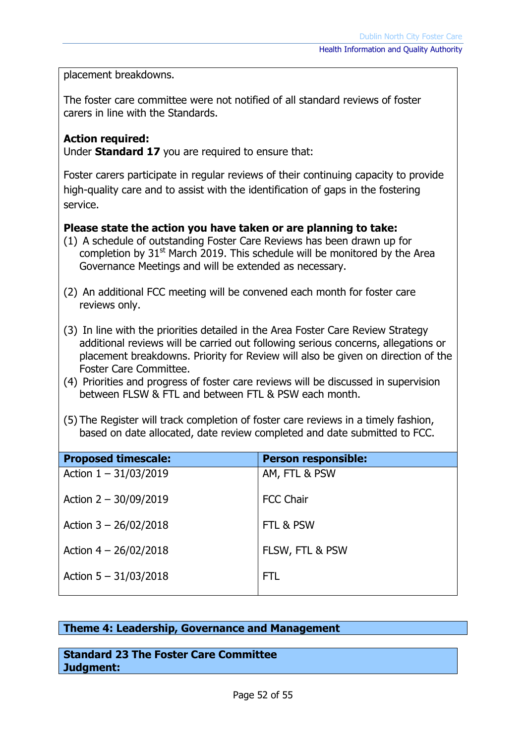placement breakdowns.

The foster care committee were not notified of all standard reviews of foster carers in line with the Standards.

**Action required:**
Under **Standard 17** you are required to ensure that:

Foster carers participate in regular reviews of their continuing capacity to provide high-quality care and to assist with the identification of gaps in the fostering service.

**Please state the action you have taken or are planning to take:**

(1) A schedule of outstanding Foster Care Reviews has been drawn up for completion by 31st March 2019. This schedule will be monitored by the Area Governance Meetings and will be extended as necessary.

(2) An additional FCC meeting will be convened each month for foster care reviews only.

(3) In line with the priorities detailed in the Area Foster Care Review Strategy additional reviews will be carried out following serious concerns, allegations or placement breakdowns. Priority for Review will also be given on direction of the Foster Care Committee.

(4) Priorities and progress of foster care reviews will be discussed in supervision between FLSW & FTL and between FTL & PSW each month.

(5) The Register will track completion of foster care reviews in a timely fashion, based on date allocated, date review completed and date submitted to FCC.

| Proposed timescale: | Person responsible: |
|---|---|
| Action 1 – 31/03/2019 | AM, FTL & PSW |
| Action 2 – 30/09/2019 | FCC Chair |
| Action 3 – 26/02/2018 | FTL & PSW |
| Action 4 – 26/02/2018 | FLSW, FTL & PSW |
| Action 5 – 31/03/2018 | FTL |

## Theme 4: Leadership, Governance and Management

### Standard 23 The Foster Care Committee

**Judgment:**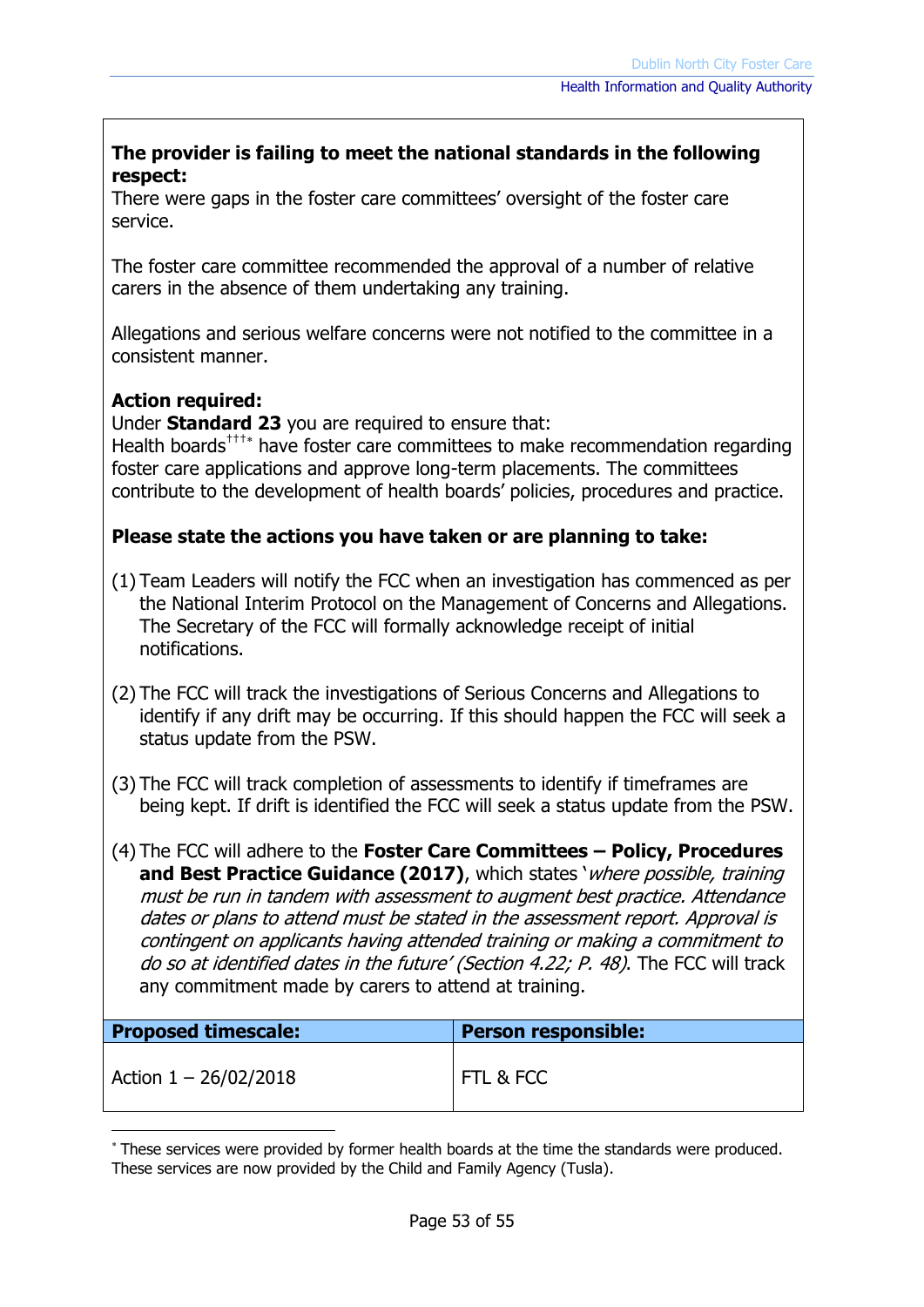**The provider is failing to meet the national standards in the following respect:**
There were gaps in the foster care committees' oversight of the foster care service.

The foster care committee recommended the approval of a number of relative carers in the absence of them undertaking any training.

Allegations and serious welfare concerns were not notified to the committee in a consistent manner.

**Action required:**
Under **Standard 23** you are required to ensure that:
Health boards[†††*] have foster care committees to make recommendation regarding foster care applications and approve long-term placements. The committees contribute to the development of health boards' policies, procedures and practice.

**Please state the actions you have taken or are planning to take:**

(1) Team Leaders will notify the FCC when an investigation has commenced as per the National Interim Protocol on the Management of Concerns and Allegations. The Secretary of the FCC will formally acknowledge receipt of initial notifications.

(2) The FCC will track the investigations of Serious Concerns and Allegations to identify if any drift may be occurring. If this should happen the FCC will seek a status update from the PSW.

(3) The FCC will track completion of assessments to identify if timeframes are being kept. If drift is identified the FCC will seek a status update from the PSW.

(4) The FCC will adhere to the **Foster Care Committees – Policy, Procedures and Best Practice Guidance (2017)**, which states '*where possible, training must be run in tandem with assessment to augment best practice. Attendance dates or plans to attend must be stated in the assessment report. Approval is contingent on applicants having attended training or making a commitment to do so at identified dates in the future' (Section 4.22; P. 48)*. The FCC will track any commitment made by carers to attend at training.

| Proposed timescale: | Person responsible: |
|---|---|
| Action 1 – 26/02/2018 | FTL & FCC |

[*] These services were provided by former health boards at the time the standards were produced. These services are now provided by the Child and Family Agency (Tusla).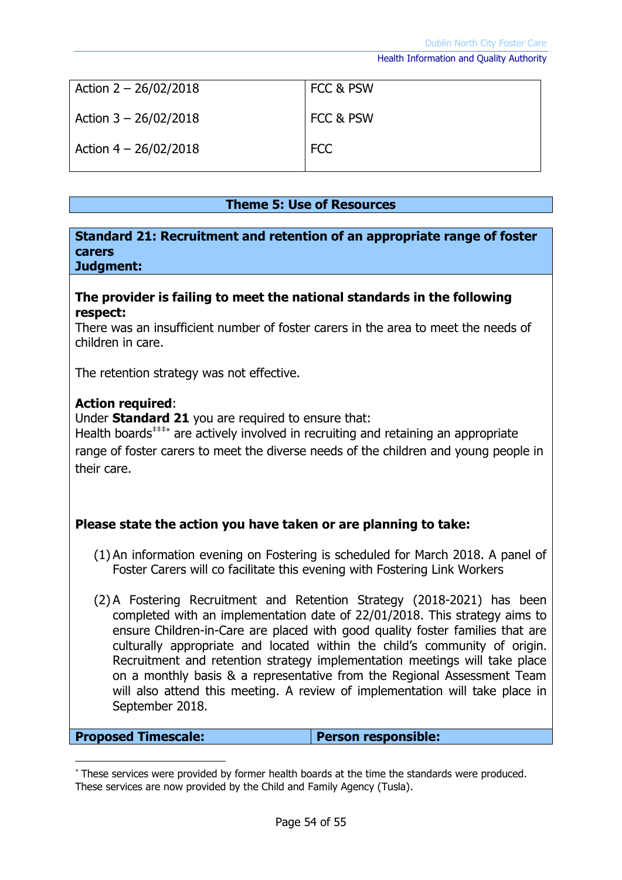| | |
|---|---|
| Action 2 – 26/02/2018 | FCC & PSW |
| Action 3 – 26/02/2018 | FCC & PSW |
| Action 4 – 26/02/2018 | FCC |

## Theme 5: Use of Resources

**Standard 21: Recruitment and retention of an appropriate range of foster carers**
**Judgment:**

**The provider is failing to meet the national standards in the following respect:**
There was an insufficient number of foster carers in the area to meet the needs of children in care.

The retention strategy was not effective.

**Action required**:
Under **Standard 21** you are required to ensure that:
Health boards[‡‡‡*] are actively involved in recruiting and retaining an appropriate range of foster carers to meet the diverse needs of the children and young people in their care.

**Please state the action you have taken or are planning to take:**

(1) An information evening on Fostering is scheduled for March 2018. A panel of Foster Carers will co facilitate this evening with Fostering Link Workers

(2) A Fostering Recruitment and Retention Strategy (2018-2021) has been completed with an implementation date of 22/01/2018. This strategy aims to ensure Children-in-Care are placed with good quality foster families that are culturally appropriate and located within the child's community of origin. Recruitment and retention strategy implementation meetings will take place on a monthly basis & a representative from the Regional Assessment Team will also attend this meeting. A review of implementation will take place in September 2018.

| Proposed Timescale: | Person responsible: |
|---|---|

[*] These services were provided by former health boards at the time the standards were produced. These services are now provided by the Child and Family Agency (Tusla).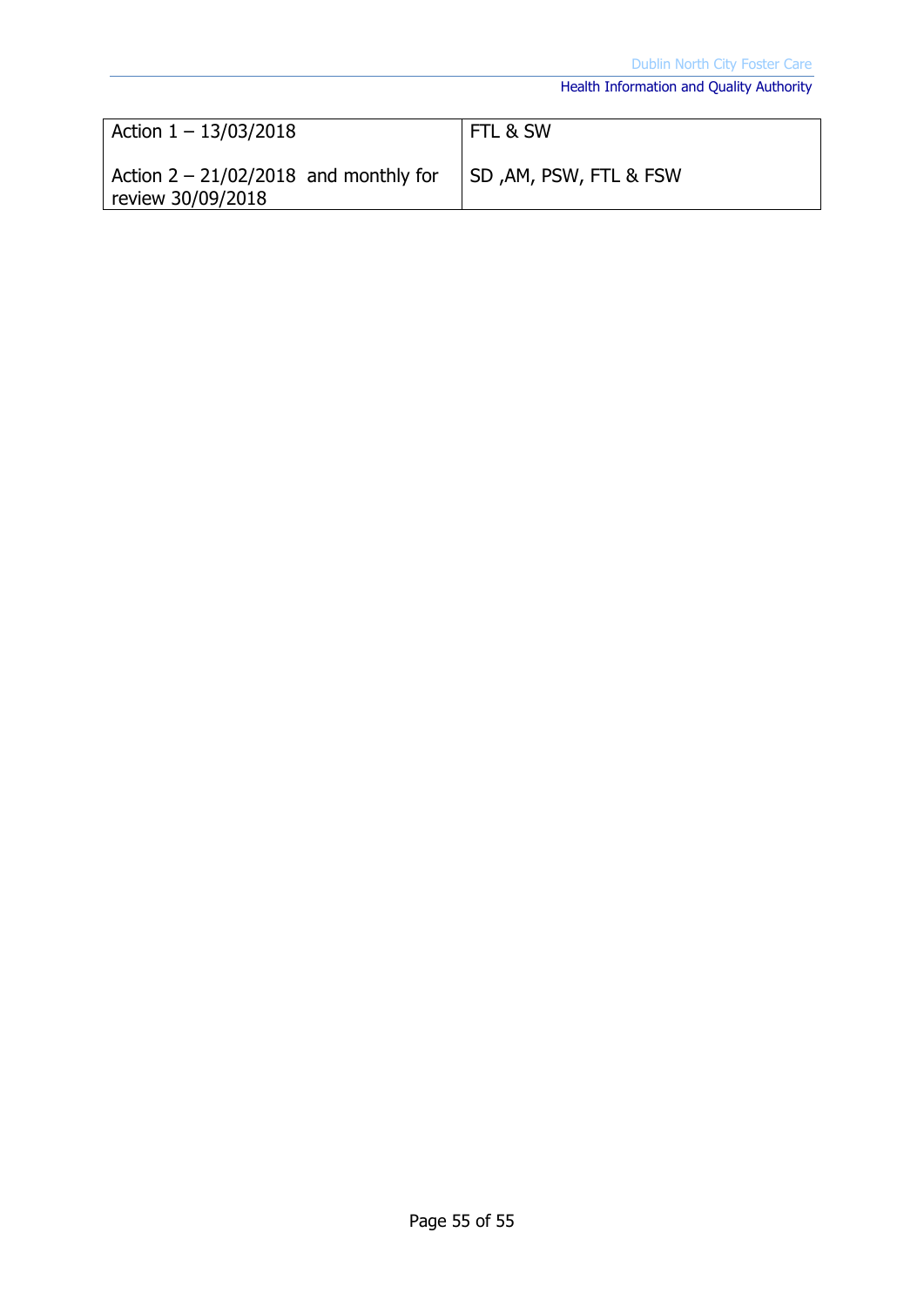| | |
|---|---|
| Action 1 – 13/03/2018<br><br>Action 2 – 21/02/2018 and monthly for review 30/09/2018 | FTL & SW<br><br>SD ,AM, PSW, FTL & FSW |